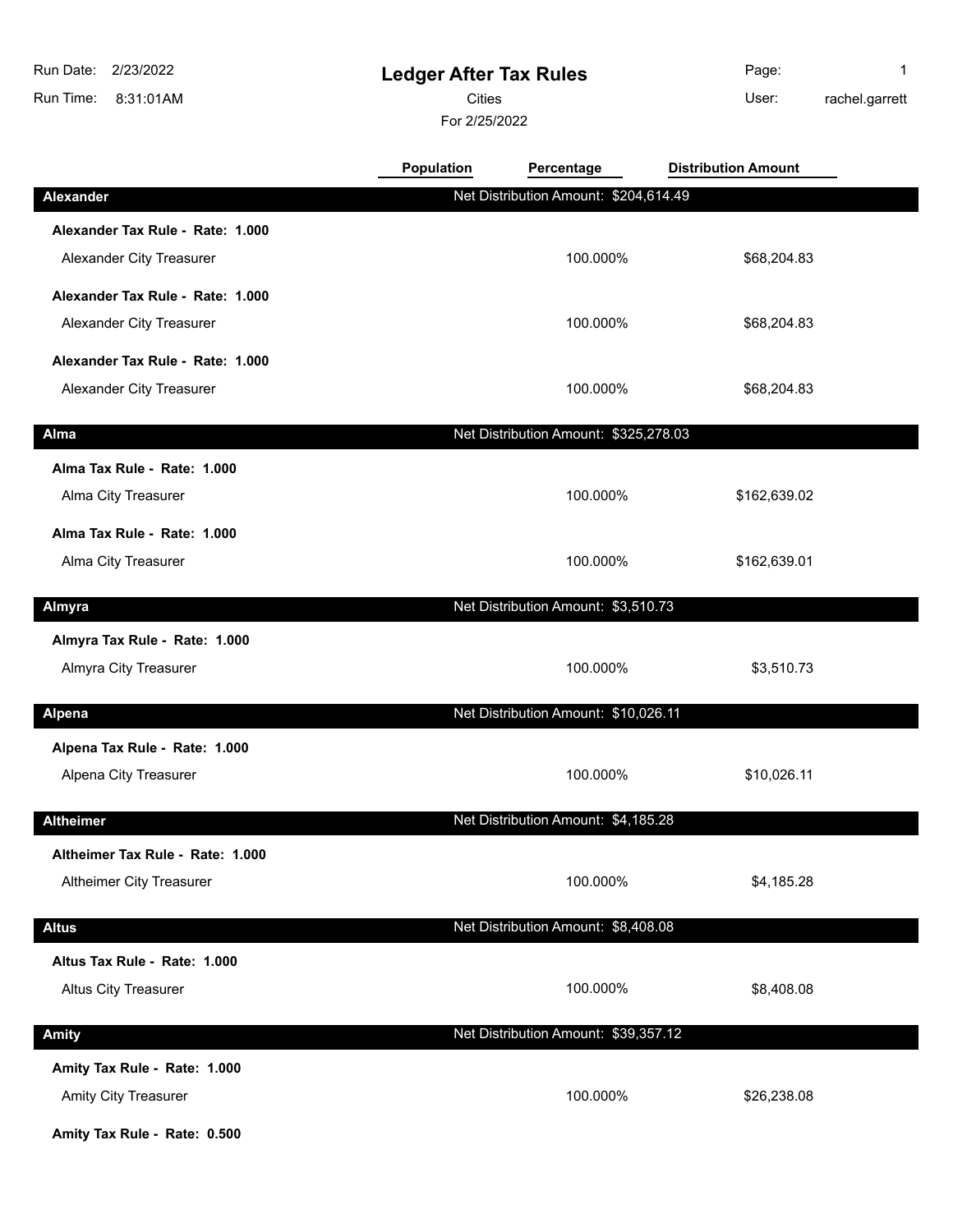# Ledger After Tax Rules

Cities

For 2/25/2022

Run Date: 2/23/2022
Run Time: 8:31:01AM
User: rachel.garrett

| | Population | Percentage | Distribution Amount |
|---|---|---|---|
| **Alexander** | Net Distribution Amount: $204,614.49 | | |
| **Alexander Tax Rule - Rate: 1.000** | | | |
| Alexander City Treasurer | | 100.000% | $68,204.83 |
| **Alexander Tax Rule - Rate: 1.000** | | | |
| Alexander City Treasurer | | 100.000% | $68,204.83 |
| **Alexander Tax Rule - Rate: 1.000** | | | |
| Alexander City Treasurer | | 100.000% | $68,204.83 |
| **Alma** | Net Distribution Amount: $325,278.03 | | |
| **Alma Tax Rule - Rate: 1.000** | | | |
| Alma City Treasurer | | 100.000% | $162,639.02 |
| **Alma Tax Rule - Rate: 1.000** | | | |
| Alma City Treasurer | | 100.000% | $162,639.01 |
| **Almyra** | Net Distribution Amount: $3,510.73 | | |
| **Almyra Tax Rule - Rate: 1.000** | | | |
| Almyra City Treasurer | | 100.000% | $3,510.73 |
| **Alpena** | Net Distribution Amount: $10,026.11 | | |
| **Alpena Tax Rule - Rate: 1.000** | | | |
| Alpena City Treasurer | | 100.000% | $10,026.11 |
| **Altheimer** | Net Distribution Amount: $4,185.28 | | |
| **Altheimer Tax Rule - Rate: 1.000** | | | |
| Altheimer City Treasurer | | 100.000% | $4,185.28 |
| **Altus** | Net Distribution Amount: $8,408.08 | | |
| **Altus Tax Rule - Rate: 1.000** | | | |
| Altus City Treasurer | | 100.000% | $8,408.08 |
| **Amity** | Net Distribution Amount: $39,357.12 | | |
| **Amity Tax Rule - Rate: 1.000** | | | |
| Amity City Treasurer | | 100.000% | $26,238.08 |
| **Amity Tax Rule - Rate: 0.500** | | | |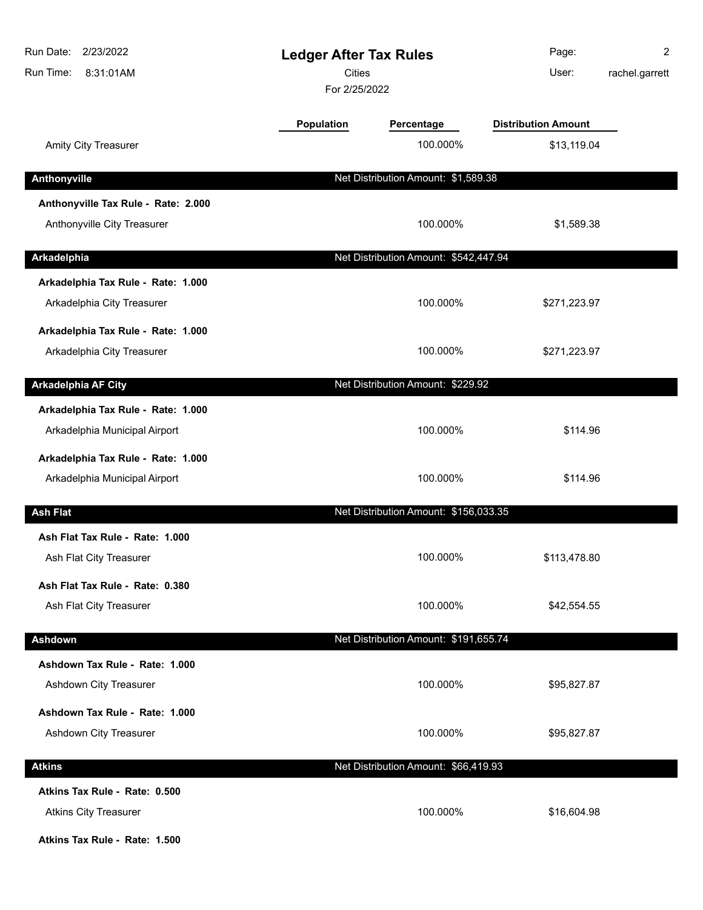# Ledger After Tax Rules

Cities

For 2/25/2022

| | Population | Percentage | Distribution Amount |
|---|---|---|---|
| Amity City Treasurer | | 100.000% | $13,119.04 |
| **Anthonyville** | | **Net Distribution Amount: $1,589.38** | |
| **Anthonyville Tax Rule - Rate: 2.000** | | | |
| Anthonyville City Treasurer | | 100.000% | $1,589.38 |
| **Arkadelphia** | | **Net Distribution Amount: $542,447.94** | |
| **Arkadelphia Tax Rule - Rate: 1.000** | | | |
| Arkadelphia City Treasurer | | 100.000% | $271,223.97 |
| **Arkadelphia Tax Rule - Rate: 1.000** | | | |
| Arkadelphia City Treasurer | | 100.000% | $271,223.97 |
| **Arkadelphia AF City** | | **Net Distribution Amount: $229.92** | |
| **Arkadelphia Tax Rule - Rate: 1.000** | | | |
| Arkadelphia Municipal Airport | | 100.000% | $114.96 |
| **Arkadelphia Tax Rule - Rate: 1.000** | | | |
| Arkadelphia Municipal Airport | | 100.000% | $114.96 |
| **Ash Flat** | | **Net Distribution Amount: $156,033.35** | |
| **Ash Flat Tax Rule - Rate: 1.000** | | | |
| Ash Flat City Treasurer | | 100.000% | $113,478.80 |
| **Ash Flat Tax Rule - Rate: 0.380** | | | |
| Ash Flat City Treasurer | | 100.000% | $42,554.55 |
| **Ashdown** | | **Net Distribution Amount: $191,655.74** | |
| **Ashdown Tax Rule - Rate: 1.000** | | | |
| Ashdown City Treasurer | | 100.000% | $95,827.87 |
| **Ashdown Tax Rule - Rate: 1.000** | | | |
| Ashdown City Treasurer | | 100.000% | $95,827.87 |
| **Atkins** | | **Net Distribution Amount: $66,419.93** | |
| **Atkins Tax Rule - Rate: 0.500** | | | |
| Atkins City Treasurer | | 100.000% | $16,604.98 |
| **Atkins Tax Rule - Rate: 1.500** | | | |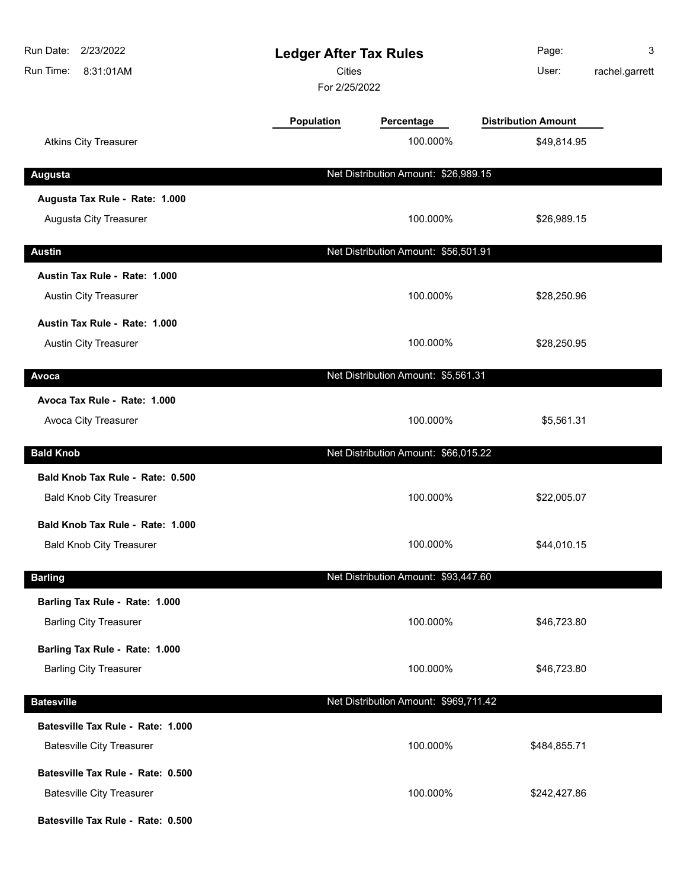# Ledger After Tax Rules

Cities

For 2/25/2022

| | Population | Percentage | Distribution Amount |
|---|---|---|---|
| Atkins City Treasurer | | 100.000% | $49,814.95 |

## Augusta

Net Distribution Amount: $26,989.15

| | Population | Percentage | Distribution Amount |
|---|---|---|---|
| **Augusta Tax Rule - Rate: 1.000** | | | |
| Augusta City Treasurer | | 100.000% | $26,989.15 |

## Austin

Net Distribution Amount: $56,501.91

| | Population | Percentage | Distribution Amount |
|---|---|---|---|
| **Austin Tax Rule - Rate: 1.000** | | | |
| Austin City Treasurer | | 100.000% | $28,250.96 |
| **Austin Tax Rule - Rate: 1.000** | | | |
| Austin City Treasurer | | 100.000% | $28,250.95 |

## Avoca

Net Distribution Amount: $5,561.31

| | Population | Percentage | Distribution Amount |
|---|---|---|---|
| **Avoca Tax Rule - Rate: 1.000** | | | |
| Avoca City Treasurer | | 100.000% | $5,561.31 |

## Bald Knob

Net Distribution Amount: $66,015.22

| | Population | Percentage | Distribution Amount |
|---|---|---|---|
| **Bald Knob Tax Rule - Rate: 0.500** | | | |
| Bald Knob City Treasurer | | 100.000% | $22,005.07 |
| **Bald Knob Tax Rule - Rate: 1.000** | | | |
| Bald Knob City Treasurer | | 100.000% | $44,010.15 |

## Barling

Net Distribution Amount: $93,447.60

| | Population | Percentage | Distribution Amount |
|---|---|---|---|
| **Barling Tax Rule - Rate: 1.000** | | | |
| Barling City Treasurer | | 100.000% | $46,723.80 |
| **Barling Tax Rule - Rate: 1.000** | | | |
| Barling City Treasurer | | 100.000% | $46,723.80 |

## Batesville

Net Distribution Amount: $969,711.42

| | Population | Percentage | Distribution Amount |
|---|---|---|---|
| **Batesville Tax Rule - Rate: 1.000** | | | |
| Batesville City Treasurer | | 100.000% | $484,855.71 |
| **Batesville Tax Rule - Rate: 0.500** | | | |
| Batesville City Treasurer | | 100.000% | $242,427.86 |
| **Batesville Tax Rule - Rate: 0.500** | | | |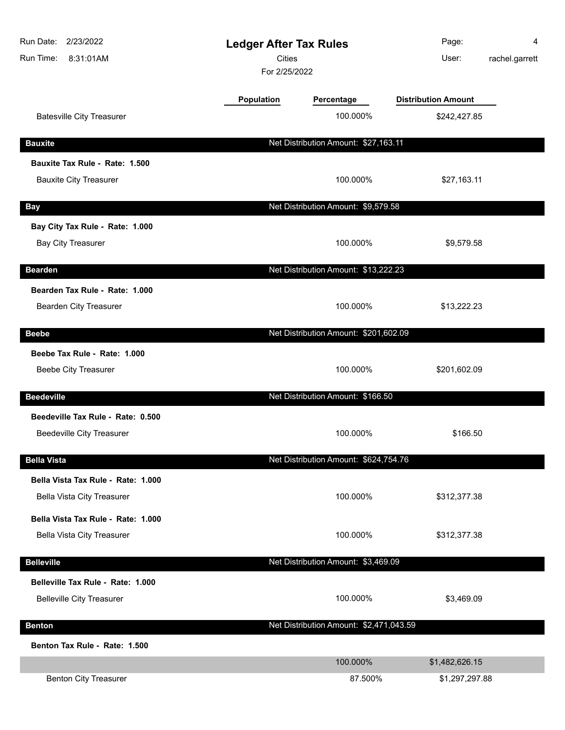| | Population | Percentage | Distribution Amount |
|---|---|---|---|
| Batesville City Treasurer | | 100.000% | $242,427.85 |

| **Bauxite** | Net Distribution Amount: $27,163.11 | |
|---|---|---|
| **Bauxite Tax Rule - Rate: 1.500** | | |
| Bauxite City Treasurer | 100.000% | $27,163.11 |

| **Bay** | Net Distribution Amount: $9,579.58 | |
|---|---|---|
| **Bay City Tax Rule - Rate: 1.000** | | |
| Bay City Treasurer | 100.000% | $9,579.58 |

| **Bearden** | Net Distribution Amount: $13,222.23 | |
|---|---|---|
| **Bearden Tax Rule - Rate: 1.000** | | |
| Bearden City Treasurer | 100.000% | $13,222.23 |

| **Beebe** | Net Distribution Amount: $201,602.09 | |
|---|---|---|
| **Beebe Tax Rule - Rate: 1.000** | | |
| Beebe City Treasurer | 100.000% | $201,602.09 |

| **Beedeville** | Net Distribution Amount: $166.50 | |
|---|---|---|
| **Beedeville Tax Rule - Rate: 0.500** | | |
| Beedeville City Treasurer | 100.000% | $166.50 |

| **Bella Vista** | Net Distribution Amount: $624,754.76 | |
|---|---|---|
| **Bella Vista Tax Rule - Rate: 1.000** | | |
| Bella Vista City Treasurer | 100.000% | $312,377.38 |
| **Bella Vista Tax Rule - Rate: 1.000** | | |
| Bella Vista City Treasurer | 100.000% | $312,377.38 |

| **Belleville** | Net Distribution Amount: $3,469.09 | |
|---|---|---|
| **Belleville Tax Rule - Rate: 1.000** | | |
| Belleville City Treasurer | 100.000% | $3,469.09 |

| **Benton** | Net Distribution Amount: $2,471,043.59 | |
|---|---|---|
| **Benton Tax Rule - Rate: 1.500** | | |
| | 100.000% | $1,482,626.15 |
| Benton City Treasurer | 87.500% | $1,297,297.88 |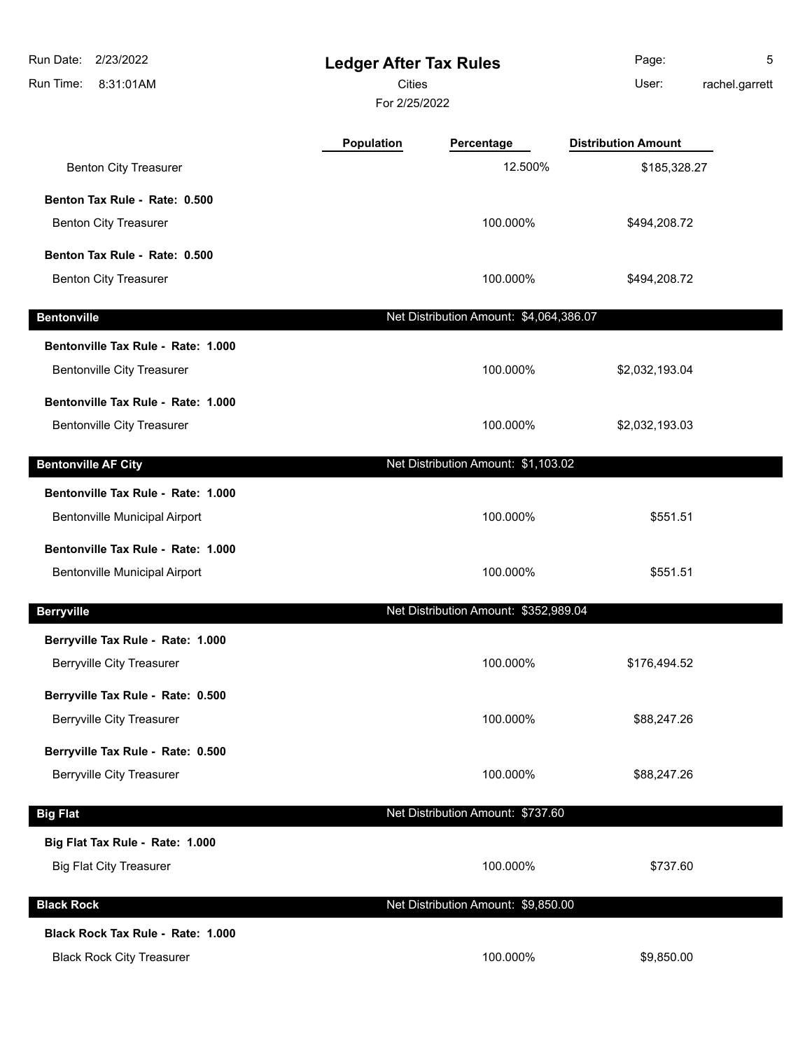# Ledger After Tax Rules

Cities

For 2/25/2022

Run Date: 2/23/2022
Run Time: 8:31:01AM
User: rachel.garrett

| | Population | Percentage | Distribution Amount |
|---|---|---|---|
| Benton City Treasurer | | 12.500% | $185,328.27 |
| **Benton Tax Rule - Rate: 0.500** | | | |
| Benton City Treasurer | | 100.000% | $494,208.72 |
| **Benton Tax Rule - Rate: 0.500** | | | |
| Benton City Treasurer | | 100.000% | $494,208.72 |
| **Bentonville** | | Net Distribution Amount: $4,064,386.07 | |
| **Bentonville Tax Rule - Rate: 1.000** | | | |
| Bentonville City Treasurer | | 100.000% | $2,032,193.04 |
| **Bentonville Tax Rule - Rate: 1.000** | | | |
| Bentonville City Treasurer | | 100.000% | $2,032,193.03 |
| **Bentonville AF City** | | Net Distribution Amount: $1,103.02 | |
| **Bentonville Tax Rule - Rate: 1.000** | | | |
| Bentonville Municipal Airport | | 100.000% | $551.51 |
| **Bentonville Tax Rule - Rate: 1.000** | | | |
| Bentonville Municipal Airport | | 100.000% | $551.51 |
| **Berryville** | | Net Distribution Amount: $352,989.04 | |
| **Berryville Tax Rule - Rate: 1.000** | | | |
| Berryville City Treasurer | | 100.000% | $176,494.52 |
| **Berryville Tax Rule - Rate: 0.500** | | | |
| Berryville City Treasurer | | 100.000% | $88,247.26 |
| **Berryville Tax Rule - Rate: 0.500** | | | |
| Berryville City Treasurer | | 100.000% | $88,247.26 |
| **Big Flat** | | Net Distribution Amount: $737.60 | |
| **Big Flat Tax Rule - Rate: 1.000** | | | |
| Big Flat City Treasurer | | 100.000% | $737.60 |
| **Black Rock** | | Net Distribution Amount: $9,850.00 | |
| **Black Rock Tax Rule - Rate: 1.000** | | | |
| Black Rock City Treasurer | | 100.000% | $9,850.00 |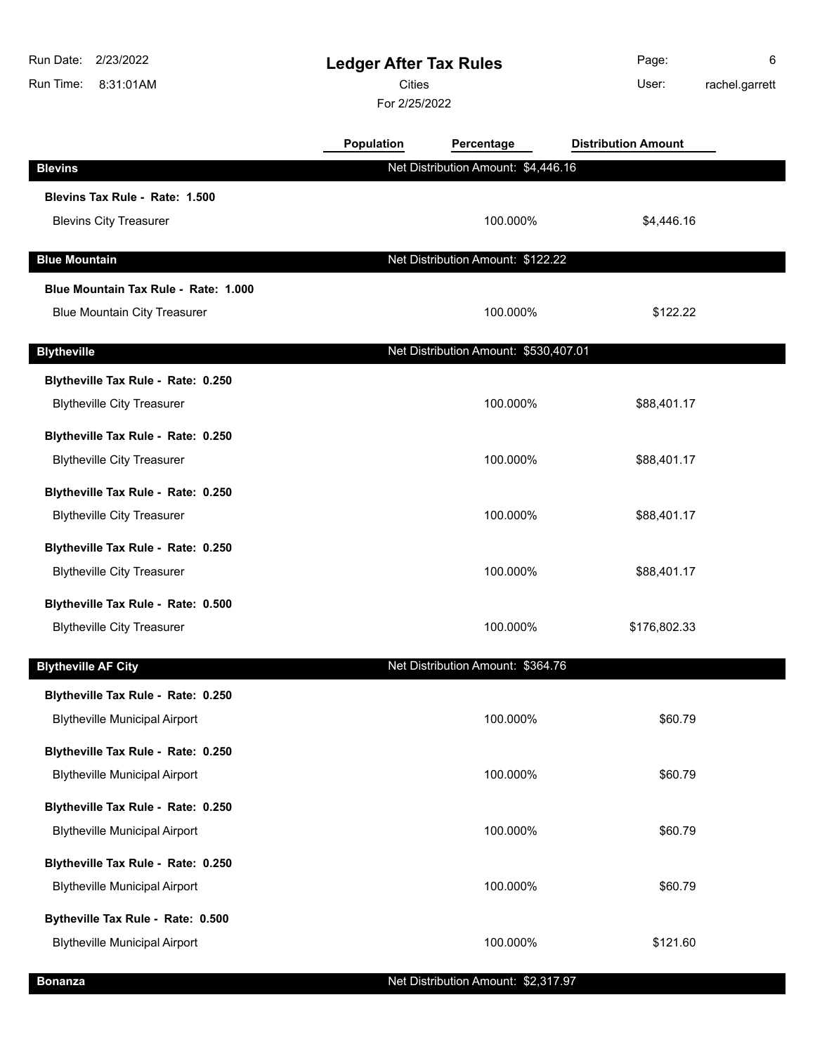# Ledger After Tax Rules

Cities

For 2/25/2022

Run Date: 2/23/2022
Run Time: 8:31:01AM
User: rachel.garrett

| | Population | Percentage | Distribution Amount |
|---|---|---|---|
| **Blevins** | | Net Distribution Amount: $4,446.16 | |
| **Blevins Tax Rule - Rate: 1.500** | | | |
| Blevins City Treasurer | | 100.000% | $4,446.16 |
| **Blue Mountain** | | Net Distribution Amount: $122.22 | |
| **Blue Mountain Tax Rule - Rate: 1.000** | | | |
| Blue Mountain City Treasurer | | 100.000% | $122.22 |
| **Blytheville** | | Net Distribution Amount: $530,407.01 | |
| **Blytheville Tax Rule - Rate: 0.250** | | | |
| Blytheville City Treasurer | | 100.000% | $88,401.17 |
| **Blytheville Tax Rule - Rate: 0.250** | | | |
| Blytheville City Treasurer | | 100.000% | $88,401.17 |
| **Blytheville Tax Rule - Rate: 0.250** | | | |
| Blytheville City Treasurer | | 100.000% | $88,401.17 |
| **Blytheville Tax Rule - Rate: 0.250** | | | |
| Blytheville City Treasurer | | 100.000% | $88,401.17 |
| **Blytheville Tax Rule - Rate: 0.500** | | | |
| Blytheville City Treasurer | | 100.000% | $176,802.33 |
| **Blytheville AF City** | | Net Distribution Amount: $364.76 | |
| **Blytheville Tax Rule - Rate: 0.250** | | | |
| Blytheville Municipal Airport | | 100.000% | $60.79 |
| **Blytheville Tax Rule - Rate: 0.250** | | | |
| Blytheville Municipal Airport | | 100.000% | $60.79 |
| **Blytheville Tax Rule - Rate: 0.250** | | | |
| Blytheville Municipal Airport | | 100.000% | $60.79 |
| **Blytheville Tax Rule - Rate: 0.250** | | | |
| Blytheville Municipal Airport | | 100.000% | $60.79 |
| **Bytheville Tax Rule - Rate: 0.500** | | | |
| Blytheville Municipal Airport | | 100.000% | $121.60 |
| **Bonanza** | | Net Distribution Amount: $2,317.97 | |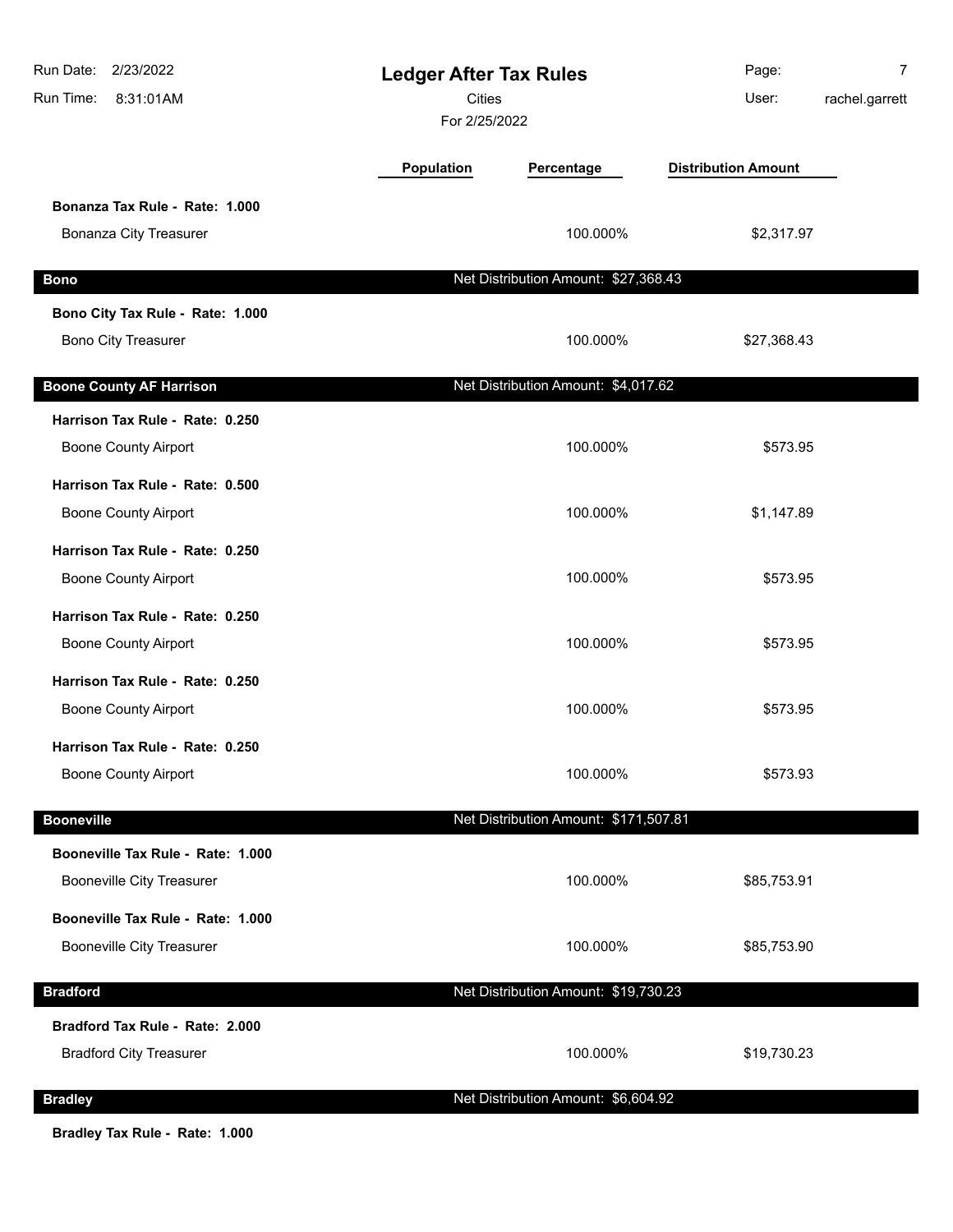| | Population | Percentage | Distribution Amount |
|---|---|---|---|
| **Bonanza Tax Rule - Rate: 1.000** | | | |
| Bonanza City Treasurer | | 100.000% | $2,317.97 |
| **Bono** | | Net Distribution Amount: $27,368.43 | |
| **Bono City Tax Rule - Rate: 1.000** | | | |
| Bono City Treasurer | | 100.000% | $27,368.43 |
| **Boone County AF Harrison** | | Net Distribution Amount: $4,017.62 | |
| **Harrison Tax Rule - Rate: 0.250** | | | |
| Boone County Airport | | 100.000% | $573.95 |
| **Harrison Tax Rule - Rate: 0.500** | | | |
| Boone County Airport | | 100.000% | $1,147.89 |
| **Harrison Tax Rule - Rate: 0.250** | | | |
| Boone County Airport | | 100.000% | $573.95 |
| **Harrison Tax Rule - Rate: 0.250** | | | |
| Boone County Airport | | 100.000% | $573.95 |
| **Harrison Tax Rule - Rate: 0.250** | | | |
| Boone County Airport | | 100.000% | $573.95 |
| **Harrison Tax Rule - Rate: 0.250** | | | |
| Boone County Airport | | 100.000% | $573.93 |
| **Booneville** | | Net Distribution Amount: $171,507.81 | |
| **Booneville Tax Rule - Rate: 1.000** | | | |
| Booneville City Treasurer | | 100.000% | $85,753.91 |
| **Booneville Tax Rule - Rate: 1.000** | | | |
| Booneville City Treasurer | | 100.000% | $85,753.90 |
| **Bradford** | | Net Distribution Amount: $19,730.23 | |
| **Bradford Tax Rule - Rate: 2.000** | | | |
| Bradford City Treasurer | | 100.000% | $19,730.23 |
| **Bradley** | | Net Distribution Amount: $6,604.92 | |
| **Bradley Tax Rule - Rate: 1.000** | | | |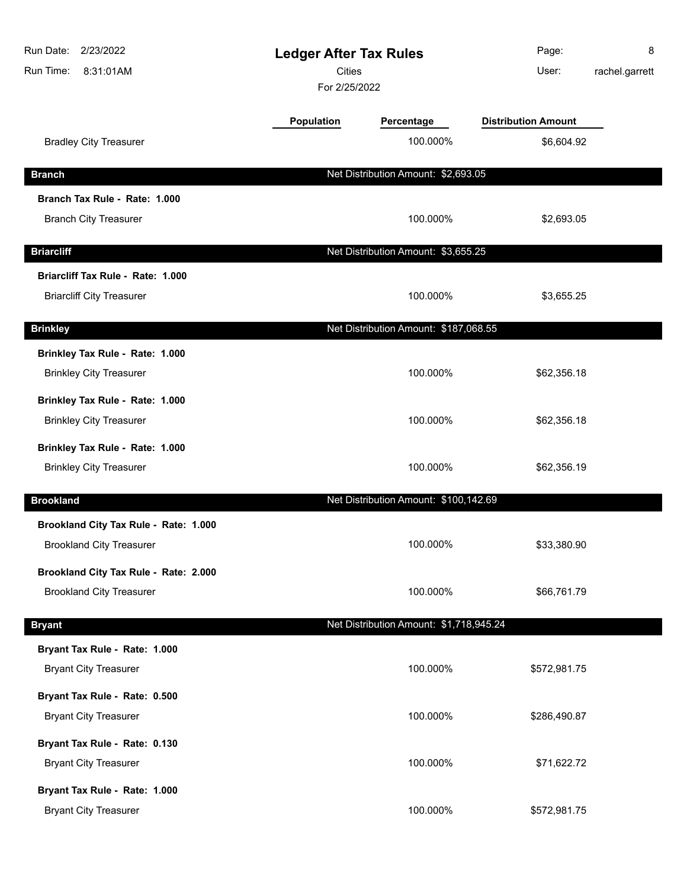# Ledger After Tax Rules

Cities

For 2/25/2022

Run Date: 2/23/2022
Run Time: 8:31:01AM
User: rachel.garrett

| | Population | Percentage | Distribution Amount |
|---|---|---|---|
| Bradley City Treasurer | | 100.000% | $6,604.92 |
| **Branch** | | **Net Distribution Amount: $2,693.05** | |
| **Branch Tax Rule - Rate: 1.000** | | | |
| Branch City Treasurer | | 100.000% | $2,693.05 |
| **Briarcliff** | | **Net Distribution Amount: $3,655.25** | |
| **Briarcliff Tax Rule - Rate: 1.000** | | | |
| Briarcliff City Treasurer | | 100.000% | $3,655.25 |
| **Brinkley** | | **Net Distribution Amount: $187,068.55** | |
| **Brinkley Tax Rule - Rate: 1.000** | | | |
| Brinkley City Treasurer | | 100.000% | $62,356.18 |
| **Brinkley Tax Rule - Rate: 1.000** | | | |
| Brinkley City Treasurer | | 100.000% | $62,356.18 |
| **Brinkley Tax Rule - Rate: 1.000** | | | |
| Brinkley City Treasurer | | 100.000% | $62,356.19 |
| **Brookland** | | **Net Distribution Amount: $100,142.69** | |
| **Brookland City Tax Rule - Rate: 1.000** | | | |
| Brookland City Treasurer | | 100.000% | $33,380.90 |
| **Brookland City Tax Rule - Rate: 2.000** | | | |
| Brookland City Treasurer | | 100.000% | $66,761.79 |
| **Bryant** | | **Net Distribution Amount: $1,718,945.24** | |
| **Bryant Tax Rule - Rate: 1.000** | | | |
| Bryant City Treasurer | | 100.000% | $572,981.75 |
| **Bryant Tax Rule - Rate: 0.500** | | | |
| Bryant City Treasurer | | 100.000% | $286,490.87 |
| **Bryant Tax Rule - Rate: 0.130** | | | |
| Bryant City Treasurer | | 100.000% | $71,622.72 |
| **Bryant Tax Rule - Rate: 1.000** | | | |
| Bryant City Treasurer | | 100.000% | $572,981.75 |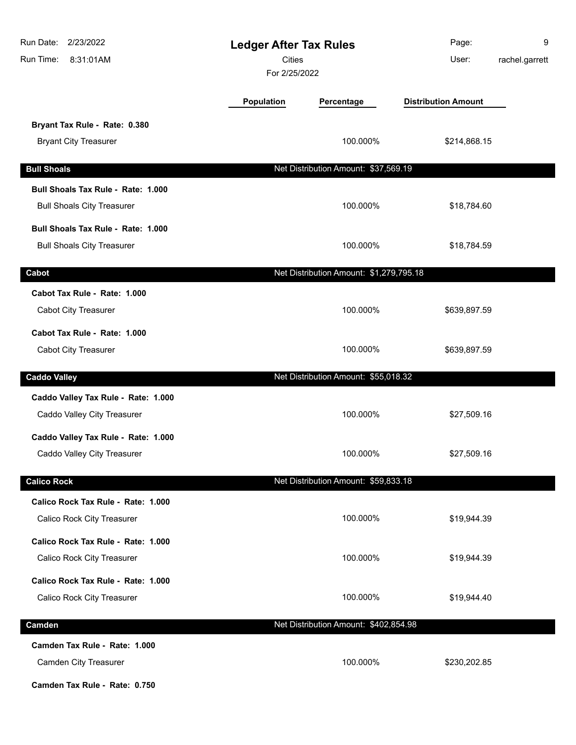# Ledger After Tax Rules

Cities

For 2/25/2022

| | Population | Percentage | Distribution Amount |
|---|---|---|---|
| **Bryant Tax Rule - Rate: 0.380** | | | |
| Bryant City Treasurer | | 100.000% | $214,868.15 |
| **Bull Shoals** | | Net Distribution Amount: $37,569.19 | |
| **Bull Shoals Tax Rule - Rate: 1.000** | | | |
| Bull Shoals City Treasurer | | 100.000% | $18,784.60 |
| **Bull Shoals Tax Rule - Rate: 1.000** | | | |
| Bull Shoals City Treasurer | | 100.000% | $18,784.59 |
| **Cabot** | | Net Distribution Amount: $1,279,795.18 | |
| **Cabot Tax Rule - Rate: 1.000** | | | |
| Cabot City Treasurer | | 100.000% | $639,897.59 |
| **Cabot Tax Rule - Rate: 1.000** | | | |
| Cabot City Treasurer | | 100.000% | $639,897.59 |
| **Caddo Valley** | | Net Distribution Amount: $55,018.32 | |
| **Caddo Valley Tax Rule - Rate: 1.000** | | | |
| Caddo Valley City Treasurer | | 100.000% | $27,509.16 |
| **Caddo Valley Tax Rule - Rate: 1.000** | | | |
| Caddo Valley City Treasurer | | 100.000% | $27,509.16 |
| **Calico Rock** | | Net Distribution Amount: $59,833.18 | |
| **Calico Rock Tax Rule - Rate: 1.000** | | | |
| Calico Rock City Treasurer | | 100.000% | $19,944.39 |
| **Calico Rock Tax Rule - Rate: 1.000** | | | |
| Calico Rock City Treasurer | | 100.000% | $19,944.39 |
| **Calico Rock Tax Rule - Rate: 1.000** | | | |
| Calico Rock City Treasurer | | 100.000% | $19,944.40 |
| **Camden** | | Net Distribution Amount: $402,854.98 | |
| **Camden Tax Rule - Rate: 1.000** | | | |
| Camden City Treasurer | | 100.000% | $230,202.85 |
| **Camden Tax Rule - Rate: 0.750** | | | |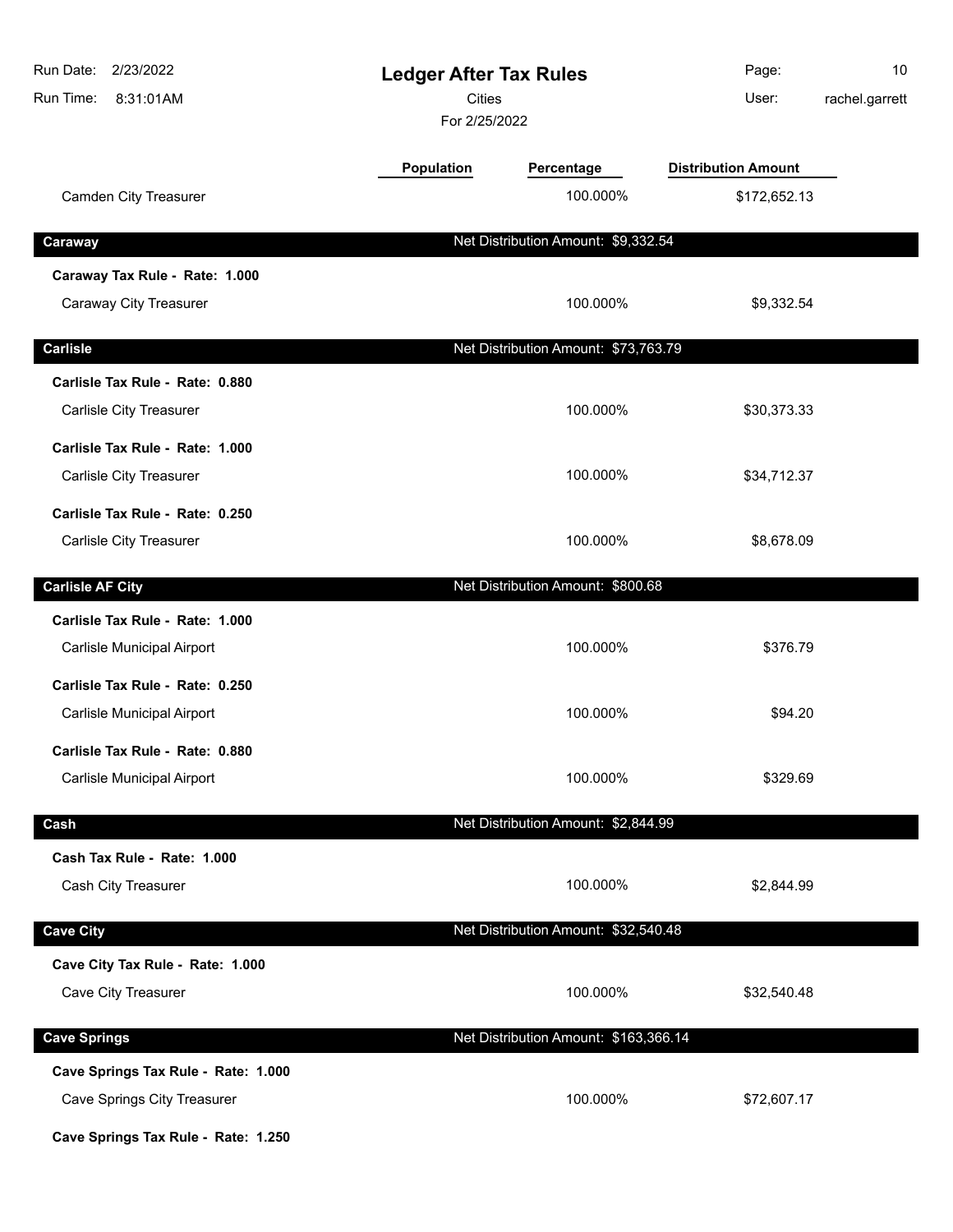| | Population | Percentage | Distribution Amount |
|---|---|---|---|
| Camden City Treasurer | | 100.000% | $172,652.13 |

**Caraway** — Net Distribution Amount: $9,332.54

| | Population | Percentage | Distribution Amount |
|---|---|---|---|
| **Caraway Tax Rule - Rate: 1.000** | | | |
| Caraway City Treasurer | | 100.000% | $9,332.54 |

**Carlisle** — Net Distribution Amount: $73,763.79

| | Population | Percentage | Distribution Amount |
|---|---|---|---|
| **Carlisle Tax Rule - Rate: 0.880** | | | |
| Carlisle City Treasurer | | 100.000% | $30,373.33 |
| **Carlisle Tax Rule - Rate: 1.000** | | | |
| Carlisle City Treasurer | | 100.000% | $34,712.37 |
| **Carlisle Tax Rule - Rate: 0.250** | | | |
| Carlisle City Treasurer | | 100.000% | $8,678.09 |

**Carlisle AF City** — Net Distribution Amount: $800.68

| | Population | Percentage | Distribution Amount |
|---|---|---|---|
| **Carlisle Tax Rule - Rate: 1.000** | | | |
| Carlisle Municipal Airport | | 100.000% | $376.79 |
| **Carlisle Tax Rule - Rate: 0.250** | | | |
| Carlisle Municipal Airport | | 100.000% | $94.20 |
| **Carlisle Tax Rule - Rate: 0.880** | | | |
| Carlisle Municipal Airport | | 100.000% | $329.69 |

**Cash** — Net Distribution Amount: $2,844.99

| | Population | Percentage | Distribution Amount |
|---|---|---|---|
| **Cash Tax Rule - Rate: 1.000** | | | |
| Cash City Treasurer | | 100.000% | $2,844.99 |

**Cave City** — Net Distribution Amount: $32,540.48

| | Population | Percentage | Distribution Amount |
|---|---|---|---|
| **Cave City Tax Rule - Rate: 1.000** | | | |
| Cave City Treasurer | | 100.000% | $32,540.48 |

**Cave Springs** — Net Distribution Amount: $163,366.14

| | Population | Percentage | Distribution Amount |
|---|---|---|---|
| **Cave Springs Tax Rule - Rate: 1.000** | | | |
| Cave Springs City Treasurer | | 100.000% | $72,607.17 |
| **Cave Springs Tax Rule - Rate: 1.250** | | | |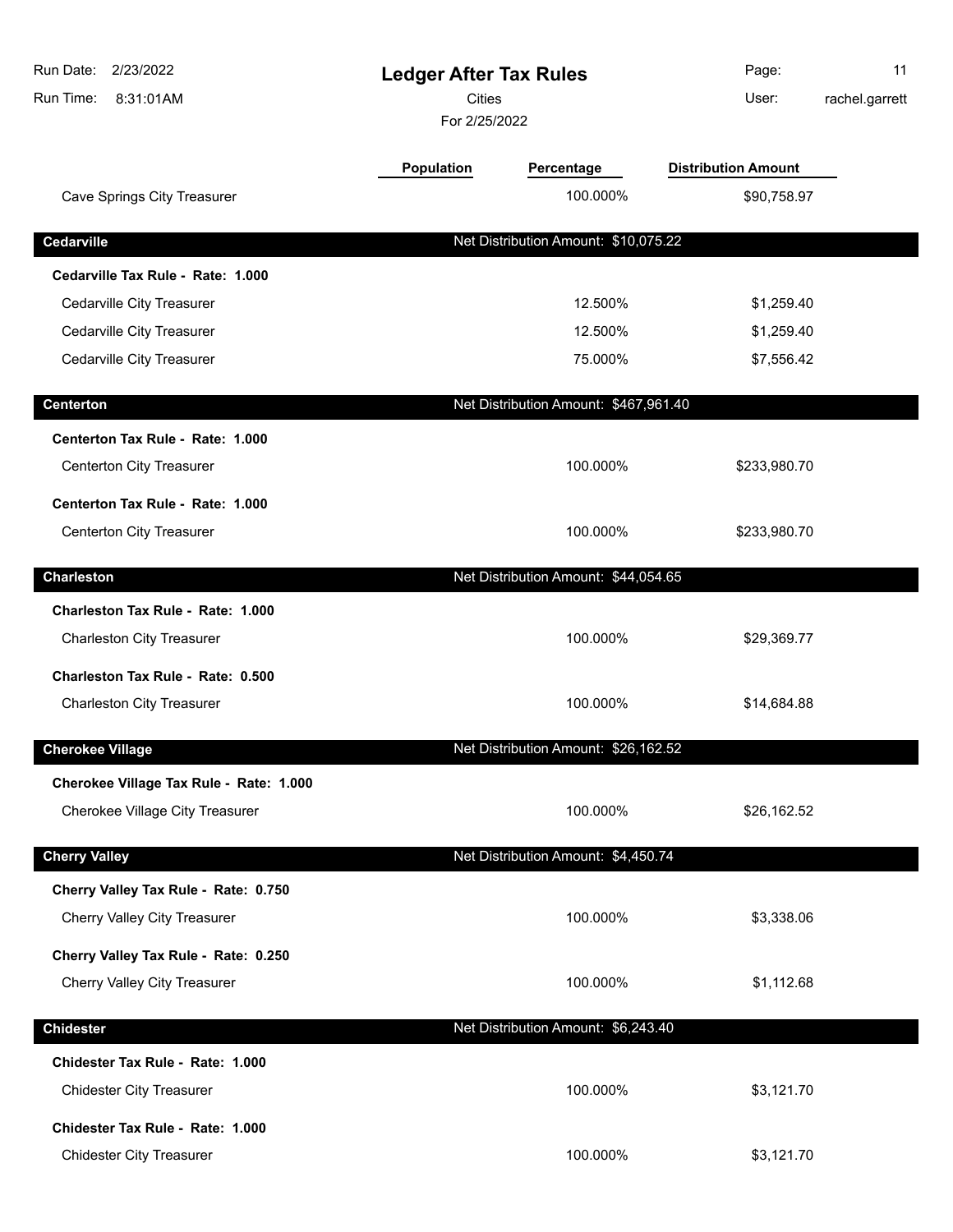# Ledger After Tax Rules

Cities

For 2/25/2022

| | Population | Percentage | Distribution Amount |
|---|---|---|---|
| Cave Springs City Treasurer | | 100.000% | $90,758.97 |
| **Cedarville** | | **Net Distribution Amount: $10,075.22** | |
| **Cedarville Tax Rule - Rate: 1.000** | | | |
| Cedarville City Treasurer | | 12.500% | $1,259.40 |
| Cedarville City Treasurer | | 12.500% | $1,259.40 |
| Cedarville City Treasurer | | 75.000% | $7,556.42 |
| **Centerton** | | **Net Distribution Amount: $467,961.40** | |
| **Centerton Tax Rule - Rate: 1.000** | | | |
| Centerton City Treasurer | | 100.000% | $233,980.70 |
| **Centerton Tax Rule - Rate: 1.000** | | | |
| Centerton City Treasurer | | 100.000% | $233,980.70 |
| **Charleston** | | **Net Distribution Amount: $44,054.65** | |
| **Charleston Tax Rule - Rate: 1.000** | | | |
| Charleston City Treasurer | | 100.000% | $29,369.77 |
| **Charleston Tax Rule - Rate: 0.500** | | | |
| Charleston City Treasurer | | 100.000% | $14,684.88 |
| **Cherokee Village** | | **Net Distribution Amount: $26,162.52** | |
| **Cherokee Village Tax Rule - Rate: 1.000** | | | |
| Cherokee Village City Treasurer | | 100.000% | $26,162.52 |
| **Cherry Valley** | | **Net Distribution Amount: $4,450.74** | |
| **Cherry Valley Tax Rule - Rate: 0.750** | | | |
| Cherry Valley City Treasurer | | 100.000% | $3,338.06 |
| **Cherry Valley Tax Rule - Rate: 0.250** | | | |
| Cherry Valley City Treasurer | | 100.000% | $1,112.68 |
| **Chidester** | | **Net Distribution Amount: $6,243.40** | |
| **Chidester Tax Rule - Rate: 1.000** | | | |
| Chidester City Treasurer | | 100.000% | $3,121.70 |
| **Chidester Tax Rule - Rate: 1.000** | | | |
| Chidester City Treasurer | | 100.000% | $3,121.70 |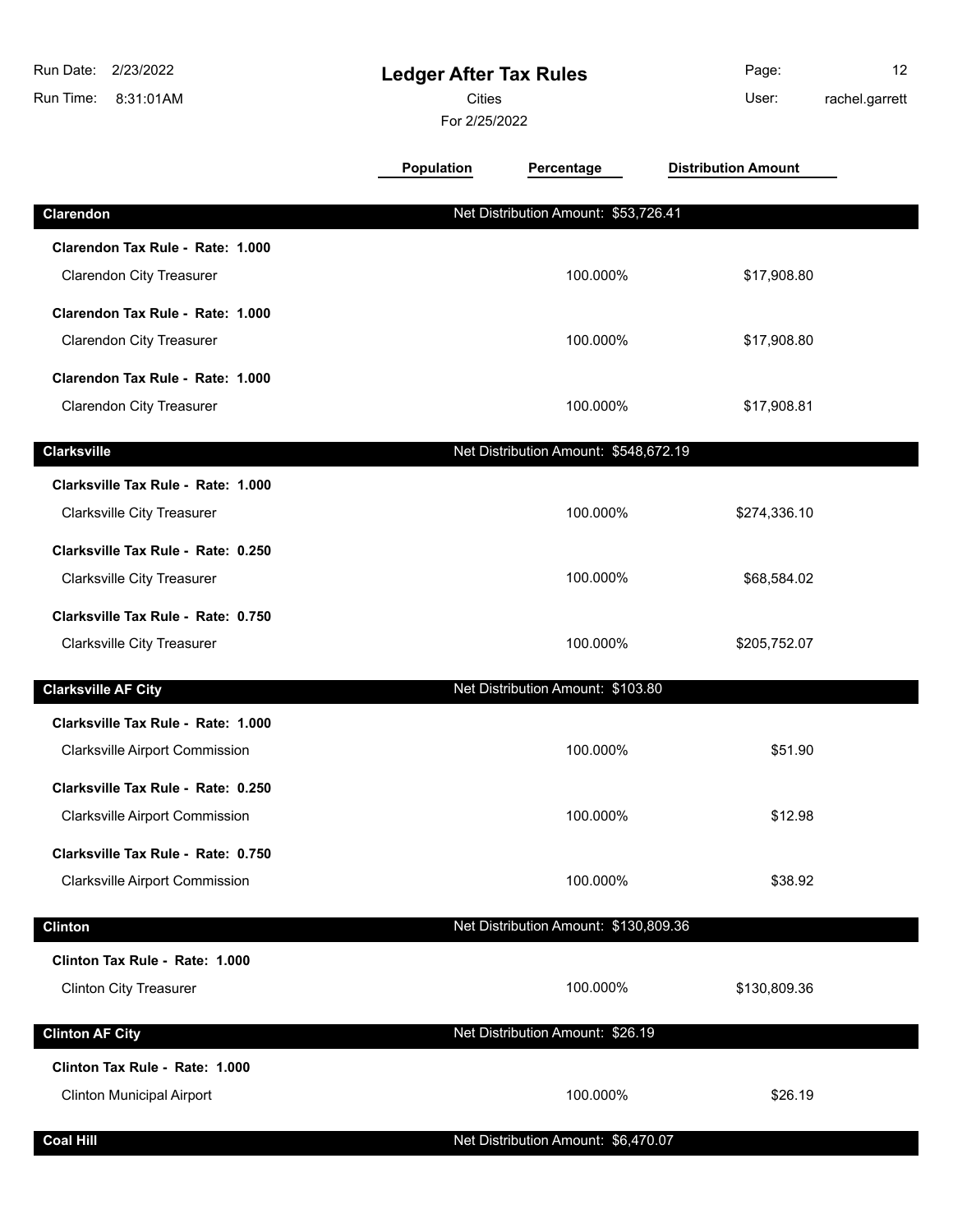# Ledger After Tax Rules

Cities

For 2/25/2022

Run Date: 2/23/2022
Run Time: 8:31:01AM
User: rachel.garrett

| | Population | Percentage | Distribution Amount |
|---|---|---|---|
| **Clarendon** | **Net Distribution Amount: $53,726.41** | | |
| **Clarendon Tax Rule - Rate: 1.000** | | | |
| Clarendon City Treasurer | | 100.000% | $17,908.80 |
| **Clarendon Tax Rule - Rate: 1.000** | | | |
| Clarendon City Treasurer | | 100.000% | $17,908.80 |
| **Clarendon Tax Rule - Rate: 1.000** | | | |
| Clarendon City Treasurer | | 100.000% | $17,908.81 |
| **Clarksville** | **Net Distribution Amount: $548,672.19** | | |
| **Clarksville Tax Rule - Rate: 1.000** | | | |
| Clarksville City Treasurer | | 100.000% | $274,336.10 |
| **Clarksville Tax Rule - Rate: 0.250** | | | |
| Clarksville City Treasurer | | 100.000% | $68,584.02 |
| **Clarksville Tax Rule - Rate: 0.750** | | | |
| Clarksville City Treasurer | | 100.000% | $205,752.07 |
| **Clarksville AF City** | **Net Distribution Amount: $103.80** | | |
| **Clarksville Tax Rule - Rate: 1.000** | | | |
| Clarksville Airport Commission | | 100.000% | $51.90 |
| **Clarksville Tax Rule - Rate: 0.250** | | | |
| Clarksville Airport Commission | | 100.000% | $12.98 |
| **Clarksville Tax Rule - Rate: 0.750** | | | |
| Clarksville Airport Commission | | 100.000% | $38.92 |
| **Clinton** | **Net Distribution Amount: $130,809.36** | | |
| **Clinton Tax Rule - Rate: 1.000** | | | |
| Clinton City Treasurer | | 100.000% | $130,809.36 |
| **Clinton AF City** | **Net Distribution Amount: $26.19** | | |
| **Clinton Tax Rule - Rate: 1.000** | | | |
| Clinton Municipal Airport | | 100.000% | $26.19 |
| **Coal Hill** | **Net Distribution Amount: $6,470.07** | | |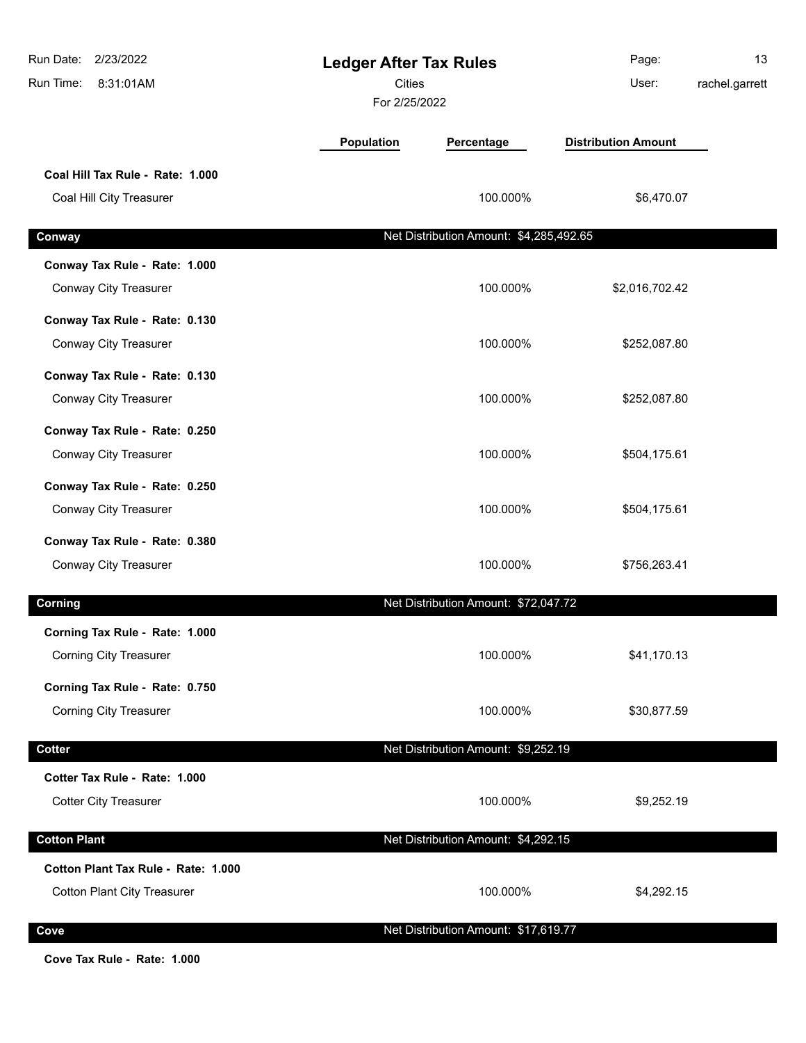# Ledger After Tax Rules

Cities

For 2/25/2022

| | Population | Percentage | Distribution Amount |
|---|---|---|---|
| **Coal Hill Tax Rule - Rate: 1.000** | | | |
| Coal Hill City Treasurer | | 100.000% | $6,470.07 |

## Conway

Net Distribution Amount: $4,285,492.65

| | Population | Percentage | Distribution Amount |
|---|---|---|---|
| **Conway Tax Rule - Rate: 1.000** | | | |
| Conway City Treasurer | | 100.000% | $2,016,702.42 |
| **Conway Tax Rule - Rate: 0.130** | | | |
| Conway City Treasurer | | 100.000% | $252,087.80 |
| **Conway Tax Rule - Rate: 0.130** | | | |
| Conway City Treasurer | | 100.000% | $252,087.80 |
| **Conway Tax Rule - Rate: 0.250** | | | |
| Conway City Treasurer | | 100.000% | $504,175.61 |
| **Conway Tax Rule - Rate: 0.250** | | | |
| Conway City Treasurer | | 100.000% | $504,175.61 |
| **Conway Tax Rule - Rate: 0.380** | | | |
| Conway City Treasurer | | 100.000% | $756,263.41 |

## Corning

Net Distribution Amount: $72,047.72

| | Population | Percentage | Distribution Amount |
|---|---|---|---|
| **Corning Tax Rule - Rate: 1.000** | | | |
| Corning City Treasurer | | 100.000% | $41,170.13 |
| **Corning Tax Rule - Rate: 0.750** | | | |
| Corning City Treasurer | | 100.000% | $30,877.59 |

## Cotter

Net Distribution Amount: $9,252.19

| | Population | Percentage | Distribution Amount |
|---|---|---|---|
| **Cotter Tax Rule - Rate: 1.000** | | | |
| Cotter City Treasurer | | 100.000% | $9,252.19 |

## Cotton Plant

Net Distribution Amount: $4,292.15

| | Population | Percentage | Distribution Amount |
|---|---|---|---|
| **Cotton Plant Tax Rule - Rate: 1.000** | | | |
| Cotton Plant City Treasurer | | 100.000% | $4,292.15 |

## Cove

Net Distribution Amount: $17,619.77

**Cove Tax Rule - Rate: 1.000**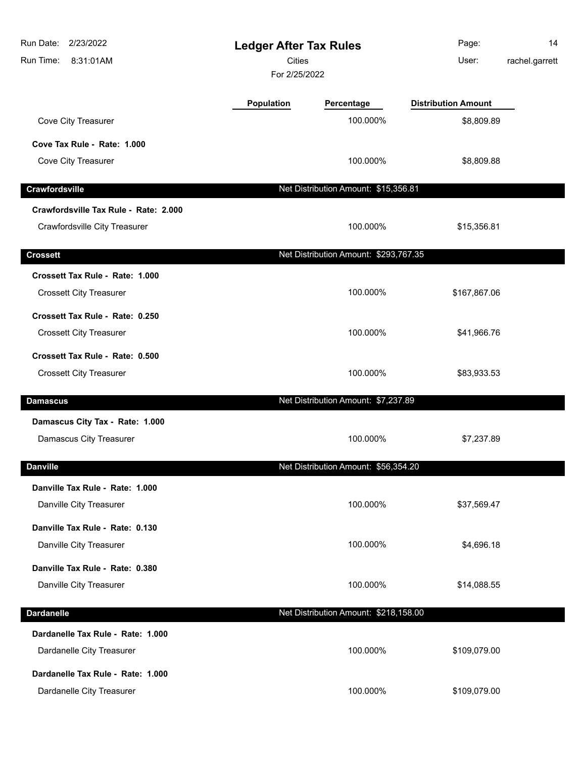# Ledger After Tax Rules

Cities

For 2/25/2022

| | Population | Percentage | Distribution Amount |
|---|---|---|---|
| Cove City Treasurer | | 100.000% | $8,809.89 |
| **Cove Tax Rule - Rate: 1.000** | | | |
| Cove City Treasurer | | 100.000% | $8,809.88 |
| **Crawfordsville** | | Net Distribution Amount: $15,356.81 | |
| **Crawfordsville Tax Rule - Rate: 2.000** | | | |
| Crawfordsville City Treasurer | | 100.000% | $15,356.81 |
| **Crossett** | | Net Distribution Amount: $293,767.35 | |
| **Crossett Tax Rule - Rate: 1.000** | | | |
| Crossett City Treasurer | | 100.000% | $167,867.06 |
| **Crossett Tax Rule - Rate: 0.250** | | | |
| Crossett City Treasurer | | 100.000% | $41,966.76 |
| **Crossett Tax Rule - Rate: 0.500** | | | |
| Crossett City Treasurer | | 100.000% | $83,933.53 |
| **Damascus** | | Net Distribution Amount: $7,237.89 | |
| **Damascus City Tax - Rate: 1.000** | | | |
| Damascus City Treasurer | | 100.000% | $7,237.89 |
| **Danville** | | Net Distribution Amount: $56,354.20 | |
| **Danville Tax Rule - Rate: 1.000** | | | |
| Danville City Treasurer | | 100.000% | $37,569.47 |
| **Danville Tax Rule - Rate: 0.130** | | | |
| Danville City Treasurer | | 100.000% | $4,696.18 |
| **Danville Tax Rule - Rate: 0.380** | | | |
| Danville City Treasurer | | 100.000% | $14,088.55 |
| **Dardanelle** | | Net Distribution Amount: $218,158.00 | |
| **Dardanelle Tax Rule - Rate: 1.000** | | | |
| Dardanelle City Treasurer | | 100.000% | $109,079.00 |
| **Dardanelle Tax Rule - Rate: 1.000** | | | |
| Dardanelle City Treasurer | | 100.000% | $109,079.00 |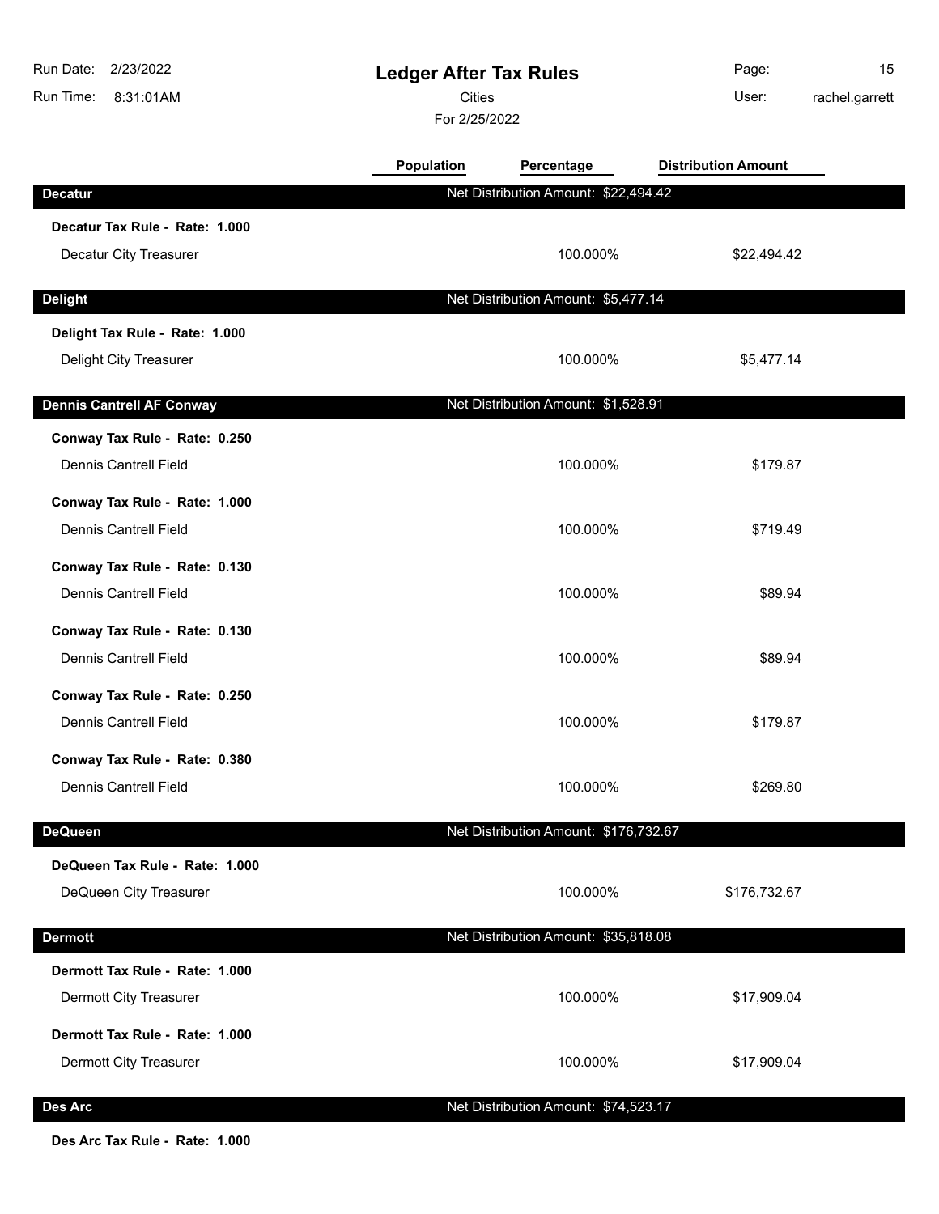# Ledger After Tax Rules

Cities

For 2/25/2022

Run Date: 2/23/2022
Run Time: 8:31:01AM
User: rachel.garrett

| | Population | Percentage | Distribution Amount |
|---|---|---|---|
| **Decatur** | Net Distribution Amount: $22,494.42 | | |
| **Decatur Tax Rule - Rate: 1.000** | | | |
| Decatur City Treasurer | | 100.000% | $22,494.42 |
| **Delight** | Net Distribution Amount: $5,477.14 | | |
| **Delight Tax Rule - Rate: 1.000** | | | |
| Delight City Treasurer | | 100.000% | $5,477.14 |
| **Dennis Cantrell AF Conway** | Net Distribution Amount: $1,528.91 | | |
| **Conway Tax Rule - Rate: 0.250** | | | |
| Dennis Cantrell Field | | 100.000% | $179.87 |
| **Conway Tax Rule - Rate: 1.000** | | | |
| Dennis Cantrell Field | | 100.000% | $719.49 |
| **Conway Tax Rule - Rate: 0.130** | | | |
| Dennis Cantrell Field | | 100.000% | $89.94 |
| **Conway Tax Rule - Rate: 0.130** | | | |
| Dennis Cantrell Field | | 100.000% | $89.94 |
| **Conway Tax Rule - Rate: 0.250** | | | |
| Dennis Cantrell Field | | 100.000% | $179.87 |
| **Conway Tax Rule - Rate: 0.380** | | | |
| Dennis Cantrell Field | | 100.000% | $269.80 |
| **DeQueen** | Net Distribution Amount: $176,732.67 | | |
| **DeQueen Tax Rule - Rate: 1.000** | | | |
| DeQueen City Treasurer | | 100.000% | $176,732.67 |
| **Dermott** | Net Distribution Amount: $35,818.08 | | |
| **Dermott Tax Rule - Rate: 1.000** | | | |
| Dermott City Treasurer | | 100.000% | $17,909.04 |
| **Dermott Tax Rule - Rate: 1.000** | | | |
| Dermott City Treasurer | | 100.000% | $17,909.04 |
| **Des Arc** | Net Distribution Amount: $74,523.17 | | |
| **Des Arc Tax Rule - Rate: 1.000** | | | |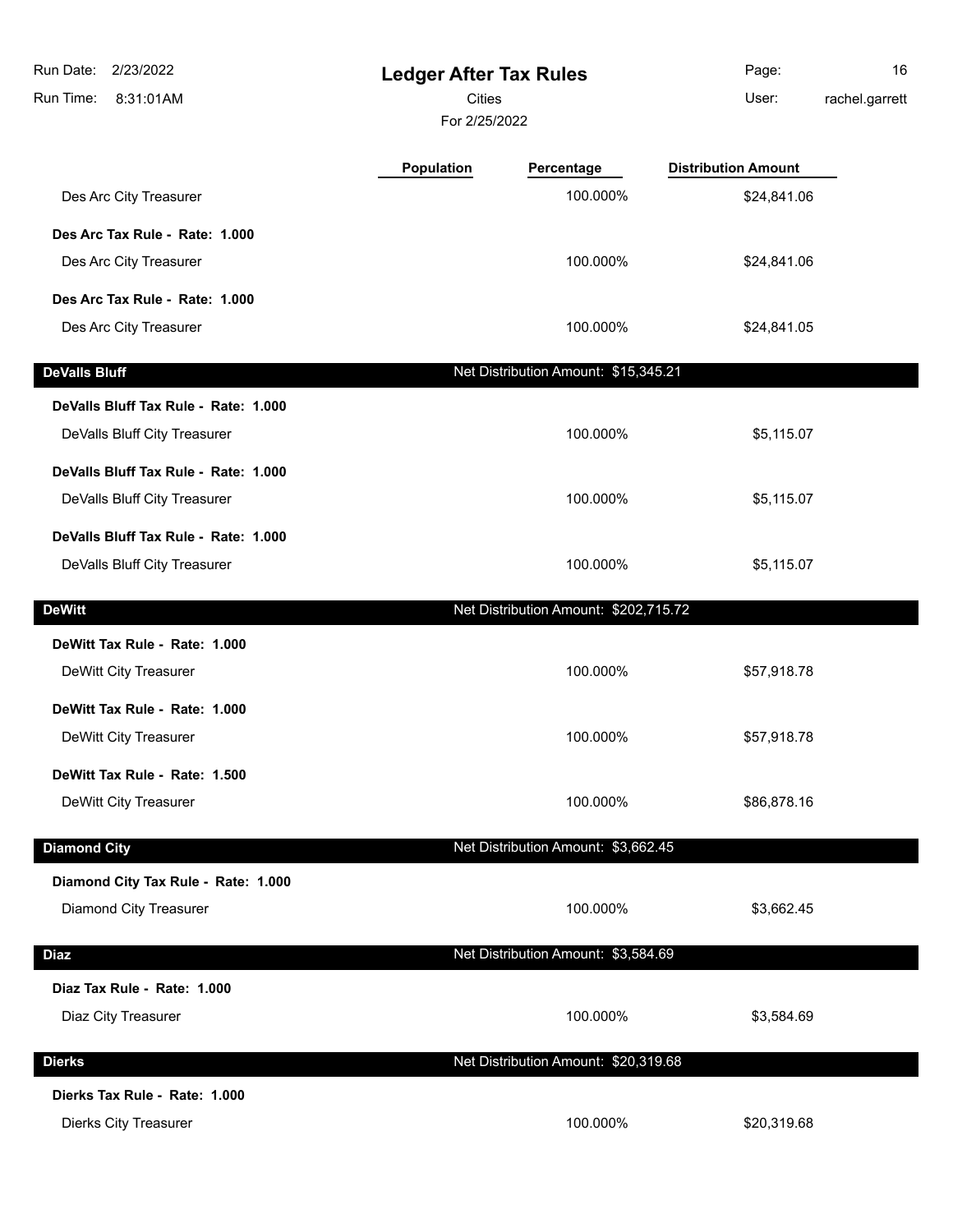# Ledger After Tax Rules

Cities

For 2/25/2022

| | Population | Percentage | Distribution Amount |
|---|---|---|---|
| Des Arc City Treasurer | | 100.000% | $24,841.06 |
| **Des Arc Tax Rule - Rate: 1.000** | | | |
| Des Arc City Treasurer | | 100.000% | $24,841.06 |
| **Des Arc Tax Rule - Rate: 1.000** | | | |
| Des Arc City Treasurer | | 100.000% | $24,841.05 |

## DeValls Bluff

Net Distribution Amount: $15,345.21

| | Population | Percentage | Distribution Amount |
|---|---|---|---|
| **DeValls Bluff Tax Rule - Rate: 1.000** | | | |
| DeValls Bluff City Treasurer | | 100.000% | $5,115.07 |
| **DeValls Bluff Tax Rule - Rate: 1.000** | | | |
| DeValls Bluff City Treasurer | | 100.000% | $5,115.07 |
| **DeValls Bluff Tax Rule - Rate: 1.000** | | | |
| DeValls Bluff City Treasurer | | 100.000% | $5,115.07 |

## DeWitt

Net Distribution Amount: $202,715.72

| | Population | Percentage | Distribution Amount |
|---|---|---|---|
| **DeWitt Tax Rule - Rate: 1.000** | | | |
| DeWitt City Treasurer | | 100.000% | $57,918.78 |
| **DeWitt Tax Rule - Rate: 1.000** | | | |
| DeWitt City Treasurer | | 100.000% | $57,918.78 |
| **DeWitt Tax Rule - Rate: 1.500** | | | |
| DeWitt City Treasurer | | 100.000% | $86,878.16 |

## Diamond City

Net Distribution Amount: $3,662.45

| | Population | Percentage | Distribution Amount |
|---|---|---|---|
| **Diamond City Tax Rule - Rate: 1.000** | | | |
| Diamond City Treasurer | | 100.000% | $3,662.45 |

## Diaz

Net Distribution Amount: $3,584.69

| | Population | Percentage | Distribution Amount |
|---|---|---|---|
| **Diaz Tax Rule - Rate: 1.000** | | | |
| Diaz City Treasurer | | 100.000% | $3,584.69 |

## Dierks

Net Distribution Amount: $20,319.68

| | Population | Percentage | Distribution Amount |
|---|---|---|---|
| **Dierks Tax Rule - Rate: 1.000** | | | |
| Dierks City Treasurer | | 100.000% | $20,319.68 |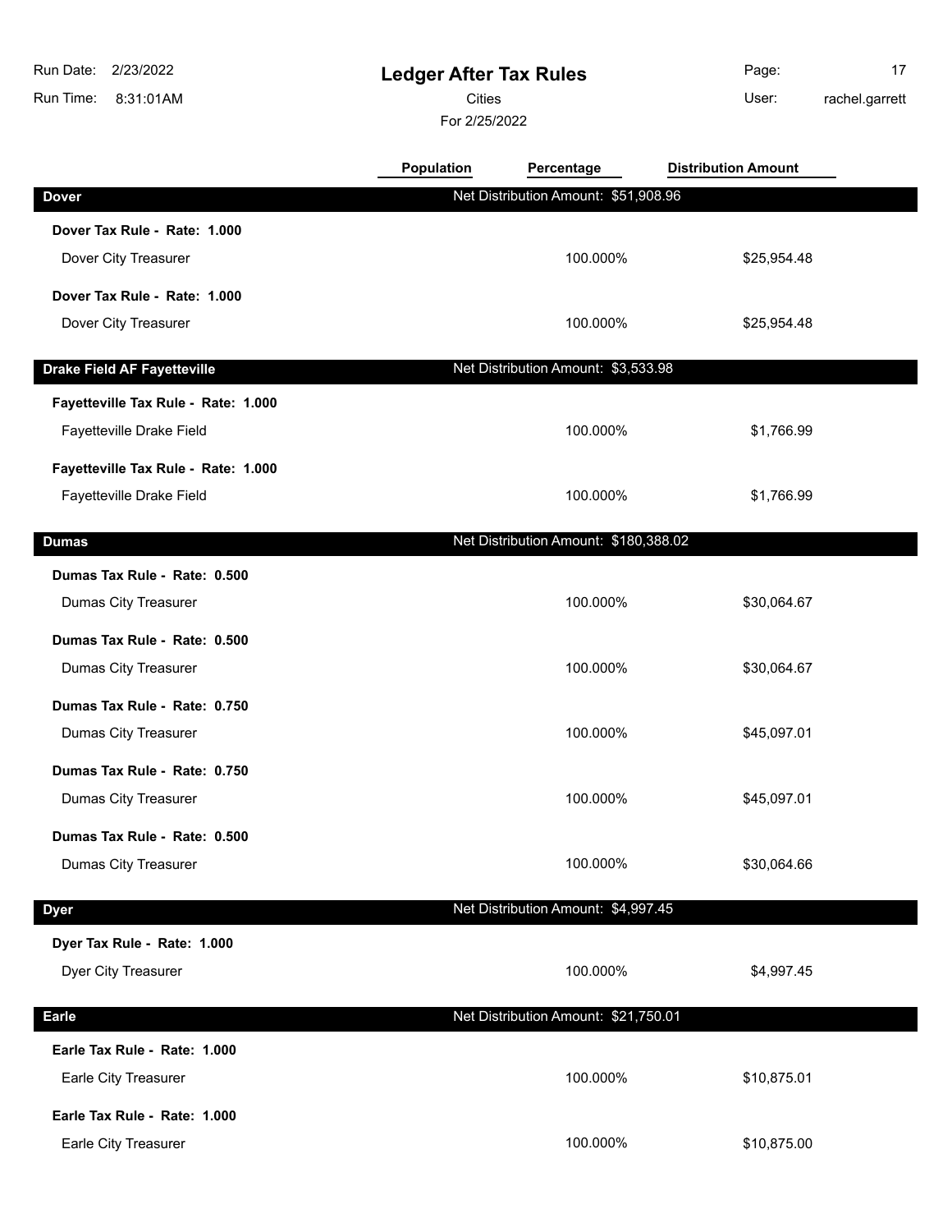# Ledger After Tax Rules

Cities

For 2/25/2022

Run Date: 2/23/2022
Run Time: 8:31:01AM
User: rachel.garrett

| | Population | Percentage | Distribution Amount |
|---|---|---|---|
| **Dover** | Net Distribution Amount: $51,908.96 | | |
| **Dover Tax Rule - Rate: 1.000** | | | |
| Dover City Treasurer | | 100.000% | $25,954.48 |
| **Dover Tax Rule - Rate: 1.000** | | | |
| Dover City Treasurer | | 100.000% | $25,954.48 |
| **Drake Field AF Fayetteville** | Net Distribution Amount: $3,533.98 | | |
| **Fayetteville Tax Rule - Rate: 1.000** | | | |
| Fayetteville Drake Field | | 100.000% | $1,766.99 |
| **Fayetteville Tax Rule - Rate: 1.000** | | | |
| Fayetteville Drake Field | | 100.000% | $1,766.99 |
| **Dumas** | Net Distribution Amount: $180,388.02 | | |
| **Dumas Tax Rule - Rate: 0.500** | | | |
| Dumas City Treasurer | | 100.000% | $30,064.67 |
| **Dumas Tax Rule - Rate: 0.500** | | | |
| Dumas City Treasurer | | 100.000% | $30,064.67 |
| **Dumas Tax Rule - Rate: 0.750** | | | |
| Dumas City Treasurer | | 100.000% | $45,097.01 |
| **Dumas Tax Rule - Rate: 0.750** | | | |
| Dumas City Treasurer | | 100.000% | $45,097.01 |
| **Dumas Tax Rule - Rate: 0.500** | | | |
| Dumas City Treasurer | | 100.000% | $30,064.66 |
| **Dyer** | Net Distribution Amount: $4,997.45 | | |
| **Dyer Tax Rule - Rate: 1.000** | | | |
| Dyer City Treasurer | | 100.000% | $4,997.45 |
| **Earle** | Net Distribution Amount: $21,750.01 | | |
| **Earle Tax Rule - Rate: 1.000** | | | |
| Earle City Treasurer | | 100.000% | $10,875.01 |
| **Earle Tax Rule - Rate: 1.000** | | | |
| Earle City Treasurer | | 100.000% | $10,875.00 |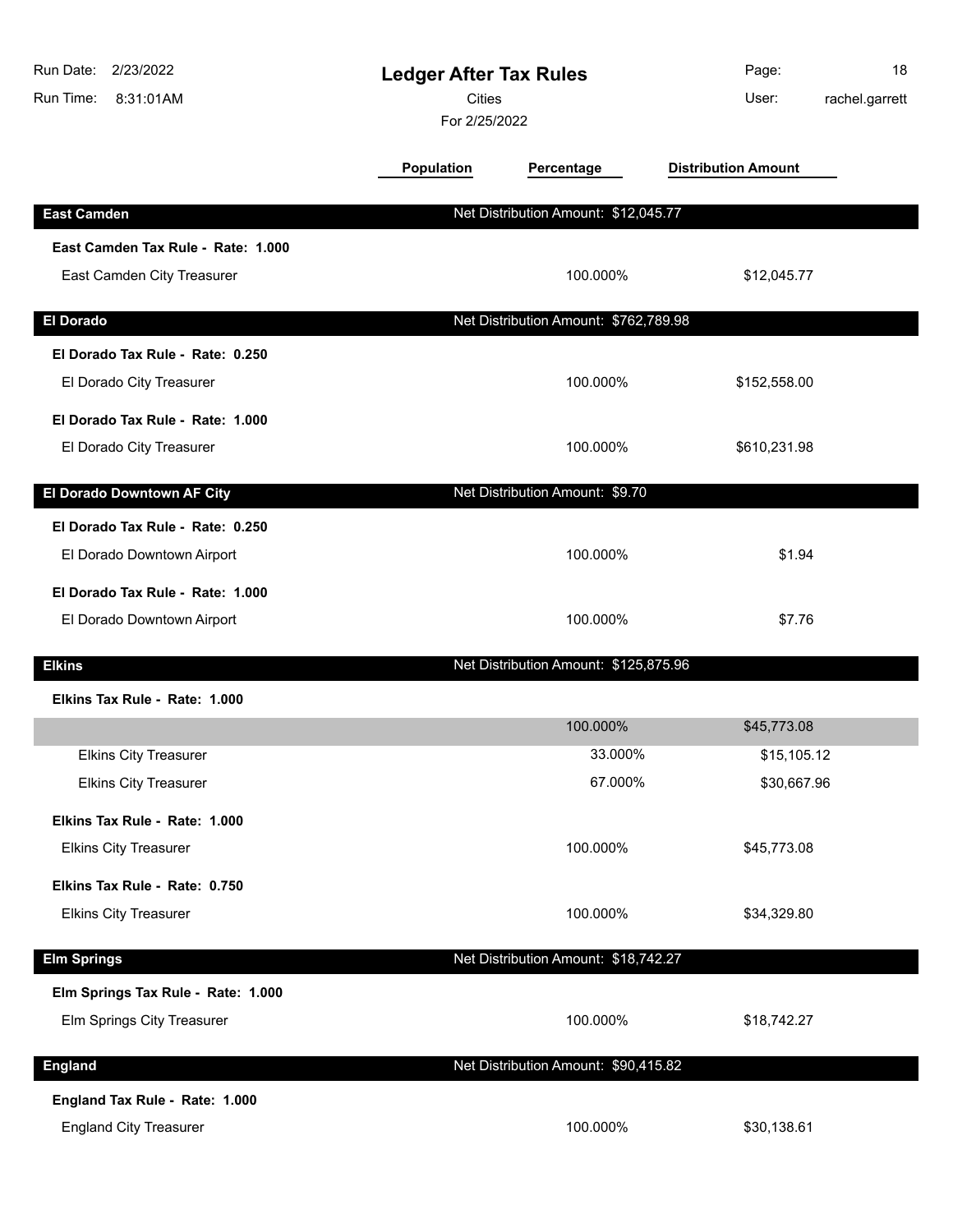# Ledger After Tax Rules

Cities

For 2/25/2022

Run Date: 2/23/2022
Run Time: 8:31:01AM
User: rachel.garrett

| | Population | Percentage | Distribution Amount |
|---|---|---|---|
| **East Camden** | Net Distribution Amount: $12,045.77 | | |
| **East Camden Tax Rule - Rate: 1.000** | | | |
| East Camden City Treasurer | | 100.000% | $12,045.77 |
| **El Dorado** | Net Distribution Amount: $762,789.98 | | |
| **El Dorado Tax Rule - Rate: 0.250** | | | |
| El Dorado City Treasurer | | 100.000% | $152,558.00 |
| **El Dorado Tax Rule - Rate: 1.000** | | | |
| El Dorado City Treasurer | | 100.000% | $610,231.98 |
| **El Dorado Downtown AF City** | Net Distribution Amount: $9.70 | | |
| **El Dorado Tax Rule - Rate: 0.250** | | | |
| El Dorado Downtown Airport | | 100.000% | $1.94 |
| **El Dorado Tax Rule - Rate: 1.000** | | | |
| El Dorado Downtown Airport | | 100.000% | $7.76 |
| **Elkins** | Net Distribution Amount: $125,875.96 | | |
| **Elkins Tax Rule - Rate: 1.000** | | | |
| | | 100.000% | $45,773.08 |
| Elkins City Treasurer | | 33.000% | $15,105.12 |
| Elkins City Treasurer | | 67.000% | $30,667.96 |
| **Elkins Tax Rule - Rate: 1.000** | | | |
| Elkins City Treasurer | | 100.000% | $45,773.08 |
| **Elkins Tax Rule - Rate: 0.750** | | | |
| Elkins City Treasurer | | 100.000% | $34,329.80 |
| **Elm Springs** | Net Distribution Amount: $18,742.27 | | |
| **Elm Springs Tax Rule - Rate: 1.000** | | | |
| Elm Springs City Treasurer | | 100.000% | $18,742.27 |
| **England** | Net Distribution Amount: $90,415.82 | | |
| **England Tax Rule - Rate: 1.000** | | | |
| England City Treasurer | | 100.000% | $30,138.61 |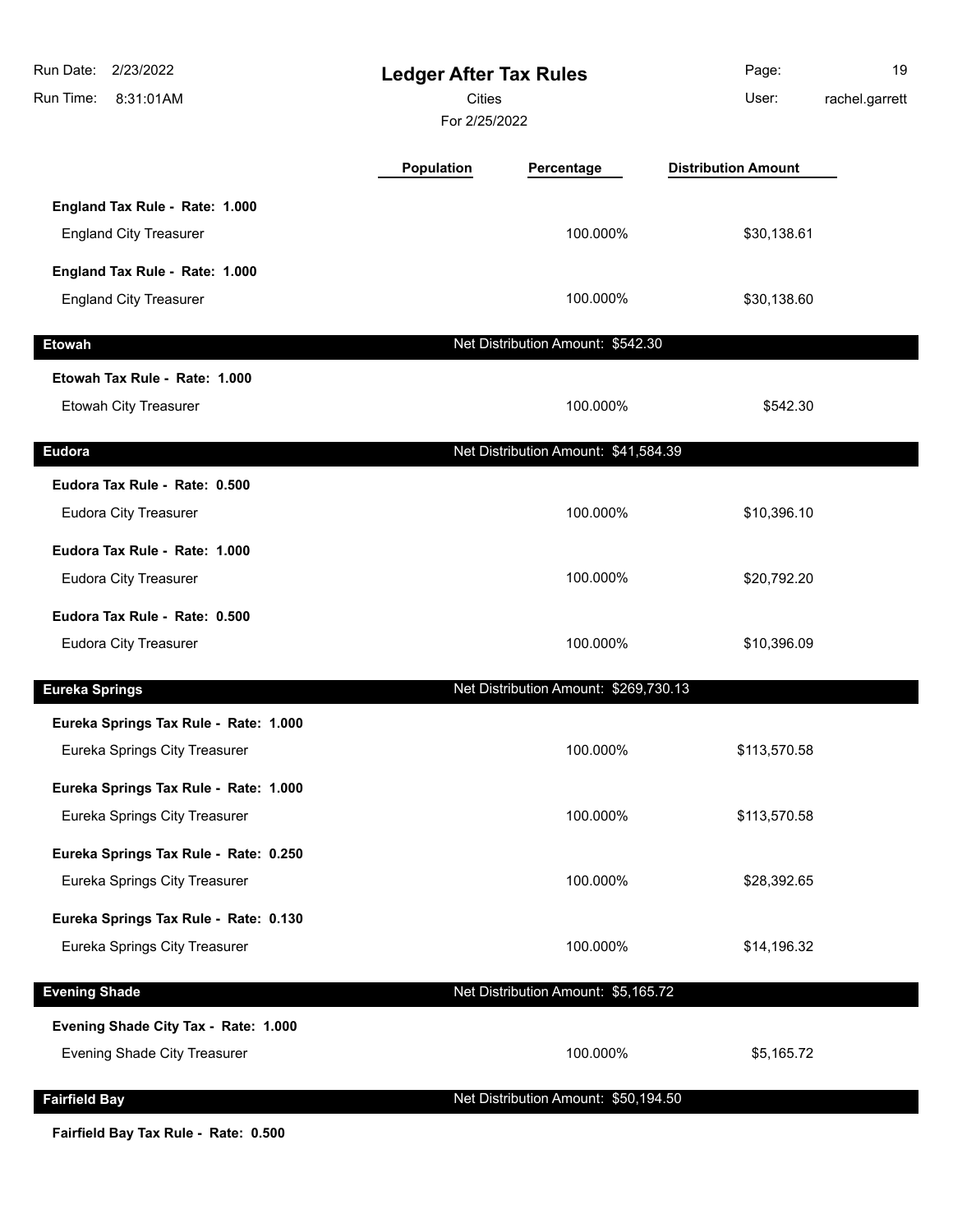| | Population | Percentage | Distribution Amount |
|---|---|---|---|
| **England Tax Rule - Rate: 1.000** | | | |
| England City Treasurer | | 100.000% | $30,138.61 |
| **England Tax Rule - Rate: 1.000** | | | |
| England City Treasurer | | 100.000% | $30,138.60 |

## Etowah

Net Distribution Amount: $542.30

| | Population | Percentage | Distribution Amount |
|---|---|---|---|
| **Etowah Tax Rule - Rate: 1.000** | | | |
| Etowah City Treasurer | | 100.000% | $542.30 |

## Eudora

Net Distribution Amount: $41,584.39

| | Population | Percentage | Distribution Amount |
|---|---|---|---|
| **Eudora Tax Rule - Rate: 0.500** | | | |
| Eudora City Treasurer | | 100.000% | $10,396.10 |
| **Eudora Tax Rule - Rate: 1.000** | | | |
| Eudora City Treasurer | | 100.000% | $20,792.20 |
| **Eudora Tax Rule - Rate: 0.500** | | | |
| Eudora City Treasurer | | 100.000% | $10,396.09 |

## Eureka Springs

Net Distribution Amount: $269,730.13

| | Population | Percentage | Distribution Amount |
|---|---|---|---|
| **Eureka Springs Tax Rule - Rate: 1.000** | | | |
| Eureka Springs City Treasurer | | 100.000% | $113,570.58 |
| **Eureka Springs Tax Rule - Rate: 1.000** | | | |
| Eureka Springs City Treasurer | | 100.000% | $113,570.58 |
| **Eureka Springs Tax Rule - Rate: 0.250** | | | |
| Eureka Springs City Treasurer | | 100.000% | $28,392.65 |
| **Eureka Springs Tax Rule - Rate: 0.130** | | | |
| Eureka Springs City Treasurer | | 100.000% | $14,196.32 |

## Evening Shade

Net Distribution Amount: $5,165.72

| | Population | Percentage | Distribution Amount |
|---|---|---|---|
| **Evening Shade City Tax - Rate: 1.000** | | | |
| Evening Shade City Treasurer | | 100.000% | $5,165.72 |

## Fairfield Bay

Net Distribution Amount: $50,194.50

**Fairfield Bay Tax Rule - Rate: 0.500**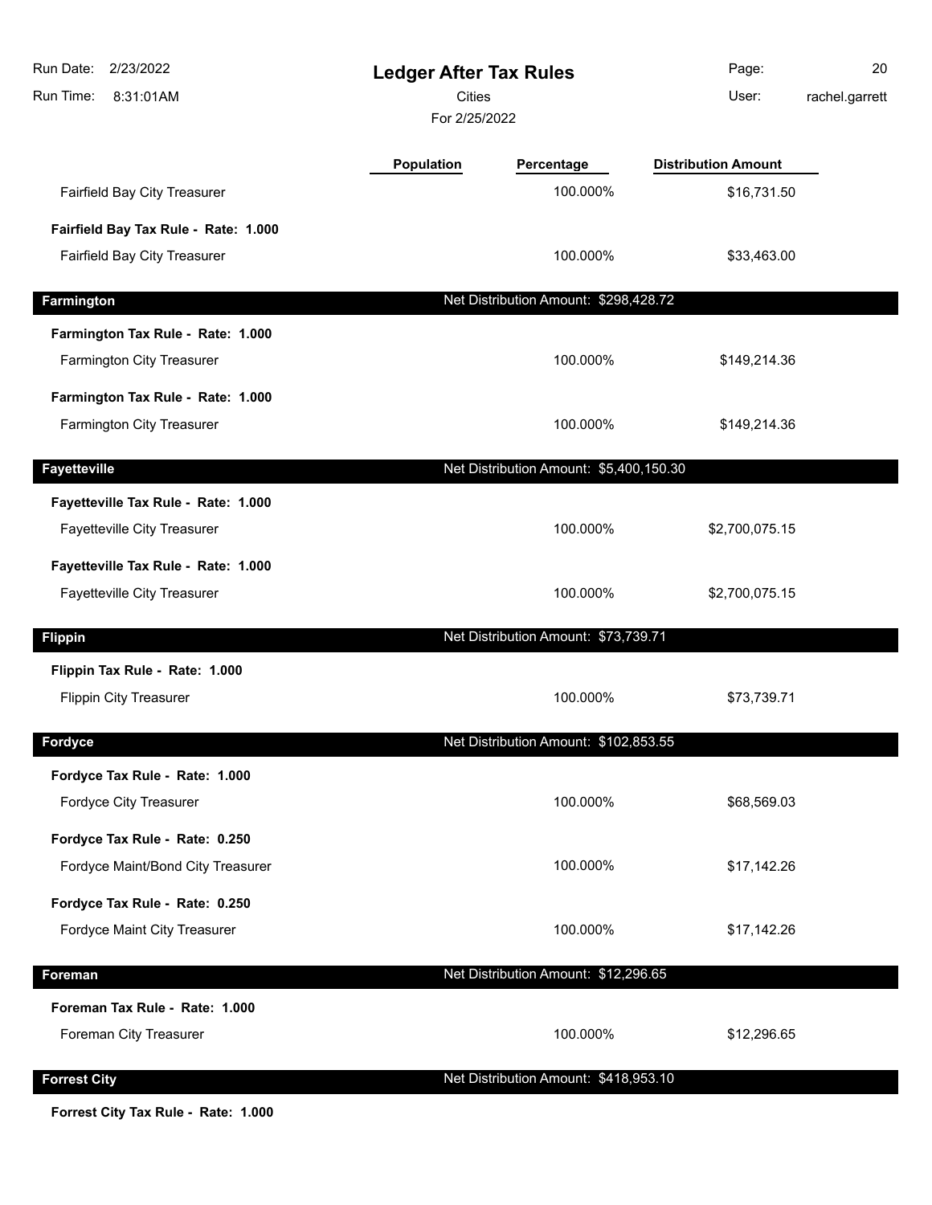# Ledger After Tax Rules

Cities

For 2/25/2022

| | Population | Percentage | Distribution Amount |
|---|---|---|---|
| Fairfield Bay City Treasurer | | 100.000% | $16,731.50 |
| **Fairfield Bay Tax Rule - Rate: 1.000** | | | |
| Fairfield Bay City Treasurer | | 100.000% | $33,463.00 |
| **Farmington** | | Net Distribution Amount: $298,428.72 | |
| **Farmington Tax Rule - Rate: 1.000** | | | |
| Farmington City Treasurer | | 100.000% | $149,214.36 |
| **Farmington Tax Rule - Rate: 1.000** | | | |
| Farmington City Treasurer | | 100.000% | $149,214.36 |
| **Fayetteville** | | Net Distribution Amount: $5,400,150.30 | |
| **Fayetteville Tax Rule - Rate: 1.000** | | | |
| Fayetteville City Treasurer | | 100.000% | $2,700,075.15 |
| **Fayetteville Tax Rule - Rate: 1.000** | | | |
| Fayetteville City Treasurer | | 100.000% | $2,700,075.15 |
| **Flippin** | | Net Distribution Amount: $73,739.71 | |
| **Flippin Tax Rule - Rate: 1.000** | | | |
| Flippin City Treasurer | | 100.000% | $73,739.71 |
| **Fordyce** | | Net Distribution Amount: $102,853.55 | |
| **Fordyce Tax Rule - Rate: 1.000** | | | |
| Fordyce City Treasurer | | 100.000% | $68,569.03 |
| **Fordyce Tax Rule - Rate: 0.250** | | | |
| Fordyce Maint/Bond City Treasurer | | 100.000% | $17,142.26 |
| **Fordyce Tax Rule - Rate: 0.250** | | | |
| Fordyce Maint City Treasurer | | 100.000% | $17,142.26 |
| **Foreman** | | Net Distribution Amount: $12,296.65 | |
| **Foreman Tax Rule - Rate: 1.000** | | | |
| Foreman City Treasurer | | 100.000% | $12,296.65 |
| **Forrest City** | | Net Distribution Amount: $418,953.10 | |
| **Forrest City Tax Rule - Rate: 1.000** | | | |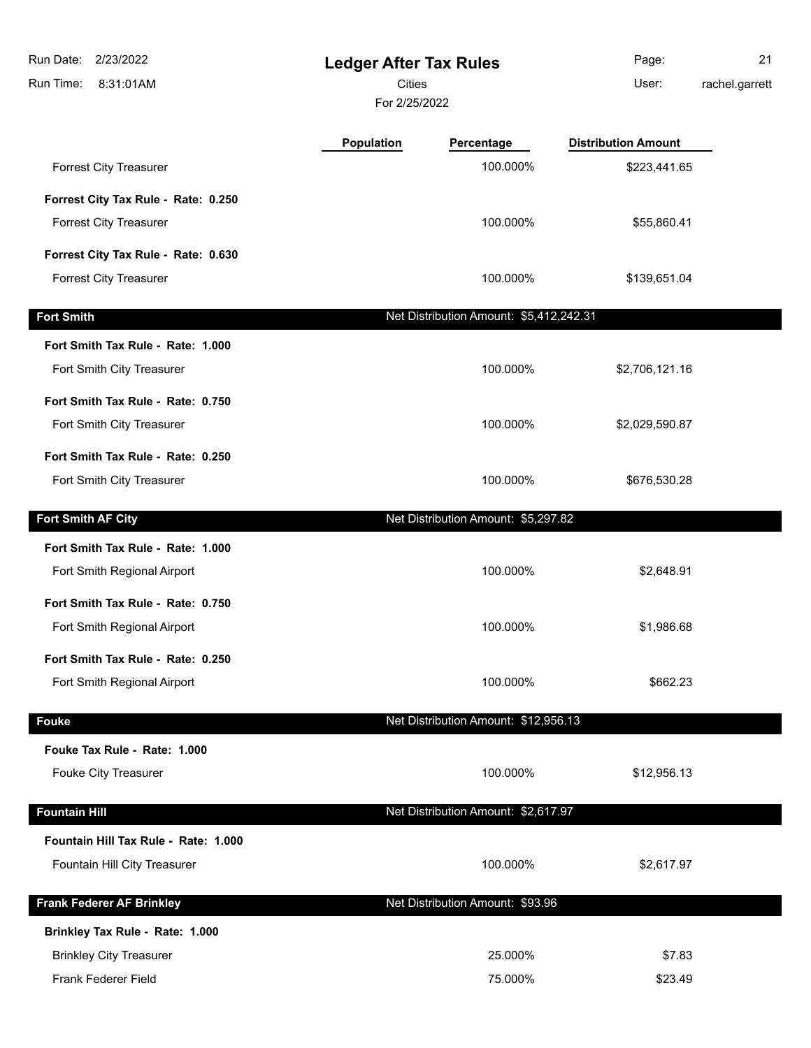# Ledger After Tax Rules

Cities

For 2/25/2022

| | Population | Percentage | Distribution Amount |
|---|---|---|---|
| Forrest City Treasurer | | 100.000% | $223,441.65 |
| **Forrest City Tax Rule - Rate: 0.250** | | | |
| Forrest City Treasurer | | 100.000% | $55,860.41 |
| **Forrest City Tax Rule - Rate: 0.630** | | | |
| Forrest City Treasurer | | 100.000% | $139,651.04 |
| **Fort Smith** | | Net Distribution Amount: $5,412,242.31 | |
| **Fort Smith Tax Rule - Rate: 1.000** | | | |
| Fort Smith City Treasurer | | 100.000% | $2,706,121.16 |
| **Fort Smith Tax Rule - Rate: 0.750** | | | |
| Fort Smith City Treasurer | | 100.000% | $2,029,590.87 |
| **Fort Smith Tax Rule - Rate: 0.250** | | | |
| Fort Smith City Treasurer | | 100.000% | $676,530.28 |
| **Fort Smith AF City** | | Net Distribution Amount: $5,297.82 | |
| **Fort Smith Tax Rule - Rate: 1.000** | | | |
| Fort Smith Regional Airport | | 100.000% | $2,648.91 |
| **Fort Smith Tax Rule - Rate: 0.750** | | | |
| Fort Smith Regional Airport | | 100.000% | $1,986.68 |
| **Fort Smith Tax Rule - Rate: 0.250** | | | |
| Fort Smith Regional Airport | | 100.000% | $662.23 |
| **Fouke** | | Net Distribution Amount: $12,956.13 | |
| **Fouke Tax Rule - Rate: 1.000** | | | |
| Fouke City Treasurer | | 100.000% | $12,956.13 |
| **Fountain Hill** | | Net Distribution Amount: $2,617.97 | |
| **Fountain Hill Tax Rule - Rate: 1.000** | | | |
| Fountain Hill City Treasurer | | 100.000% | $2,617.97 |
| **Frank Federer AF Brinkley** | | Net Distribution Amount: $93.96 | |
| **Brinkley Tax Rule - Rate: 1.000** | | | |
| Brinkley City Treasurer | | 25.000% | $7.83 |
| Frank Federer Field | | 75.000% | $23.49 |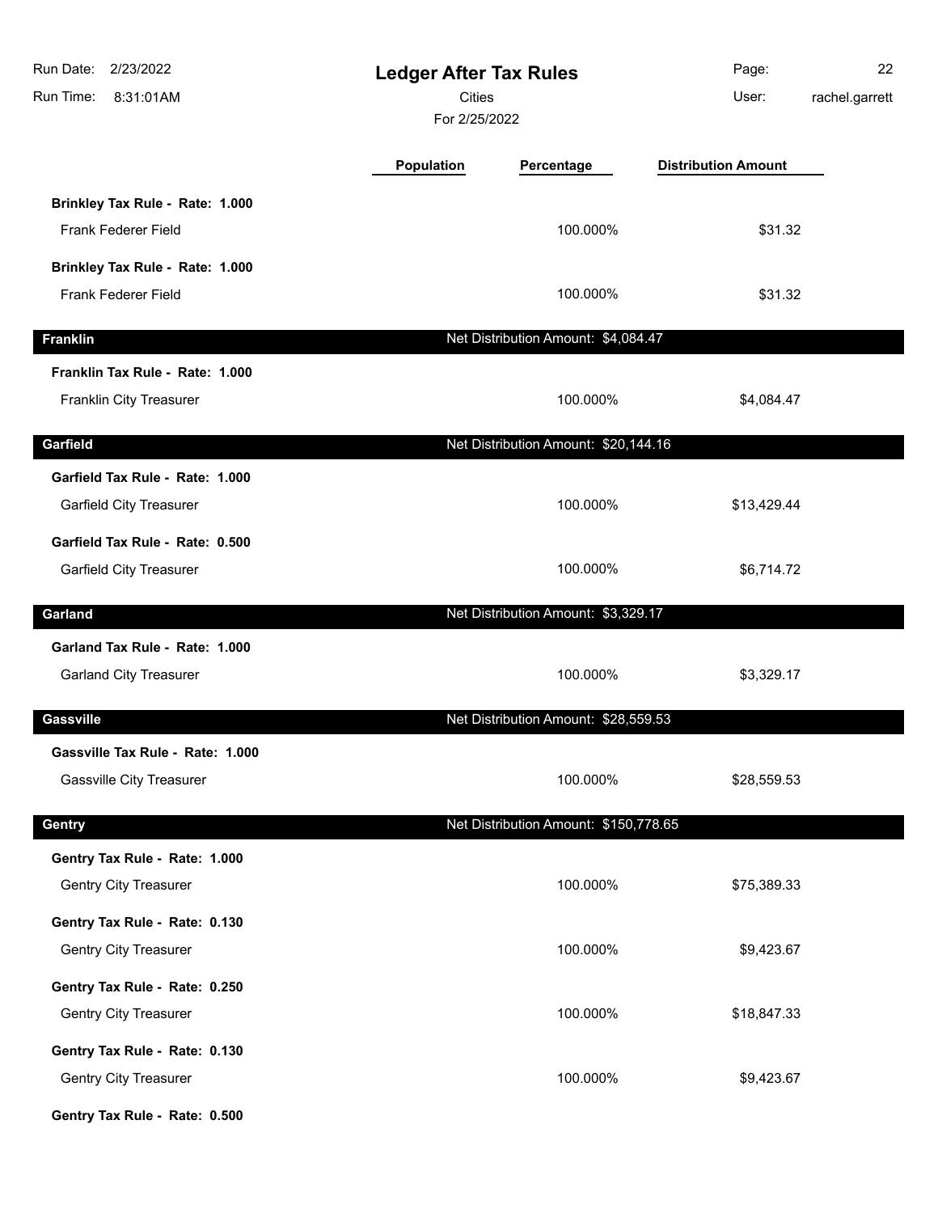# Ledger After Tax Rules

Cities

For 2/25/2022

| | Population | Percentage | Distribution Amount |
|---|---|---|---|
| **Brinkley Tax Rule - Rate: 1.000** | | | |
| Frank Federer Field | | 100.000% | $31.32 |
| **Brinkley Tax Rule - Rate: 1.000** | | | |
| Frank Federer Field | | 100.000% | $31.32 |
| **Franklin** | | Net Distribution Amount: $4,084.47 | |
| **Franklin Tax Rule - Rate: 1.000** | | | |
| Franklin City Treasurer | | 100.000% | $4,084.47 |
| **Garfield** | | Net Distribution Amount: $20,144.16 | |
| **Garfield Tax Rule - Rate: 1.000** | | | |
| Garfield City Treasurer | | 100.000% | $13,429.44 |
| **Garfield Tax Rule - Rate: 0.500** | | | |
| Garfield City Treasurer | | 100.000% | $6,714.72 |
| **Garland** | | Net Distribution Amount: $3,329.17 | |
| **Garland Tax Rule - Rate: 1.000** | | | |
| Garland City Treasurer | | 100.000% | $3,329.17 |
| **Gassville** | | Net Distribution Amount: $28,559.53 | |
| **Gassville Tax Rule - Rate: 1.000** | | | |
| Gassville City Treasurer | | 100.000% | $28,559.53 |
| **Gentry** | | Net Distribution Amount: $150,778.65 | |
| **Gentry Tax Rule - Rate: 1.000** | | | |
| Gentry City Treasurer | | 100.000% | $75,389.33 |
| **Gentry Tax Rule - Rate: 0.130** | | | |
| Gentry City Treasurer | | 100.000% | $9,423.67 |
| **Gentry Tax Rule - Rate: 0.250** | | | |
| Gentry City Treasurer | | 100.000% | $18,847.33 |
| **Gentry Tax Rule - Rate: 0.130** | | | |
| Gentry City Treasurer | | 100.000% | $9,423.67 |
| **Gentry Tax Rule - Rate: 0.500** | | | |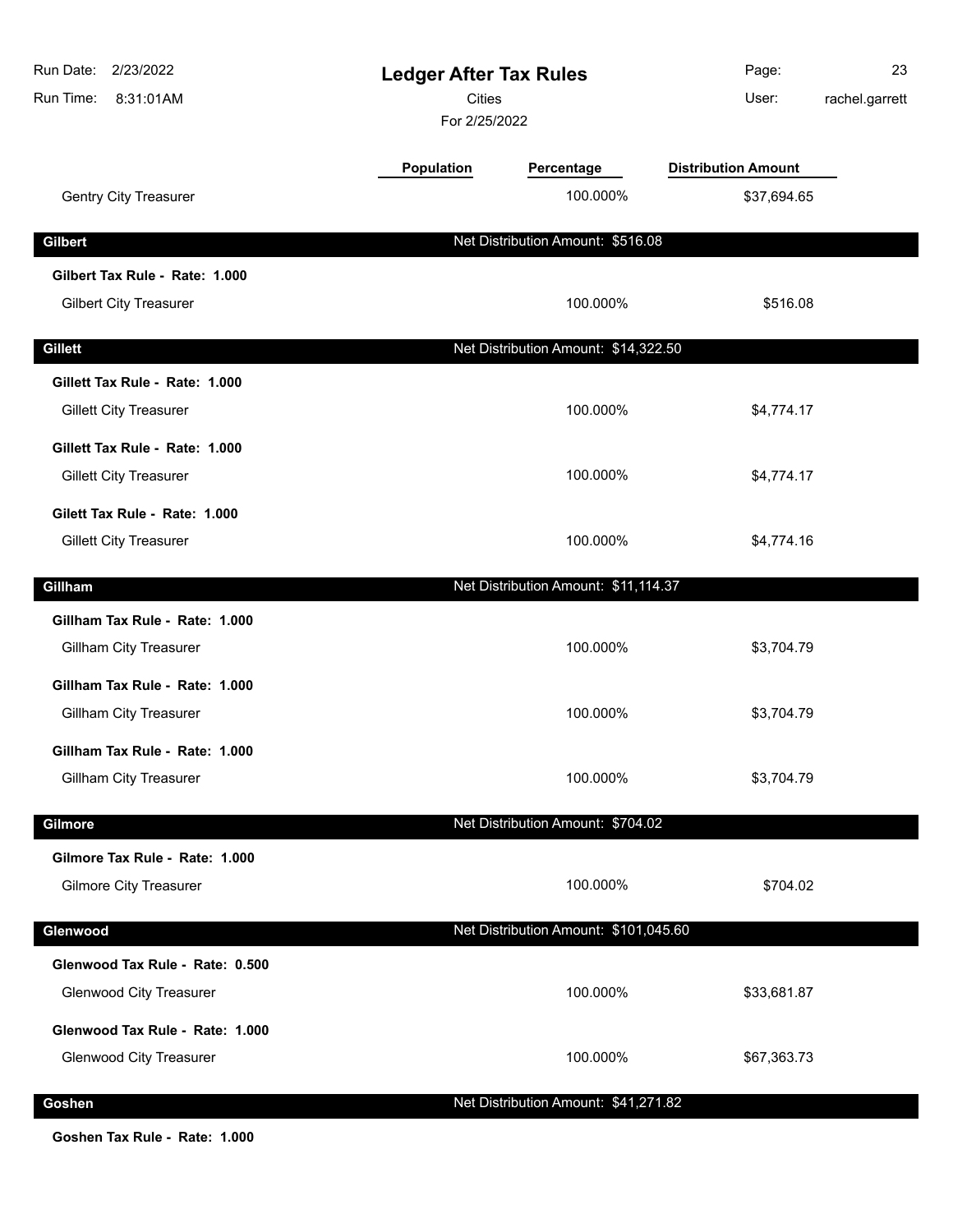# Ledger After Tax Rules

Cities

For 2/25/2022

| | Population | Percentage | Distribution Amount |
|---|---|---|---|
| Gentry City Treasurer | | 100.000% | $37,694.65 |
| **Gilbert** | | Net Distribution Amount: $516.08 | |
| **Gilbert Tax Rule - Rate: 1.000** | | | |
| Gilbert City Treasurer | | 100.000% | $516.08 |
| **Gillett** | | Net Distribution Amount: $14,322.50 | |
| **Gillett Tax Rule - Rate: 1.000** | | | |
| Gillett City Treasurer | | 100.000% | $4,774.17 |
| **Gillett Tax Rule - Rate: 1.000** | | | |
| Gillett City Treasurer | | 100.000% | $4,774.17 |
| **Gilett Tax Rule - Rate: 1.000** | | | |
| Gillett City Treasurer | | 100.000% | $4,774.16 |
| **Gillham** | | Net Distribution Amount: $11,114.37 | |
| **Gillham Tax Rule - Rate: 1.000** | | | |
| Gillham City Treasurer | | 100.000% | $3,704.79 |
| **Gillham Tax Rule - Rate: 1.000** | | | |
| Gillham City Treasurer | | 100.000% | $3,704.79 |
| **Gillham Tax Rule - Rate: 1.000** | | | |
| Gillham City Treasurer | | 100.000% | $3,704.79 |
| **Gilmore** | | Net Distribution Amount: $704.02 | |
| **Gilmore Tax Rule - Rate: 1.000** | | | |
| Gilmore City Treasurer | | 100.000% | $704.02 |
| **Glenwood** | | Net Distribution Amount: $101,045.60 | |
| **Glenwood Tax Rule - Rate: 0.500** | | | |
| Glenwood City Treasurer | | 100.000% | $33,681.87 |
| **Glenwood Tax Rule - Rate: 1.000** | | | |
| Glenwood City Treasurer | | 100.000% | $67,363.73 |
| **Goshen** | | Net Distribution Amount: $41,271.82 | |
| **Goshen Tax Rule - Rate: 1.000** | | | |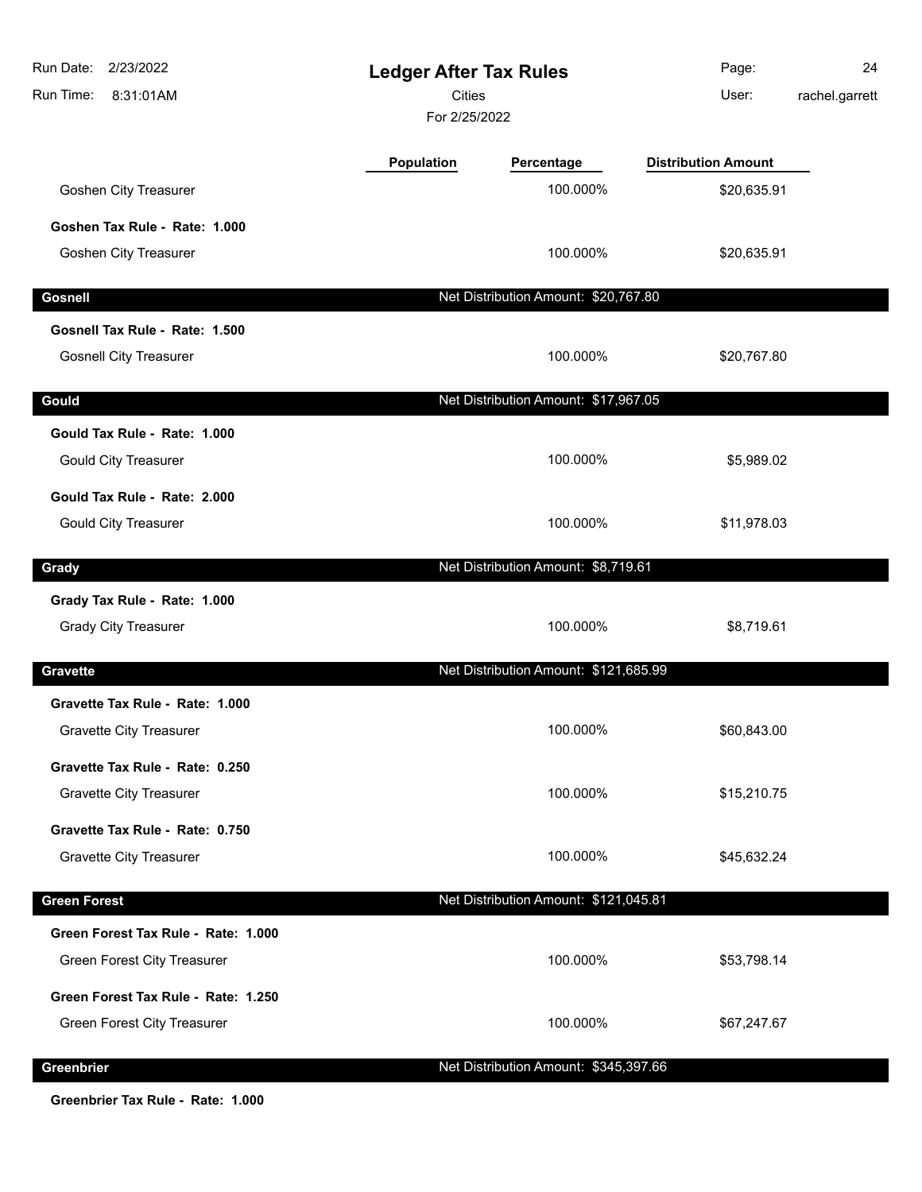# Ledger After Tax Rules

Cities

For 2/25/2022

| | Population | Percentage | Distribution Amount |
|---|---|---|---|
| Goshen City Treasurer | | 100.000% | $20,635.91 |
| **Goshen Tax Rule - Rate: 1.000** | | | |
| Goshen City Treasurer | | 100.000% | $20,635.91 |
| **Gosnell** | | Net Distribution Amount: $20,767.80 | |
| **Gosnell Tax Rule - Rate: 1.500** | | | |
| Gosnell City Treasurer | | 100.000% | $20,767.80 |
| **Gould** | | Net Distribution Amount: $17,967.05 | |
| **Gould Tax Rule - Rate: 1.000** | | | |
| Gould City Treasurer | | 100.000% | $5,989.02 |
| **Gould Tax Rule - Rate: 2.000** | | | |
| Gould City Treasurer | | 100.000% | $11,978.03 |
| **Grady** | | Net Distribution Amount: $8,719.61 | |
| **Grady Tax Rule - Rate: 1.000** | | | |
| Grady City Treasurer | | 100.000% | $8,719.61 |
| **Gravette** | | Net Distribution Amount: $121,685.99 | |
| **Gravette Tax Rule - Rate: 1.000** | | | |
| Gravette City Treasurer | | 100.000% | $60,843.00 |
| **Gravette Tax Rule - Rate: 0.250** | | | |
| Gravette City Treasurer | | 100.000% | $15,210.75 |
| **Gravette Tax Rule - Rate: 0.750** | | | |
| Gravette City Treasurer | | 100.000% | $45,632.24 |
| **Green Forest** | | Net Distribution Amount: $121,045.81 | |
| **Green Forest Tax Rule - Rate: 1.000** | | | |
| Green Forest City Treasurer | | 100.000% | $53,798.14 |
| **Green Forest Tax Rule - Rate: 1.250** | | | |
| Green Forest City Treasurer | | 100.000% | $67,247.67 |
| **Greenbrier** | | Net Distribution Amount: $345,397.66 | |
| **Greenbrier Tax Rule - Rate: 1.000** | | | |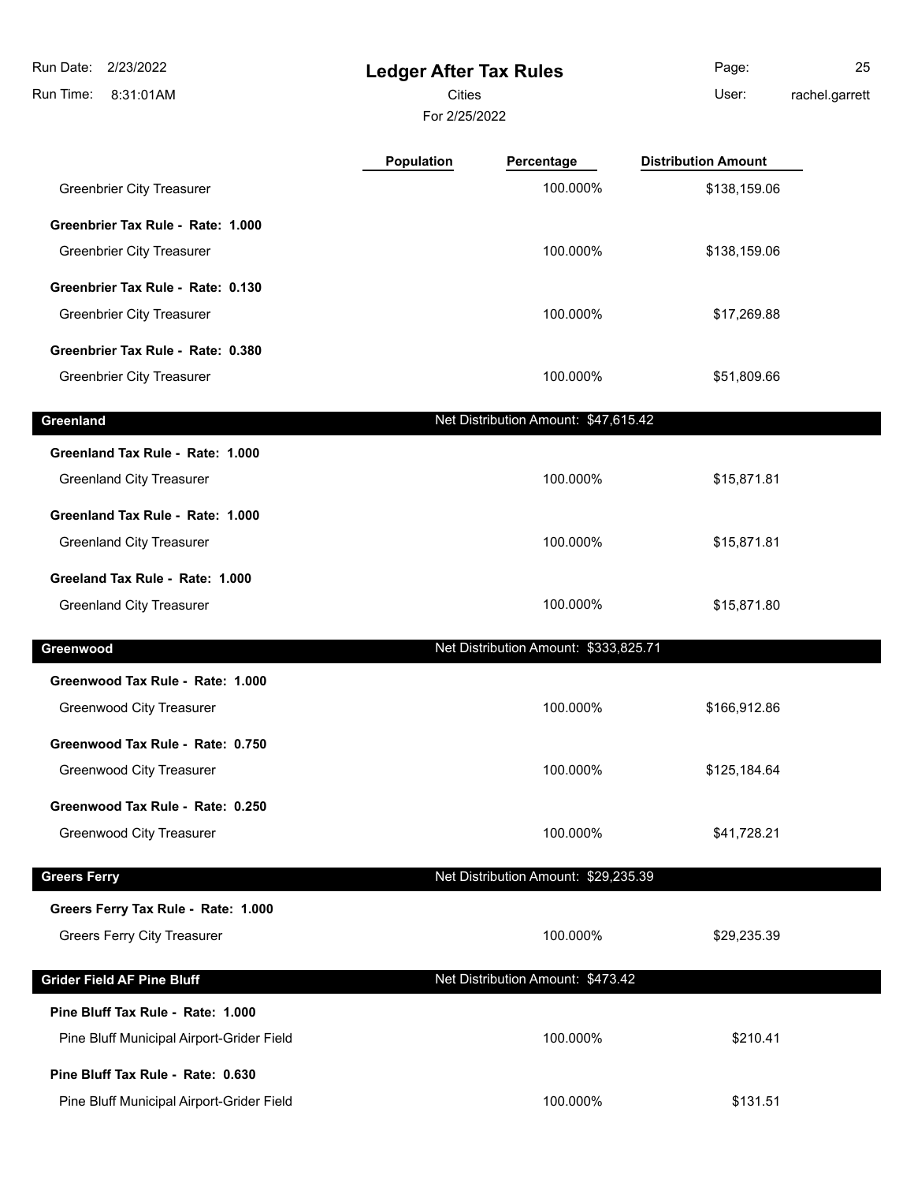# Ledger After Tax Rules

Cities

For 2/25/2022

| | Population | Percentage | Distribution Amount |
|---|---|---|---|
| Greenbrier City Treasurer | | 100.000% | $138,159.06 |
| **Greenbrier Tax Rule - Rate: 1.000** | | | |
| Greenbrier City Treasurer | | 100.000% | $138,159.06 |
| **Greenbrier Tax Rule - Rate: 0.130** | | | |
| Greenbrier City Treasurer | | 100.000% | $17,269.88 |
| **Greenbrier Tax Rule - Rate: 0.380** | | | |
| Greenbrier City Treasurer | | 100.000% | $51,809.66 |
| **Greenland** | | Net Distribution Amount: $47,615.42 | |
| **Greenland Tax Rule - Rate: 1.000** | | | |
| Greenland City Treasurer | | 100.000% | $15,871.81 |
| **Greenland Tax Rule - Rate: 1.000** | | | |
| Greenland City Treasurer | | 100.000% | $15,871.81 |
| **Greeland Tax Rule - Rate: 1.000** | | | |
| Greenland City Treasurer | | 100.000% | $15,871.80 |
| **Greenwood** | | Net Distribution Amount: $333,825.71 | |
| **Greenwood Tax Rule - Rate: 1.000** | | | |
| Greenwood City Treasurer | | 100.000% | $166,912.86 |
| **Greenwood Tax Rule - Rate: 0.750** | | | |
| Greenwood City Treasurer | | 100.000% | $125,184.64 |
| **Greenwood Tax Rule - Rate: 0.250** | | | |
| Greenwood City Treasurer | | 100.000% | $41,728.21 |
| **Greers Ferry** | | Net Distribution Amount: $29,235.39 | |
| **Greers Ferry Tax Rule - Rate: 1.000** | | | |
| Greers Ferry City Treasurer | | 100.000% | $29,235.39 |
| **Grider Field AF Pine Bluff** | | Net Distribution Amount: $473.42 | |
| **Pine Bluff Tax Rule - Rate: 1.000** | | | |
| Pine Bluff Municipal Airport-Grider Field | | 100.000% | $210.41 |
| **Pine Bluff Tax Rule - Rate: 0.630** | | | |
| Pine Bluff Municipal Airport-Grider Field | | 100.000% | $131.51 |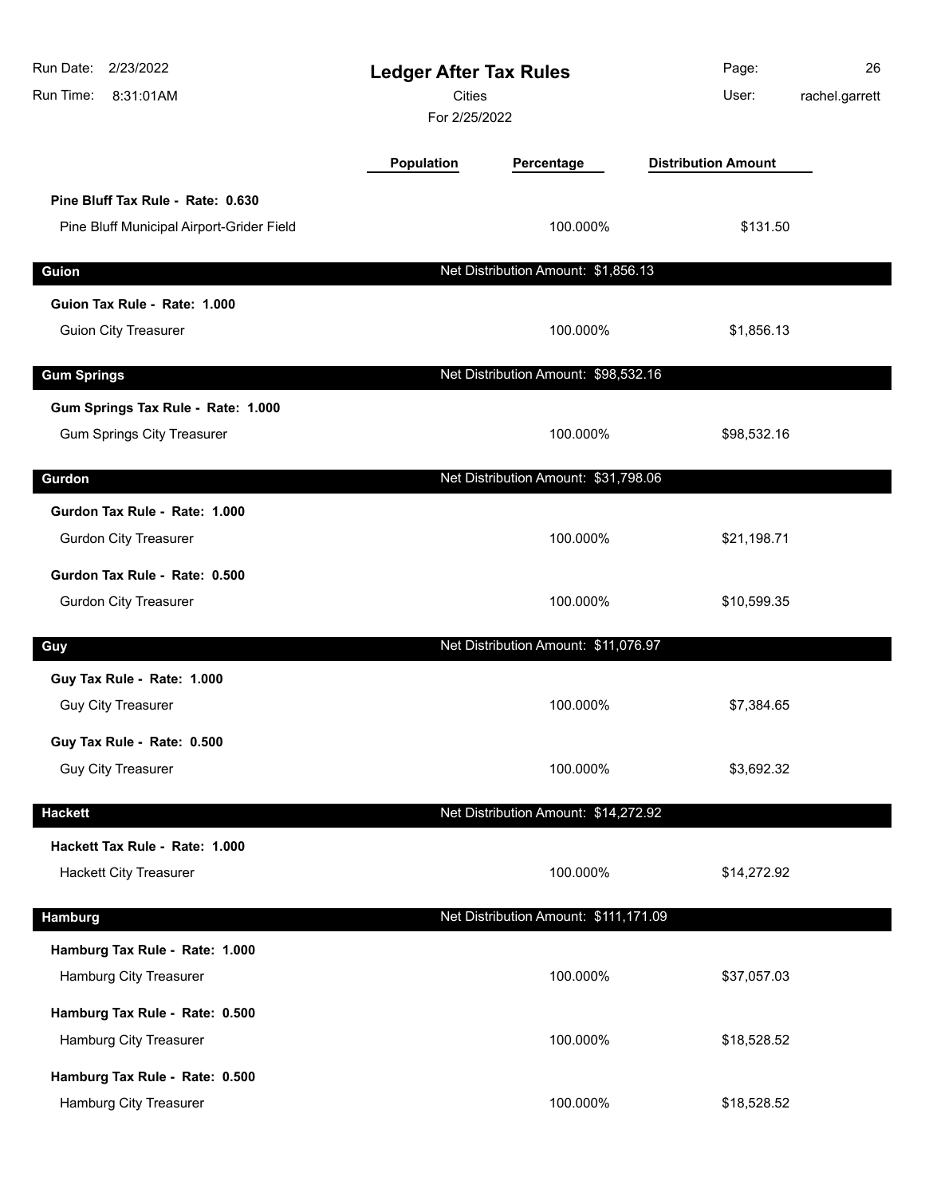# Ledger After Tax Rules

Cities

For 2/25/2022

Run Date: 2/23/2022
Run Time: 8:31:01AM
User: rachel.garrett

| | Population | Percentage | Distribution Amount |
|---|---|---|---|
| **Pine Bluff Tax Rule - Rate: 0.630** | | | |
| Pine Bluff Municipal Airport-Grider Field | | 100.000% | $131.50 |
| **Guion** | | **Net Distribution Amount: $1,856.13** | |
| **Guion Tax Rule - Rate: 1.000** | | | |
| Guion City Treasurer | | 100.000% | $1,856.13 |
| **Gum Springs** | | **Net Distribution Amount: $98,532.16** | |
| **Gum Springs Tax Rule - Rate: 1.000** | | | |
| Gum Springs City Treasurer | | 100.000% | $98,532.16 |
| **Gurdon** | | **Net Distribution Amount: $31,798.06** | |
| **Gurdon Tax Rule - Rate: 1.000** | | | |
| Gurdon City Treasurer | | 100.000% | $21,198.71 |
| **Gurdon Tax Rule - Rate: 0.500** | | | |
| Gurdon City Treasurer | | 100.000% | $10,599.35 |
| **Guy** | | **Net Distribution Amount: $11,076.97** | |
| **Guy Tax Rule - Rate: 1.000** | | | |
| Guy City Treasurer | | 100.000% | $7,384.65 |
| **Guy Tax Rule - Rate: 0.500** | | | |
| Guy City Treasurer | | 100.000% | $3,692.32 |
| **Hackett** | | **Net Distribution Amount: $14,272.92** | |
| **Hackett Tax Rule - Rate: 1.000** | | | |
| Hackett City Treasurer | | 100.000% | $14,272.92 |
| **Hamburg** | | **Net Distribution Amount: $111,171.09** | |
| **Hamburg Tax Rule - Rate: 1.000** | | | |
| Hamburg City Treasurer | | 100.000% | $37,057.03 |
| **Hamburg Tax Rule - Rate: 0.500** | | | |
| Hamburg City Treasurer | | 100.000% | $18,528.52 |
| **Hamburg Tax Rule - Rate: 0.500** | | | |
| Hamburg City Treasurer | | 100.000% | $18,528.52 |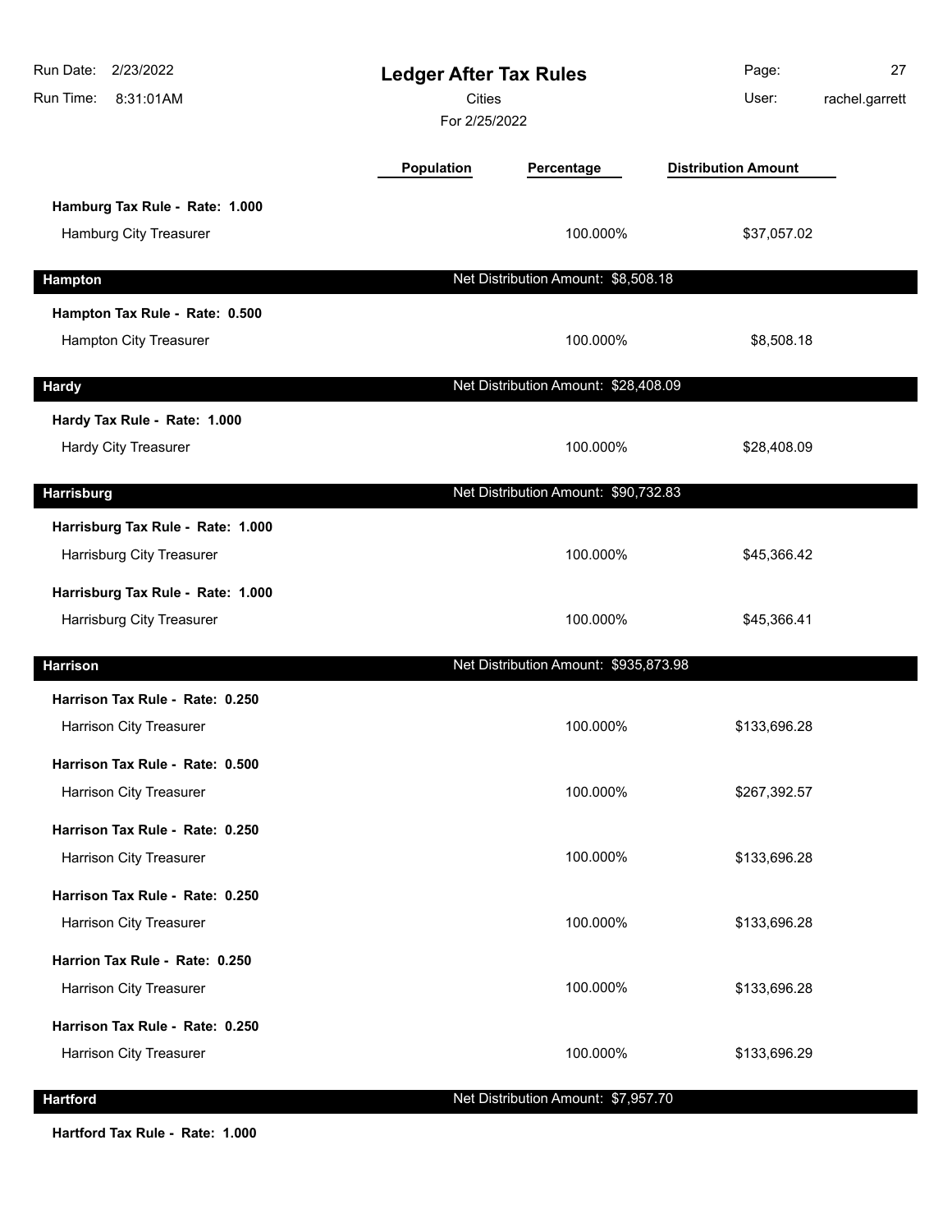| | Population | Percentage | Distribution Amount |
|---|---|---|---|
| **Hamburg Tax Rule - Rate: 1.000** | | | |
| Hamburg City Treasurer | | 100.000% | $37,057.02 |
| **Hampton** | | Net Distribution Amount: $8,508.18 | |
| **Hampton Tax Rule - Rate: 0.500** | | | |
| Hampton City Treasurer | | 100.000% | $8,508.18 |
| **Hardy** | | Net Distribution Amount: $28,408.09 | |
| **Hardy Tax Rule - Rate: 1.000** | | | |
| Hardy City Treasurer | | 100.000% | $28,408.09 |
| **Harrisburg** | | Net Distribution Amount: $90,732.83 | |
| **Harrisburg Tax Rule - Rate: 1.000** | | | |
| Harrisburg City Treasurer | | 100.000% | $45,366.42 |
| **Harrisburg Tax Rule - Rate: 1.000** | | | |
| Harrisburg City Treasurer | | 100.000% | $45,366.41 |
| **Harrison** | | Net Distribution Amount: $935,873.98 | |
| **Harrison Tax Rule - Rate: 0.250** | | | |
| Harrison City Treasurer | | 100.000% | $133,696.28 |
| **Harrison Tax Rule - Rate: 0.500** | | | |
| Harrison City Treasurer | | 100.000% | $267,392.57 |
| **Harrison Tax Rule - Rate: 0.250** | | | |
| Harrison City Treasurer | | 100.000% | $133,696.28 |
| **Harrison Tax Rule - Rate: 0.250** | | | |
| Harrison City Treasurer | | 100.000% | $133,696.28 |
| **Harrion Tax Rule - Rate: 0.250** | | | |
| Harrison City Treasurer | | 100.000% | $133,696.28 |
| **Harrison Tax Rule - Rate: 0.250** | | | |
| Harrison City Treasurer | | 100.000% | $133,696.29 |
| **Hartford** | | Net Distribution Amount: $7,957.70 | |
| **Hartford Tax Rule - Rate: 1.000** | | | |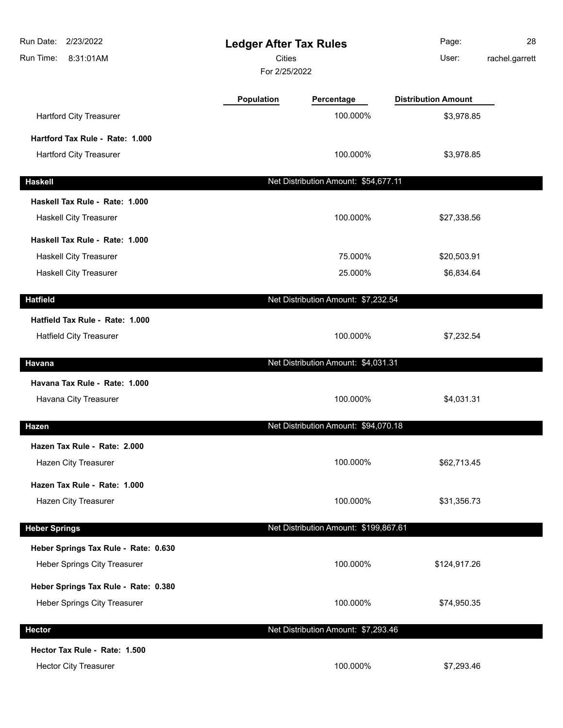| | Population | Percentage | Distribution Amount |
|---|---|---|---|
| Hartford City Treasurer | | 100.000% | $3,978.85 |
| **Hartford Tax Rule - Rate: 1.000** | | | |
| Hartford City Treasurer | | 100.000% | $3,978.85 |
| **Haskell** | | Net Distribution Amount: $54,677.11 | |
| **Haskell Tax Rule - Rate: 1.000** | | | |
| Haskell City Treasurer | | 100.000% | $27,338.56 |
| **Haskell Tax Rule - Rate: 1.000** | | | |
| Haskell City Treasurer | | 75.000% | $20,503.91 |
| Haskell City Treasurer | | 25.000% | $6,834.64 |
| **Hatfield** | | Net Distribution Amount: $7,232.54 | |
| **Hatfield Tax Rule - Rate: 1.000** | | | |
| Hatfield City Treasurer | | 100.000% | $7,232.54 |
| **Havana** | | Net Distribution Amount: $4,031.31 | |
| **Havana Tax Rule - Rate: 1.000** | | | |
| Havana City Treasurer | | 100.000% | $4,031.31 |
| **Hazen** | | Net Distribution Amount: $94,070.18 | |
| **Hazen Tax Rule - Rate: 2.000** | | | |
| Hazen City Treasurer | | 100.000% | $62,713.45 |
| **Hazen Tax Rule - Rate: 1.000** | | | |
| Hazen City Treasurer | | 100.000% | $31,356.73 |
| **Heber Springs** | | Net Distribution Amount: $199,867.61 | |
| **Heber Springs Tax Rule - Rate: 0.630** | | | |
| Heber Springs City Treasurer | | 100.000% | $124,917.26 |
| **Heber Springs Tax Rule - Rate: 0.380** | | | |
| Heber Springs City Treasurer | | 100.000% | $74,950.35 |
| **Hector** | | Net Distribution Amount: $7,293.46 | |
| **Hector Tax Rule - Rate: 1.500** | | | |
| Hector City Treasurer | | 100.000% | $7,293.46 |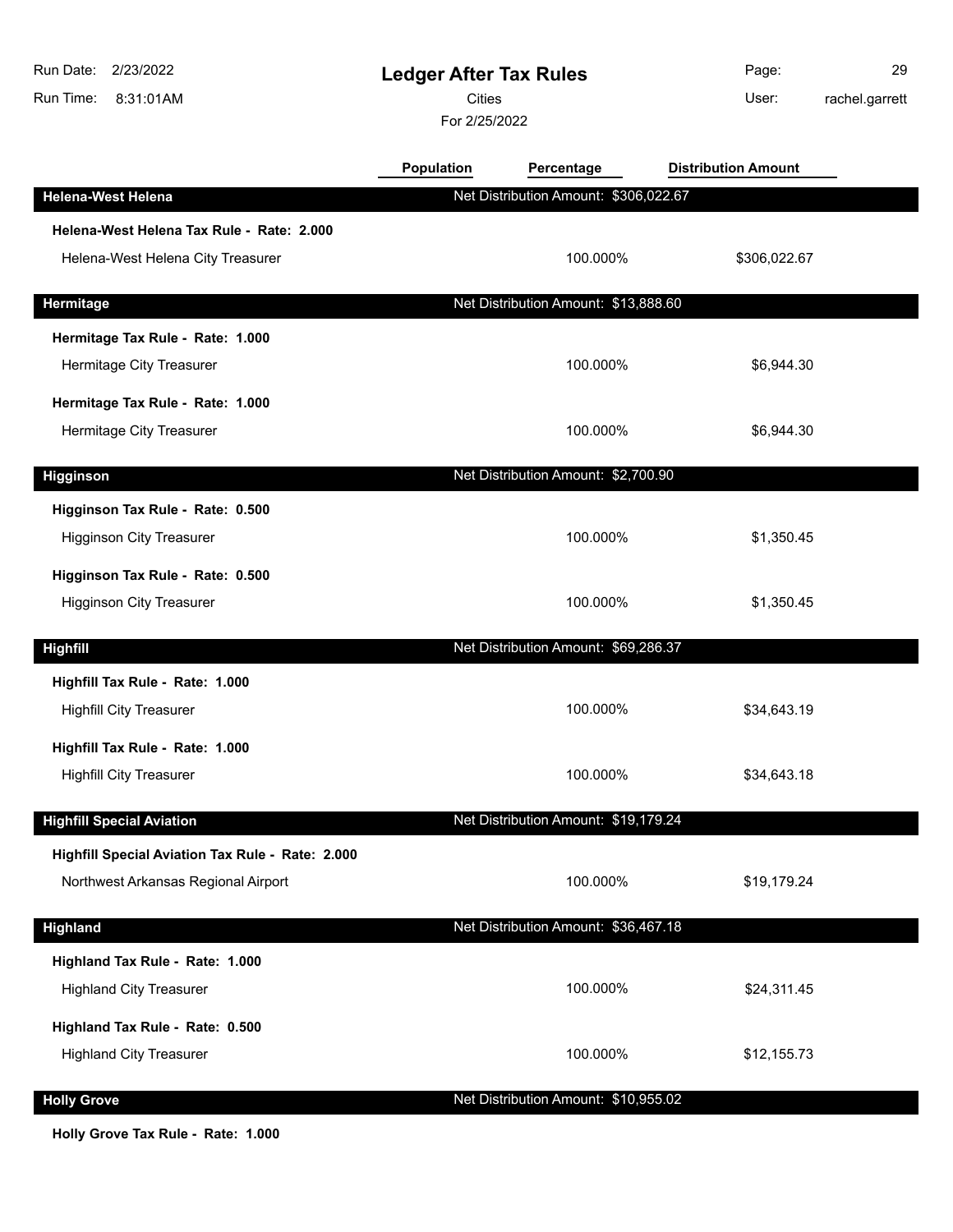# Ledger After Tax Rules

Cities

For 2/25/2022

Run Date: 2/23/2022
Run Time: 8:31:01AM
User: rachel.garrett

| | Population | Percentage | Distribution Amount |
|---|---|---|---|
| **Helena-West Helena** | | Net Distribution Amount: $306,022.67 | |
| **Helena-West Helena Tax Rule - Rate: 2.000** | | | |
| Helena-West Helena City Treasurer | | 100.000% | $306,022.67 |
| **Hermitage** | | Net Distribution Amount: $13,888.60 | |
| **Hermitage Tax Rule - Rate: 1.000** | | | |
| Hermitage City Treasurer | | 100.000% | $6,944.30 |
| **Hermitage Tax Rule - Rate: 1.000** | | | |
| Hermitage City Treasurer | | 100.000% | $6,944.30 |
| **Higginson** | | Net Distribution Amount: $2,700.90 | |
| **Higginson Tax Rule - Rate: 0.500** | | | |
| Higginson City Treasurer | | 100.000% | $1,350.45 |
| **Higginson Tax Rule - Rate: 0.500** | | | |
| Higginson City Treasurer | | 100.000% | $1,350.45 |
| **Highfill** | | Net Distribution Amount: $69,286.37 | |
| **Highfill Tax Rule - Rate: 1.000** | | | |
| Highfill City Treasurer | | 100.000% | $34,643.19 |
| **Highfill Tax Rule - Rate: 1.000** | | | |
| Highfill City Treasurer | | 100.000% | $34,643.18 |
| **Highfill Special Aviation** | | Net Distribution Amount: $19,179.24 | |
| **Highfill Special Aviation Tax Rule - Rate: 2.000** | | | |
| Northwest Arkansas Regional Airport | | 100.000% | $19,179.24 |
| **Highland** | | Net Distribution Amount: $36,467.18 | |
| **Highland Tax Rule - Rate: 1.000** | | | |
| Highland City Treasurer | | 100.000% | $24,311.45 |
| **Highland Tax Rule - Rate: 0.500** | | | |
| Highland City Treasurer | | 100.000% | $12,155.73 |
| **Holly Grove** | | Net Distribution Amount: $10,955.02 | |
| **Holly Grove Tax Rule - Rate: 1.000** | | | |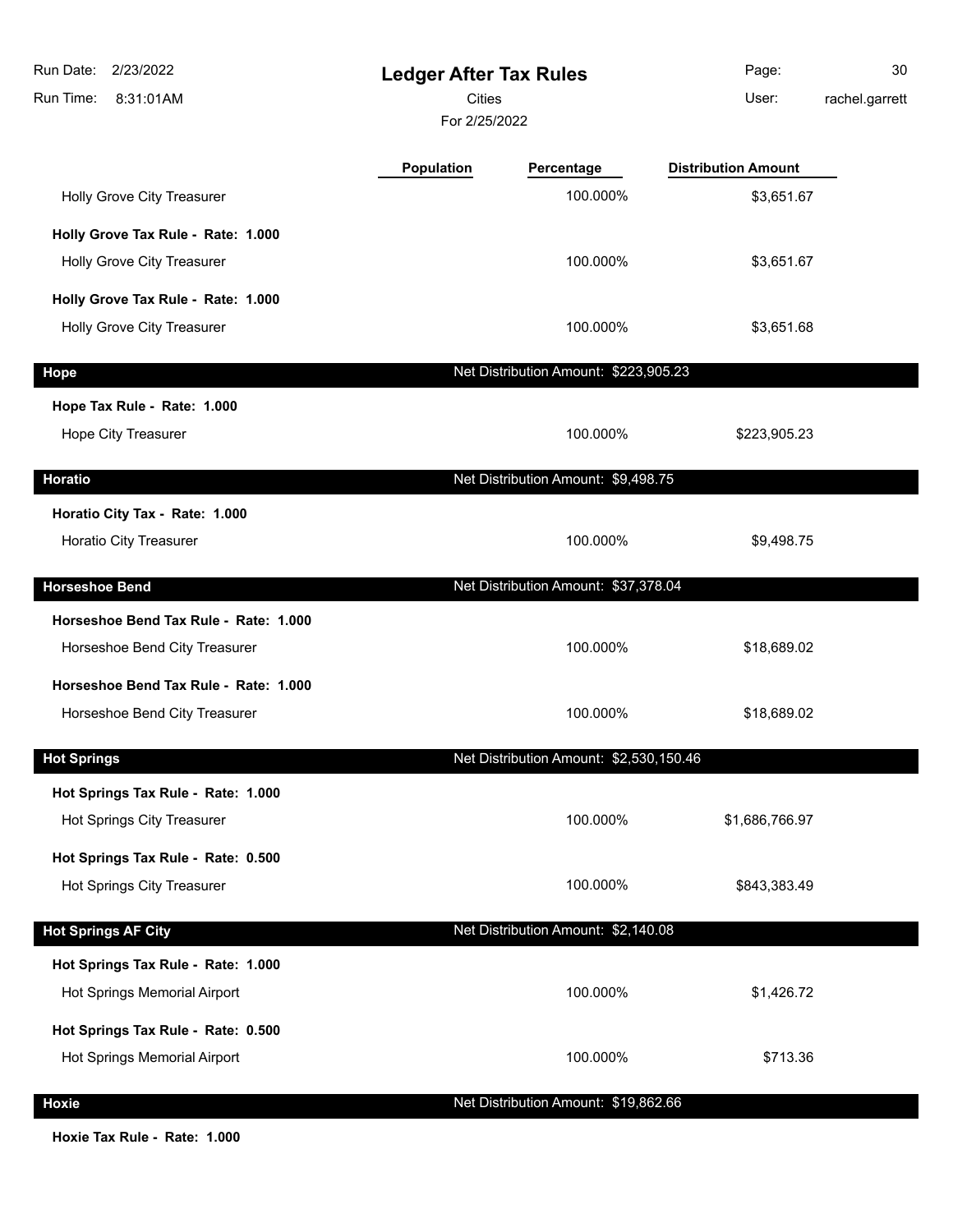# Ledger After Tax Rules

Cities

For 2/25/2022

| | Population | Percentage | Distribution Amount |
|---|---|---|---|
| Holly Grove City Treasurer | | 100.000% | $3,651.67 |
| **Holly Grove Tax Rule - Rate: 1.000** | | | |
| Holly Grove City Treasurer | | 100.000% | $3,651.67 |
| **Holly Grove Tax Rule - Rate: 1.000** | | | |
| Holly Grove City Treasurer | | 100.000% | $3,651.68 |
| **Hope** | | Net Distribution Amount: $223,905.23 | |
| **Hope Tax Rule - Rate: 1.000** | | | |
| Hope City Treasurer | | 100.000% | $223,905.23 |
| **Horatio** | | Net Distribution Amount: $9,498.75 | |
| **Horatio City Tax - Rate: 1.000** | | | |
| Horatio City Treasurer | | 100.000% | $9,498.75 |
| **Horseshoe Bend** | | Net Distribution Amount: $37,378.04 | |
| **Horseshoe Bend Tax Rule - Rate: 1.000** | | | |
| Horseshoe Bend City Treasurer | | 100.000% | $18,689.02 |
| **Horseshoe Bend Tax Rule - Rate: 1.000** | | | |
| Horseshoe Bend City Treasurer | | 100.000% | $18,689.02 |
| **Hot Springs** | | Net Distribution Amount: $2,530,150.46 | |
| **Hot Springs Tax Rule - Rate: 1.000** | | | |
| Hot Springs City Treasurer | | 100.000% | $1,686,766.97 |
| **Hot Springs Tax Rule - Rate: 0.500** | | | |
| Hot Springs City Treasurer | | 100.000% | $843,383.49 |
| **Hot Springs AF City** | | Net Distribution Amount: $2,140.08 | |
| **Hot Springs Tax Rule - Rate: 1.000** | | | |
| Hot Springs Memorial Airport | | 100.000% | $1,426.72 |
| **Hot Springs Tax Rule - Rate: 0.500** | | | |
| Hot Springs Memorial Airport | | 100.000% | $713.36 |
| **Hoxie** | | Net Distribution Amount: $19,862.66 | |
| **Hoxie Tax Rule - Rate: 1.000** | | | |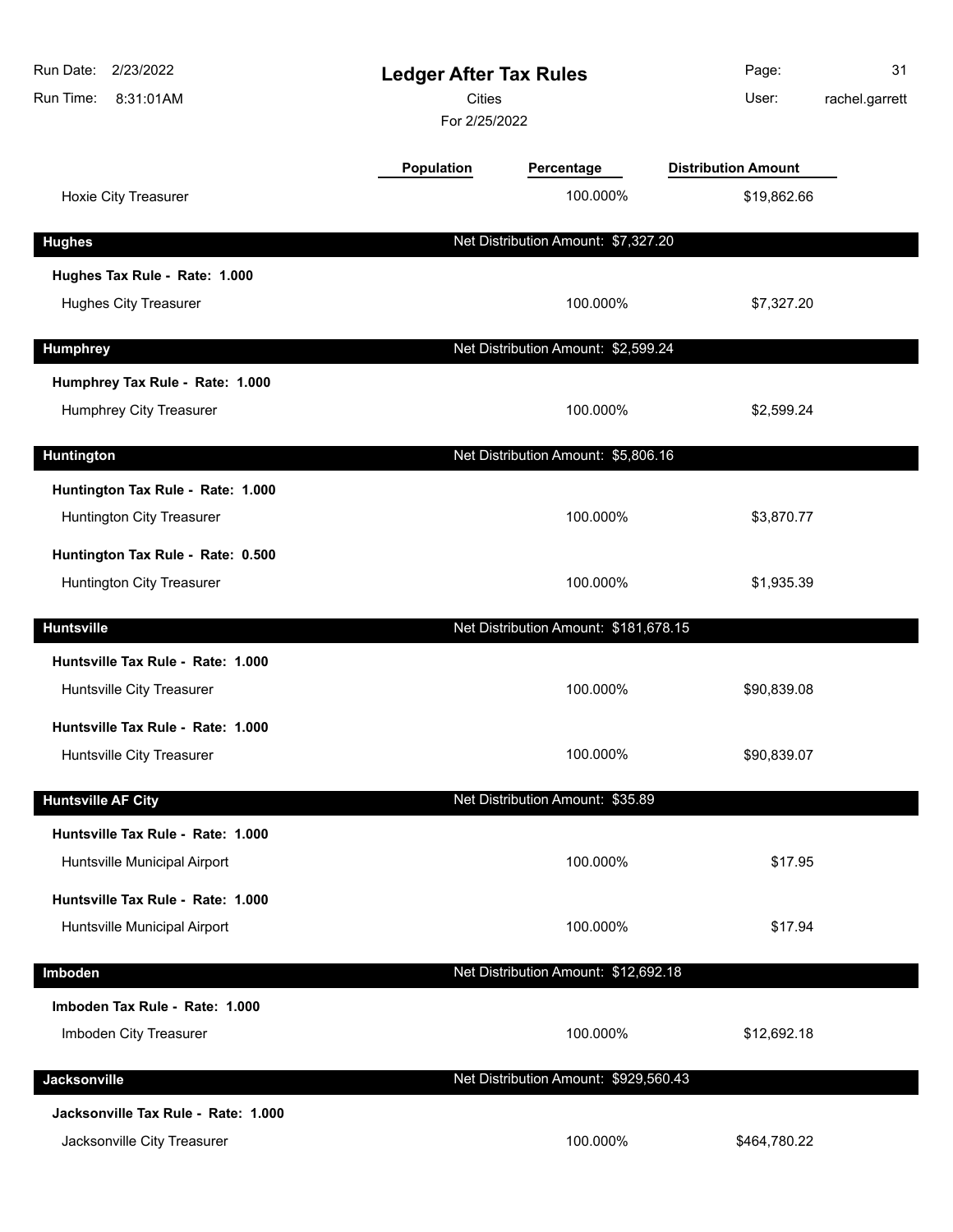| | Population | Percentage | Distribution Amount |
|---|---|---|---|
| Hoxie City Treasurer | | 100.000% | $19,862.66 |

**Hughes** — Net Distribution Amount: $7,327.20

| | Population | Percentage | Distribution Amount |
|---|---|---|---|
| **Hughes Tax Rule - Rate: 1.000** | | | |
| Hughes City Treasurer | | 100.000% | $7,327.20 |

**Humphrey** — Net Distribution Amount: $2,599.24

| | Population | Percentage | Distribution Amount |
|---|---|---|---|
| **Humphrey Tax Rule - Rate: 1.000** | | | |
| Humphrey City Treasurer | | 100.000% | $2,599.24 |

**Huntington** — Net Distribution Amount: $5,806.16

| | Population | Percentage | Distribution Amount |
|---|---|---|---|
| **Huntington Tax Rule - Rate: 1.000** | | | |
| Huntington City Treasurer | | 100.000% | $3,870.77 |
| **Huntington Tax Rule - Rate: 0.500** | | | |
| Huntington City Treasurer | | 100.000% | $1,935.39 |

**Huntsville** — Net Distribution Amount: $181,678.15

| | Population | Percentage | Distribution Amount |
|---|---|---|---|
| **Huntsville Tax Rule - Rate: 1.000** | | | |
| Huntsville City Treasurer | | 100.000% | $90,839.08 |
| **Huntsville Tax Rule - Rate: 1.000** | | | |
| Huntsville City Treasurer | | 100.000% | $90,839.07 |

**Huntsville AF City** — Net Distribution Amount: $35.89

| | Population | Percentage | Distribution Amount |
|---|---|---|---|
| **Huntsville Tax Rule - Rate: 1.000** | | | |
| Huntsville Municipal Airport | | 100.000% | $17.95 |
| **Huntsville Tax Rule - Rate: 1.000** | | | |
| Huntsville Municipal Airport | | 100.000% | $17.94 |

**Imboden** — Net Distribution Amount: $12,692.18

| | Population | Percentage | Distribution Amount |
|---|---|---|---|
| **Imboden Tax Rule - Rate: 1.000** | | | |
| Imboden City Treasurer | | 100.000% | $12,692.18 |

**Jacksonville** — Net Distribution Amount: $929,560.43

| | Population | Percentage | Distribution Amount |
|---|---|---|---|
| **Jacksonville Tax Rule - Rate: 1.000** | | | |
| Jacksonville City Treasurer | | 100.000% | $464,780.22 |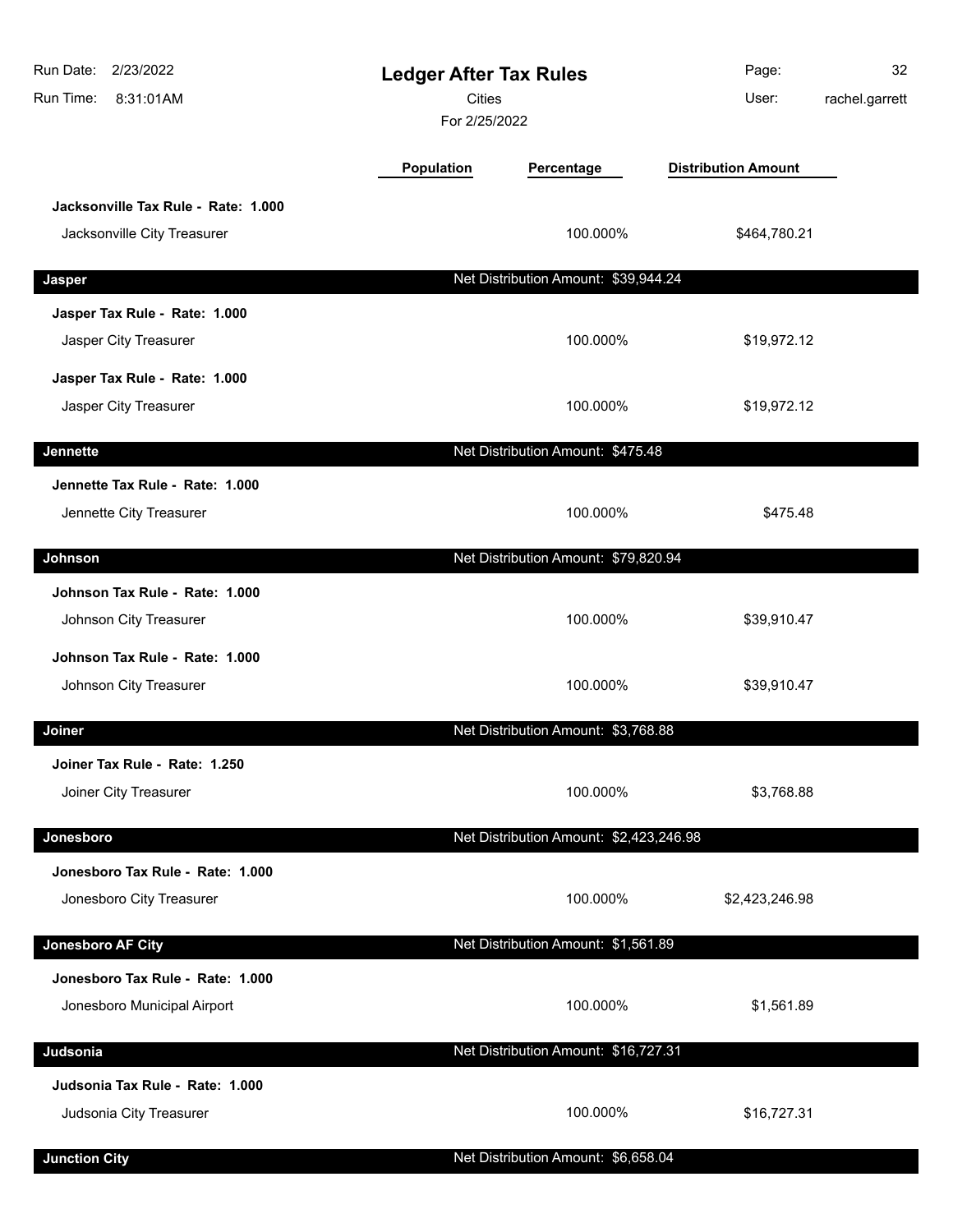# Ledger After Tax Rules

Cities

For 2/25/2022

Run Date: 2/23/2022
Run Time: 8:31:01AM
User: rachel.garrett

| | Population | Percentage | Distribution Amount |
|---|---|---|---|
| **Jacksonville Tax Rule - Rate: 1.000** | | | |
| Jacksonville City Treasurer | | 100.000% | $464,780.21 |
| **Jasper** | | Net Distribution Amount: $39,944.24 | |
| **Jasper Tax Rule - Rate: 1.000** | | | |
| Jasper City Treasurer | | 100.000% | $19,972.12 |
| **Jasper Tax Rule - Rate: 1.000** | | | |
| Jasper City Treasurer | | 100.000% | $19,972.12 |
| **Jennette** | | Net Distribution Amount: $475.48 | |
| **Jennette Tax Rule - Rate: 1.000** | | | |
| Jennette City Treasurer | | 100.000% | $475.48 |
| **Johnson** | | Net Distribution Amount: $79,820.94 | |
| **Johnson Tax Rule - Rate: 1.000** | | | |
| Johnson City Treasurer | | 100.000% | $39,910.47 |
| **Johnson Tax Rule - Rate: 1.000** | | | |
| Johnson City Treasurer | | 100.000% | $39,910.47 |
| **Joiner** | | Net Distribution Amount: $3,768.88 | |
| **Joiner Tax Rule - Rate: 1.250** | | | |
| Joiner City Treasurer | | 100.000% | $3,768.88 |
| **Jonesboro** | | Net Distribution Amount: $2,423,246.98 | |
| **Jonesboro Tax Rule - Rate: 1.000** | | | |
| Jonesboro City Treasurer | | 100.000% | $2,423,246.98 |
| **Jonesboro AF City** | | Net Distribution Amount: $1,561.89 | |
| **Jonesboro Tax Rule - Rate: 1.000** | | | |
| Jonesboro Municipal Airport | | 100.000% | $1,561.89 |
| **Judsonia** | | Net Distribution Amount: $16,727.31 | |
| **Judsonia Tax Rule - Rate: 1.000** | | | |
| Judsonia City Treasurer | | 100.000% | $16,727.31 |
| **Junction City** | | Net Distribution Amount: $6,658.04 | |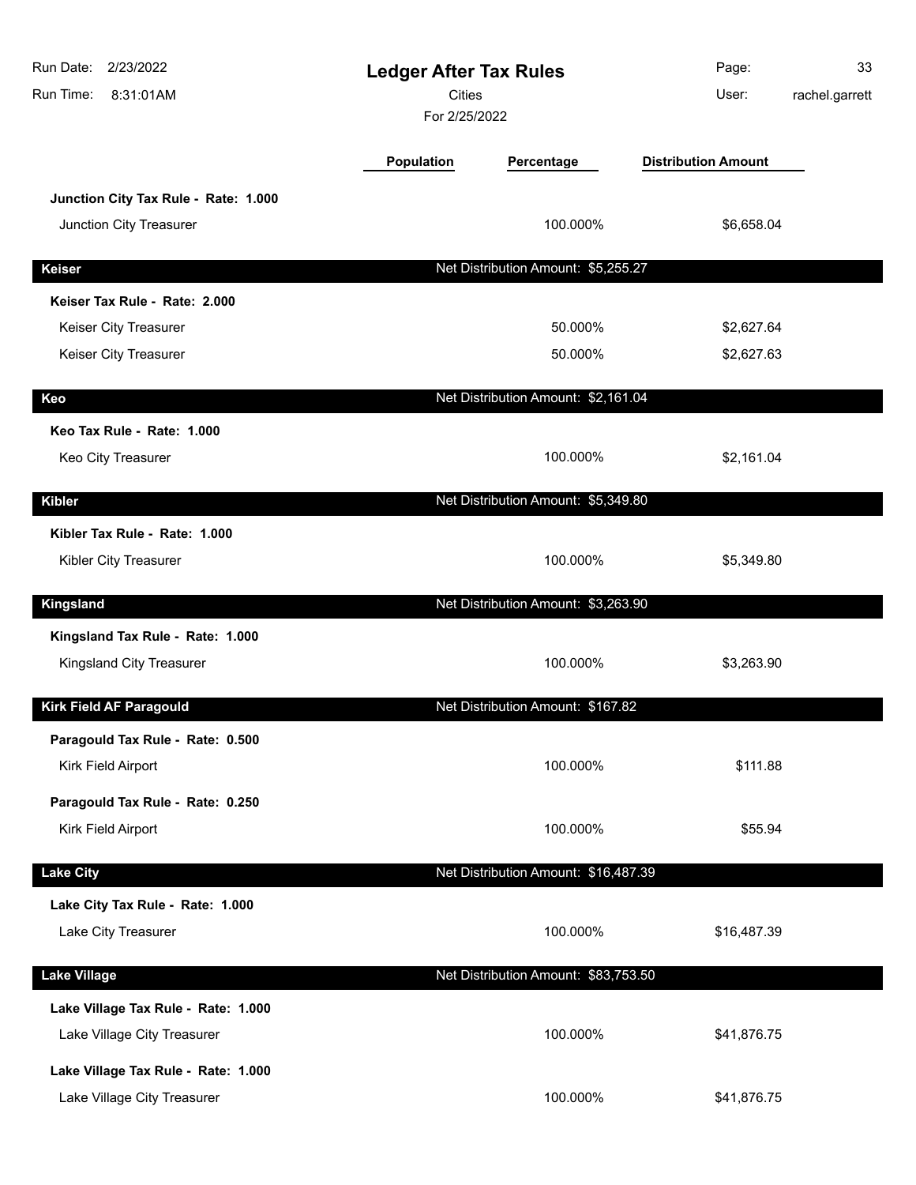# Ledger After Tax Rules

Cities

For 2/25/2022

| | Population | Percentage | Distribution Amount |
|---|---|---|---|
| **Junction City Tax Rule - Rate: 1.000** | | | |
| Junction City Treasurer | | 100.000% | $6,658.04 |
| **Keiser** | | Net Distribution Amount: $5,255.27 | |
| **Keiser Tax Rule - Rate: 2.000** | | | |
| Keiser City Treasurer | | 50.000% | $2,627.64 |
| Keiser City Treasurer | | 50.000% | $2,627.63 |
| **Keo** | | Net Distribution Amount: $2,161.04 | |
| **Keo Tax Rule - Rate: 1.000** | | | |
| Keo City Treasurer | | 100.000% | $2,161.04 |
| **Kibler** | | Net Distribution Amount: $5,349.80 | |
| **Kibler Tax Rule - Rate: 1.000** | | | |
| Kibler City Treasurer | | 100.000% | $5,349.80 |
| **Kingsland** | | Net Distribution Amount: $3,263.90 | |
| **Kingsland Tax Rule - Rate: 1.000** | | | |
| Kingsland City Treasurer | | 100.000% | $3,263.90 |
| **Kirk Field AF Paragould** | | Net Distribution Amount: $167.82 | |
| **Paragould Tax Rule - Rate: 0.500** | | | |
| Kirk Field Airport | | 100.000% | $111.88 |
| **Paragould Tax Rule - Rate: 0.250** | | | |
| Kirk Field Airport | | 100.000% | $55.94 |
| **Lake City** | | Net Distribution Amount: $16,487.39 | |
| **Lake City Tax Rule - Rate: 1.000** | | | |
| Lake City Treasurer | | 100.000% | $16,487.39 |
| **Lake Village** | | Net Distribution Amount: $83,753.50 | |
| **Lake Village Tax Rule - Rate: 1.000** | | | |
| Lake Village City Treasurer | | 100.000% | $41,876.75 |
| **Lake Village Tax Rule - Rate: 1.000** | | | |
| Lake Village City Treasurer | | 100.000% | $41,876.75 |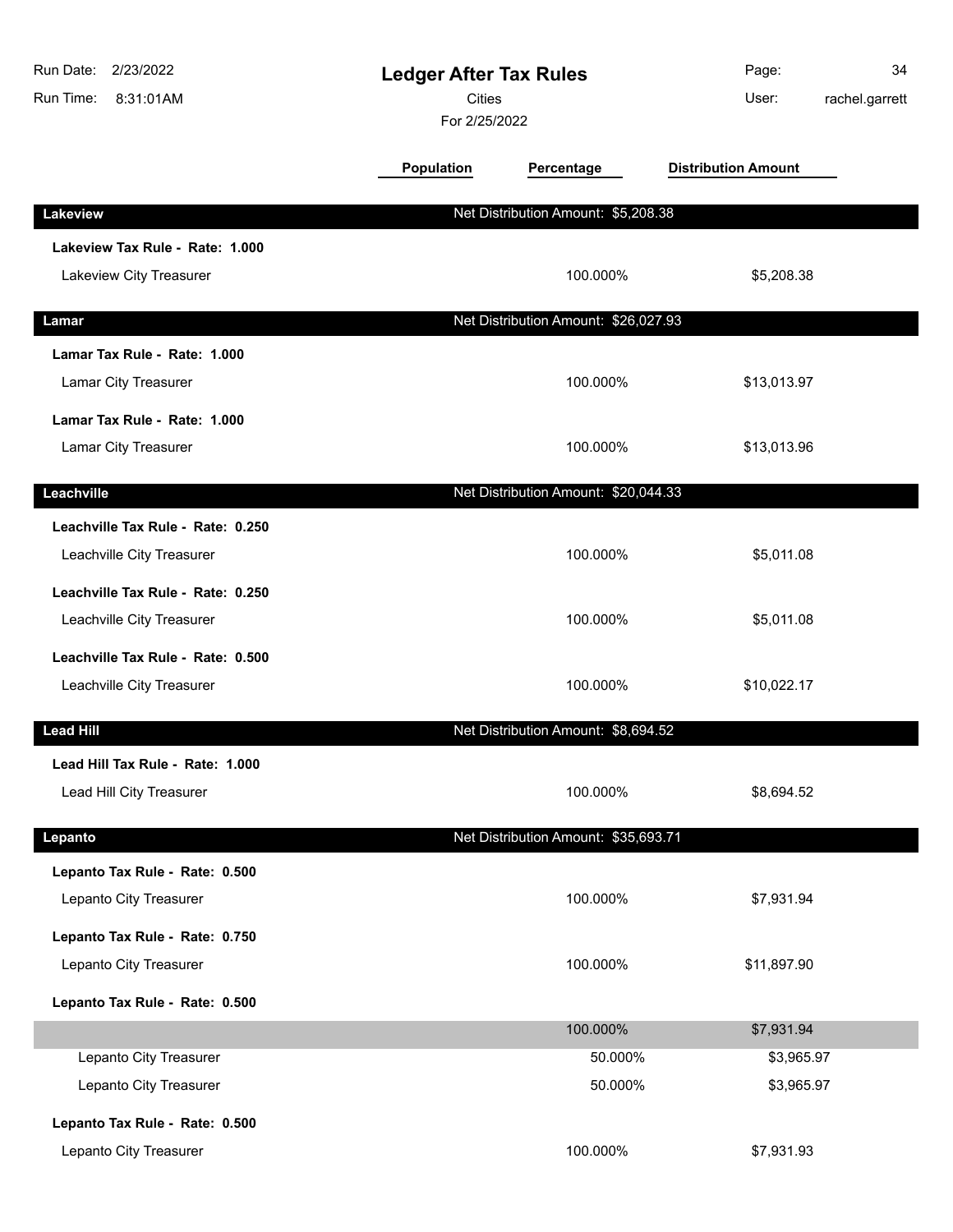# Ledger After Tax Rules

Cities

For 2/25/2022

Run Date: 2/23/2022
Run Time: 8:31:01AM
User: rachel.garrett

| | Population | Percentage | Distribution Amount |
|---|---|---|---|
| **Lakeview** — Net Distribution Amount: $5,208.38 | | | |
| **Lakeview Tax Rule - Rate: 1.000** | | | |
| Lakeview City Treasurer | | 100.000% | $5,208.38 |
| **Lamar** — Net Distribution Amount: $26,027.93 | | | |
| **Lamar Tax Rule - Rate: 1.000** | | | |
| Lamar City Treasurer | | 100.000% | $13,013.97 |
| **Lamar Tax Rule - Rate: 1.000** | | | |
| Lamar City Treasurer | | 100.000% | $13,013.96 |
| **Leachville** — Net Distribution Amount: $20,044.33 | | | |
| **Leachville Tax Rule - Rate: 0.250** | | | |
| Leachville City Treasurer | | 100.000% | $5,011.08 |
| **Leachville Tax Rule - Rate: 0.250** | | | |
| Leachville City Treasurer | | 100.000% | $5,011.08 |
| **Leachville Tax Rule - Rate: 0.500** | | | |
| Leachville City Treasurer | | 100.000% | $10,022.17 |
| **Lead Hill** — Net Distribution Amount: $8,694.52 | | | |
| **Lead Hill Tax Rule - Rate: 1.000** | | | |
| Lead Hill City Treasurer | | 100.000% | $8,694.52 |
| **Lepanto** — Net Distribution Amount: $35,693.71 | | | |
| **Lepanto Tax Rule - Rate: 0.500** | | | |
| Lepanto City Treasurer | | 100.000% | $7,931.94 |
| **Lepanto Tax Rule - Rate: 0.750** | | | |
| Lepanto City Treasurer | | 100.000% | $11,897.90 |
| **Lepanto Tax Rule - Rate: 0.500** | | | |
| | | 100.000% | $7,931.94 |
| Lepanto City Treasurer | | 50.000% | $3,965.97 |
| Lepanto City Treasurer | | 50.000% | $3,965.97 |
| **Lepanto Tax Rule - Rate: 0.500** | | | |
| Lepanto City Treasurer | | 100.000% | $7,931.93 |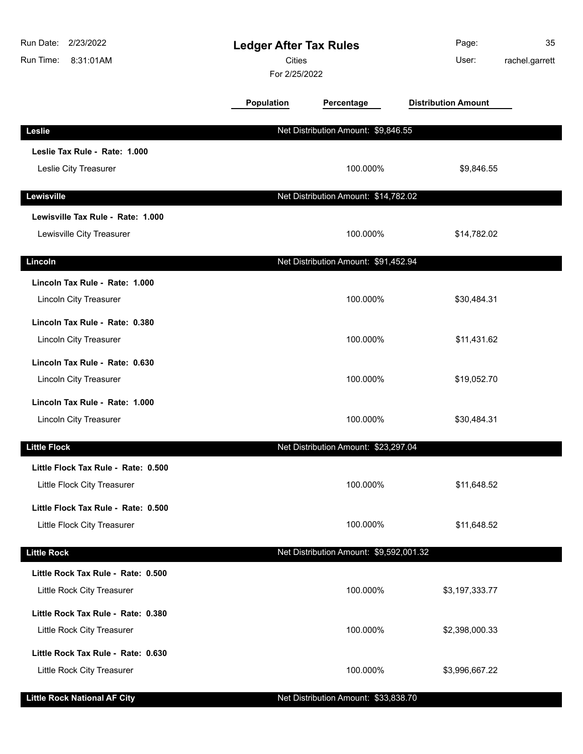# Ledger After Tax Rules

Cities

For 2/25/2022

Run Date: 2/23/2022
Run Time: 8:31:01AM
User: rachel.garrett

| | Population | Percentage | Distribution Amount |
|---|---|---|---|
| **Leslie** | Net Distribution Amount: $9,846.55 | | |
| **Leslie Tax Rule - Rate: 1.000** | | | |
| Leslie City Treasurer | | 100.000% | $9,846.55 |
| **Lewisville** | Net Distribution Amount: $14,782.02 | | |
| **Lewisville Tax Rule - Rate: 1.000** | | | |
| Lewisville City Treasurer | | 100.000% | $14,782.02 |
| **Lincoln** | Net Distribution Amount: $91,452.94 | | |
| **Lincoln Tax Rule - Rate: 1.000** | | | |
| Lincoln City Treasurer | | 100.000% | $30,484.31 |
| **Lincoln Tax Rule - Rate: 0.380** | | | |
| Lincoln City Treasurer | | 100.000% | $11,431.62 |
| **Lincoln Tax Rule - Rate: 0.630** | | | |
| Lincoln City Treasurer | | 100.000% | $19,052.70 |
| **Lincoln Tax Rule - Rate: 1.000** | | | |
| Lincoln City Treasurer | | 100.000% | $30,484.31 |
| **Little Flock** | Net Distribution Amount: $23,297.04 | | |
| **Little Flock Tax Rule - Rate: 0.500** | | | |
| Little Flock City Treasurer | | 100.000% | $11,648.52 |
| **Little Flock Tax Rule - Rate: 0.500** | | | |
| Little Flock City Treasurer | | 100.000% | $11,648.52 |
| **Little Rock** | Net Distribution Amount: $9,592,001.32 | | |
| **Little Rock Tax Rule - Rate: 0.500** | | | |
| Little Rock City Treasurer | | 100.000% | $3,197,333.77 |
| **Little Rock Tax Rule - Rate: 0.380** | | | |
| Little Rock City Treasurer | | 100.000% | $2,398,000.33 |
| **Little Rock Tax Rule - Rate: 0.630** | | | |
| Little Rock City Treasurer | | 100.000% | $3,996,667.22 |
| **Little Rock National AF City** | Net Distribution Amount: $33,838.70 | | |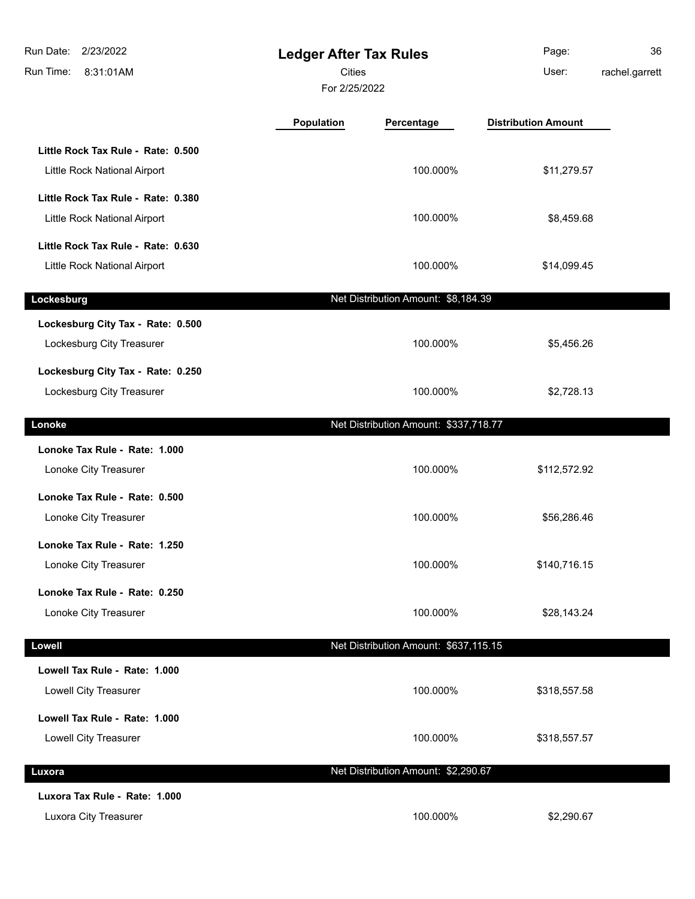# Ledger After Tax Rules

Cities

For 2/25/2022

Run Date: 2/23/2022
Run Time: 8:31:01AM
User: rachel.garrett

| | Population | Percentage | Distribution Amount |
|---|---|---|---|
| **Little Rock Tax Rule - Rate: 0.500** | | | |
| Little Rock National Airport | | 100.000% | $11,279.57 |
| **Little Rock Tax Rule - Rate: 0.380** | | | |
| Little Rock National Airport | | 100.000% | $8,459.68 |
| **Little Rock Tax Rule - Rate: 0.630** | | | |
| Little Rock National Airport | | 100.000% | $14,099.45 |
| **Lockesburg** | | **Net Distribution Amount: $8,184.39** | |
| **Lockesburg City Tax - Rate: 0.500** | | | |
| Lockesburg City Treasurer | | 100.000% | $5,456.26 |
| **Lockesburg City Tax - Rate: 0.250** | | | |
| Lockesburg City Treasurer | | 100.000% | $2,728.13 |
| **Lonoke** | | **Net Distribution Amount: $337,718.77** | |
| **Lonoke Tax Rule - Rate: 1.000** | | | |
| Lonoke City Treasurer | | 100.000% | $112,572.92 |
| **Lonoke Tax Rule - Rate: 0.500** | | | |
| Lonoke City Treasurer | | 100.000% | $56,286.46 |
| **Lonoke Tax Rule - Rate: 1.250** | | | |
| Lonoke City Treasurer | | 100.000% | $140,716.15 |
| **Lonoke Tax Rule - Rate: 0.250** | | | |
| Lonoke City Treasurer | | 100.000% | $28,143.24 |
| **Lowell** | | **Net Distribution Amount: $637,115.15** | |
| **Lowell Tax Rule - Rate: 1.000** | | | |
| Lowell City Treasurer | | 100.000% | $318,557.58 |
| **Lowell Tax Rule - Rate: 1.000** | | | |
| Lowell City Treasurer | | 100.000% | $318,557.57 |
| **Luxora** | | **Net Distribution Amount: $2,290.67** | |
| **Luxora Tax Rule - Rate: 1.000** | | | |
| Luxora City Treasurer | | 100.000% | $2,290.67 |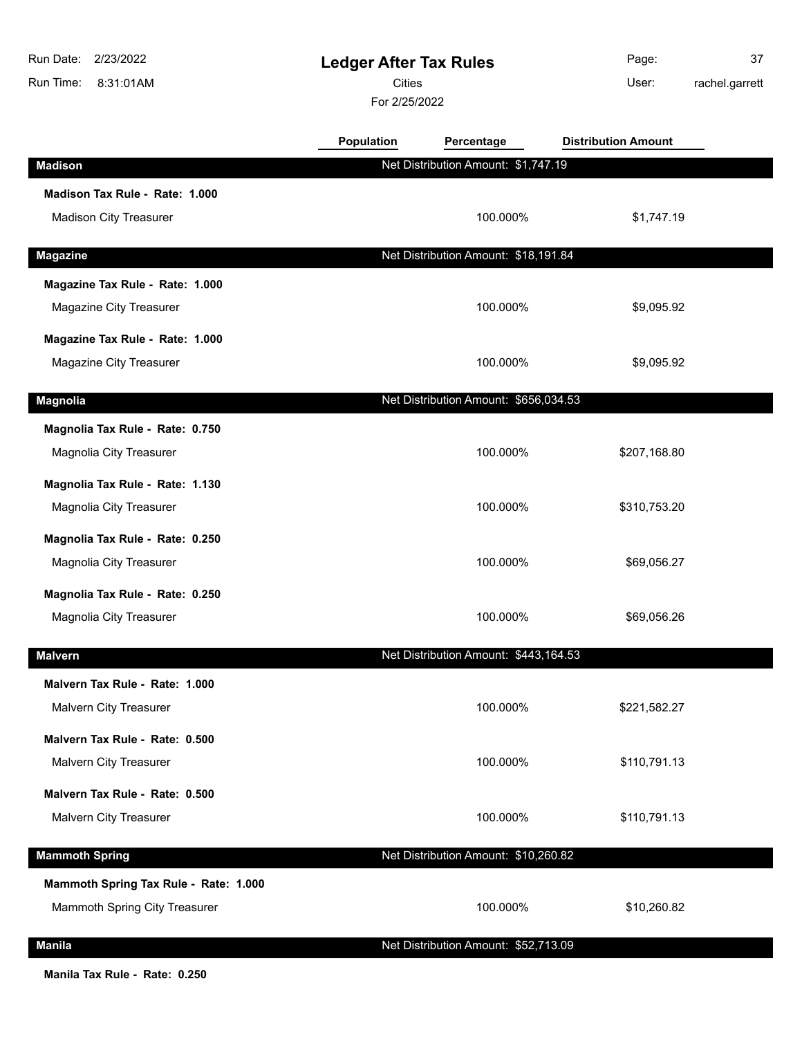# Ledger After Tax Rules

Cities

For 2/25/2022

Run Date: 2/23/2022
Run Time: 8:31:01AM
User: rachel.garrett

| | Population | Percentage | Distribution Amount |
|---|---|---|---|
| **Madison** | Net Distribution Amount: $1,747.19 | | |
| **Madison Tax Rule - Rate: 1.000** | | | |
| Madison City Treasurer | | 100.000% | $1,747.19 |
| **Magazine** | Net Distribution Amount: $18,191.84 | | |
| **Magazine Tax Rule - Rate: 1.000** | | | |
| Magazine City Treasurer | | 100.000% | $9,095.92 |
| **Magazine Tax Rule - Rate: 1.000** | | | |
| Magazine City Treasurer | | 100.000% | $9,095.92 |
| **Magnolia** | Net Distribution Amount: $656,034.53 | | |
| **Magnolia Tax Rule - Rate: 0.750** | | | |
| Magnolia City Treasurer | | 100.000% | $207,168.80 |
| **Magnolia Tax Rule - Rate: 1.130** | | | |
| Magnolia City Treasurer | | 100.000% | $310,753.20 |
| **Magnolia Tax Rule - Rate: 0.250** | | | |
| Magnolia City Treasurer | | 100.000% | $69,056.27 |
| **Magnolia Tax Rule - Rate: 0.250** | | | |
| Magnolia City Treasurer | | 100.000% | $69,056.26 |
| **Malvern** | Net Distribution Amount: $443,164.53 | | |
| **Malvern Tax Rule - Rate: 1.000** | | | |
| Malvern City Treasurer | | 100.000% | $221,582.27 |
| **Malvern Tax Rule - Rate: 0.500** | | | |
| Malvern City Treasurer | | 100.000% | $110,791.13 |
| **Malvern Tax Rule - Rate: 0.500** | | | |
| Malvern City Treasurer | | 100.000% | $110,791.13 |
| **Mammoth Spring** | Net Distribution Amount: $10,260.82 | | |
| **Mammoth Spring Tax Rule - Rate: 1.000** | | | |
| Mammoth Spring City Treasurer | | 100.000% | $10,260.82 |
| **Manila** | Net Distribution Amount: $52,713.09 | | |
| **Manila Tax Rule - Rate: 0.250** | | | |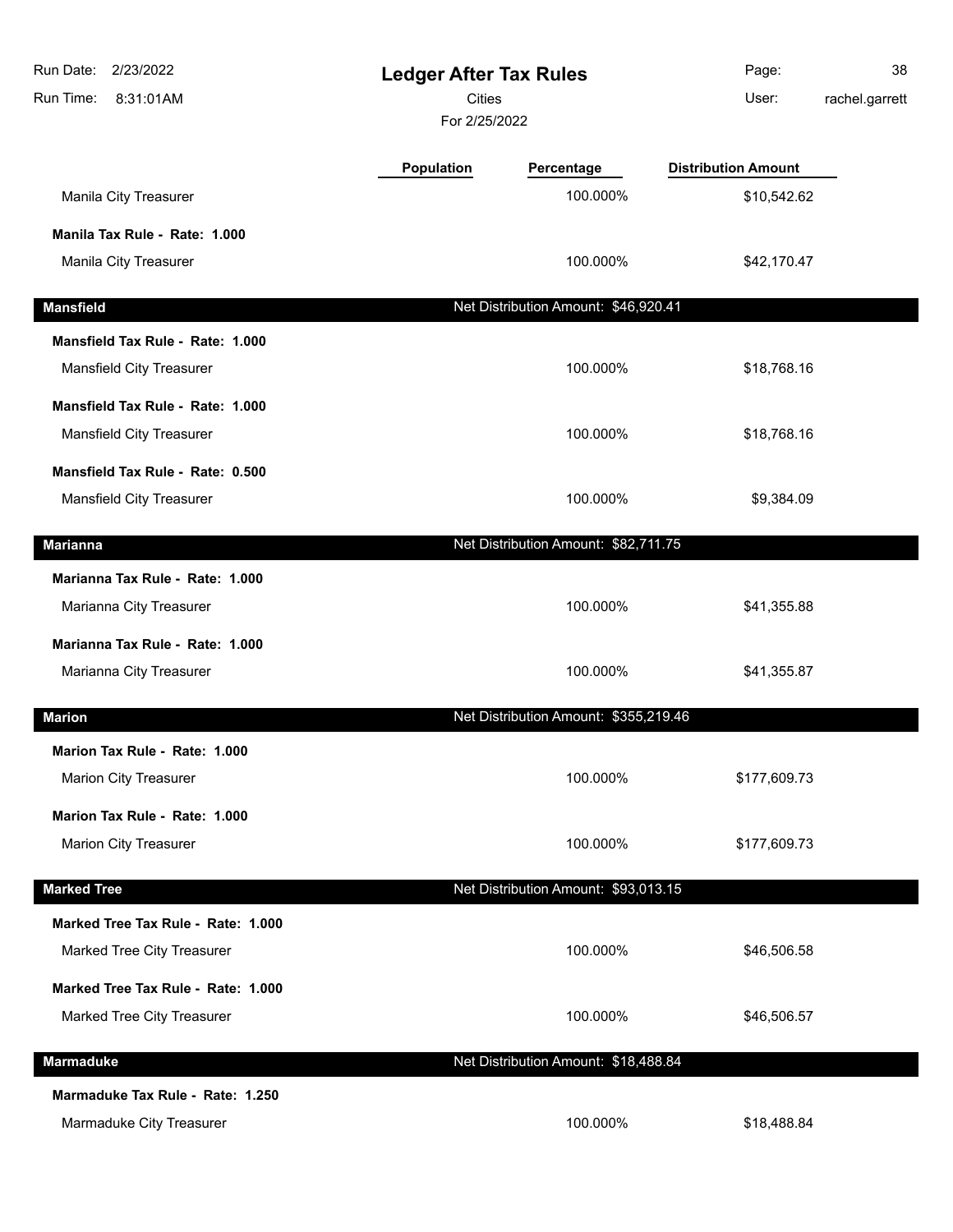# Ledger After Tax Rules

Cities

For 2/25/2022

| | Population | Percentage | Distribution Amount |
|---|---|---|---|
| Manila City Treasurer | | 100.000% | $10,542.62 |
| **Manila Tax Rule - Rate: 1.000** | | | |
| Manila City Treasurer | | 100.000% | $42,170.47 |
| **Mansfield** | | Net Distribution Amount: $46,920.41 | |
| **Mansfield Tax Rule - Rate: 1.000** | | | |
| Mansfield City Treasurer | | 100.000% | $18,768.16 |
| **Mansfield Tax Rule - Rate: 1.000** | | | |
| Mansfield City Treasurer | | 100.000% | $18,768.16 |
| **Mansfield Tax Rule - Rate: 0.500** | | | |
| Mansfield City Treasurer | | 100.000% | $9,384.09 |
| **Marianna** | | Net Distribution Amount: $82,711.75 | |
| **Marianna Tax Rule - Rate: 1.000** | | | |
| Marianna City Treasurer | | 100.000% | $41,355.88 |
| **Marianna Tax Rule - Rate: 1.000** | | | |
| Marianna City Treasurer | | 100.000% | $41,355.87 |
| **Marion** | | Net Distribution Amount: $355,219.46 | |
| **Marion Tax Rule - Rate: 1.000** | | | |
| Marion City Treasurer | | 100.000% | $177,609.73 |
| **Marion Tax Rule - Rate: 1.000** | | | |
| Marion City Treasurer | | 100.000% | $177,609.73 |
| **Marked Tree** | | Net Distribution Amount: $93,013.15 | |
| **Marked Tree Tax Rule - Rate: 1.000** | | | |
| Marked Tree City Treasurer | | 100.000% | $46,506.58 |
| **Marked Tree Tax Rule - Rate: 1.000** | | | |
| Marked Tree City Treasurer | | 100.000% | $46,506.57 |
| **Marmaduke** | | Net Distribution Amount: $18,488.84 | |
| **Marmaduke Tax Rule - Rate: 1.250** | | | |
| Marmaduke City Treasurer | | 100.000% | $18,488.84 |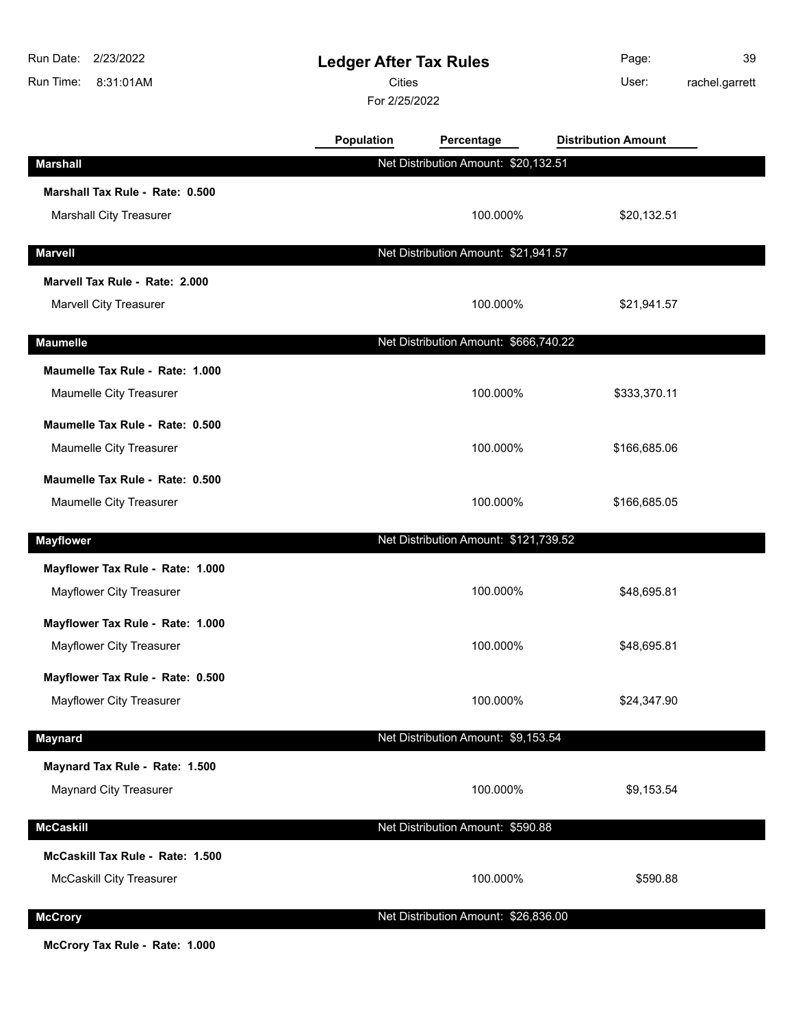# Ledger After Tax Rules

Cities

For 2/25/2022

Run Date: 2/23/2022
Run Time: 8:31:01AM
User: rachel.garrett

| | Population | Percentage | Distribution Amount |
|---|---|---|---|
| **Marshall** | Net Distribution Amount: $20,132.51 | | |
| **Marshall Tax Rule - Rate: 0.500** | | | |
| Marshall City Treasurer | | 100.000% | $20,132.51 |
| **Marvell** | Net Distribution Amount: $21,941.57 | | |
| **Marvell Tax Rule - Rate: 2.000** | | | |
| Marvell City Treasurer | | 100.000% | $21,941.57 |
| **Maumelle** | Net Distribution Amount: $666,740.22 | | |
| **Maumelle Tax Rule - Rate: 1.000** | | | |
| Maumelle City Treasurer | | 100.000% | $333,370.11 |
| **Maumelle Tax Rule - Rate: 0.500** | | | |
| Maumelle City Treasurer | | 100.000% | $166,685.06 |
| **Maumelle Tax Rule - Rate: 0.500** | | | |
| Maumelle City Treasurer | | 100.000% | $166,685.05 |
| **Mayflower** | Net Distribution Amount: $121,739.52 | | |
| **Mayflower Tax Rule - Rate: 1.000** | | | |
| Mayflower City Treasurer | | 100.000% | $48,695.81 |
| **Mayflower Tax Rule - Rate: 1.000** | | | |
| Mayflower City Treasurer | | 100.000% | $48,695.81 |
| **Mayflower Tax Rule - Rate: 0.500** | | | |
| Mayflower City Treasurer | | 100.000% | $24,347.90 |
| **Maynard** | Net Distribution Amount: $9,153.54 | | |
| **Maynard Tax Rule - Rate: 1.500** | | | |
| Maynard City Treasurer | | 100.000% | $9,153.54 |
| **McCaskill** | Net Distribution Amount: $590.88 | | |
| **McCaskill Tax Rule - Rate: 1.500** | | | |
| McCaskill City Treasurer | | 100.000% | $590.88 |
| **McCrory** | Net Distribution Amount: $26,836.00 | | |
| **McCrory Tax Rule - Rate: 1.000** | | | |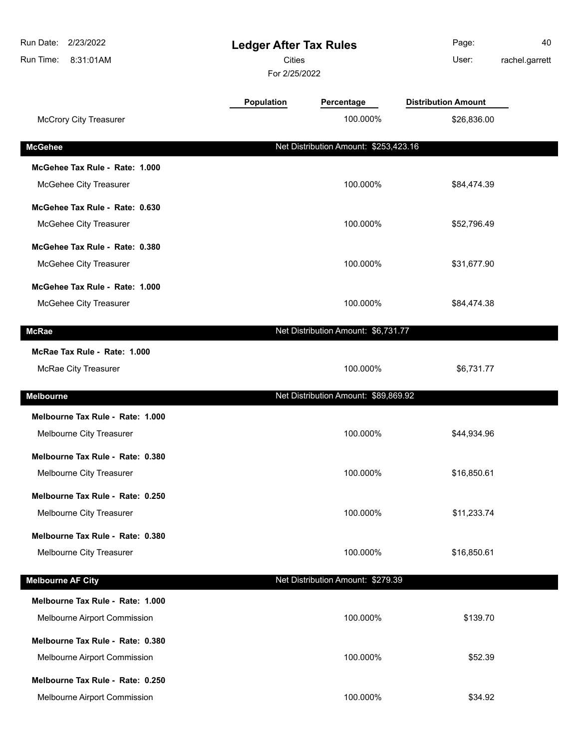# Ledger After Tax Rules

Cities

For 2/25/2022

| | Population | Percentage | Distribution Amount |
|---|---|---|---|
| McCrory City Treasurer | | 100.000% | $26,836.00 |
| **McGehee** | | Net Distribution Amount: $253,423.16 | |
| **McGehee Tax Rule - Rate: 1.000** | | | |
| McGehee City Treasurer | | 100.000% | $84,474.39 |
| **McGehee Tax Rule - Rate: 0.630** | | | |
| McGehee City Treasurer | | 100.000% | $52,796.49 |
| **McGehee Tax Rule - Rate: 0.380** | | | |
| McGehee City Treasurer | | 100.000% | $31,677.90 |
| **McGehee Tax Rule - Rate: 1.000** | | | |
| McGehee City Treasurer | | 100.000% | $84,474.38 |
| **McRae** | | Net Distribution Amount: $6,731.77 | |
| **McRae Tax Rule - Rate: 1.000** | | | |
| McRae City Treasurer | | 100.000% | $6,731.77 |
| **Melbourne** | | Net Distribution Amount: $89,869.92 | |
| **Melbourne Tax Rule - Rate: 1.000** | | | |
| Melbourne City Treasurer | | 100.000% | $44,934.96 |
| **Melbourne Tax Rule - Rate: 0.380** | | | |
| Melbourne City Treasurer | | 100.000% | $16,850.61 |
| **Melbourne Tax Rule - Rate: 0.250** | | | |
| Melbourne City Treasurer | | 100.000% | $11,233.74 |
| **Melbourne Tax Rule - Rate: 0.380** | | | |
| Melbourne City Treasurer | | 100.000% | $16,850.61 |
| **Melbourne AF City** | | Net Distribution Amount: $279.39 | |
| **Melbourne Tax Rule - Rate: 1.000** | | | |
| Melbourne Airport Commission | | 100.000% | $139.70 |
| **Melbourne Tax Rule - Rate: 0.380** | | | |
| Melbourne Airport Commission | | 100.000% | $52.39 |
| **Melbourne Tax Rule - Rate: 0.250** | | | |
| Melbourne Airport Commission | | 100.000% | $34.92 |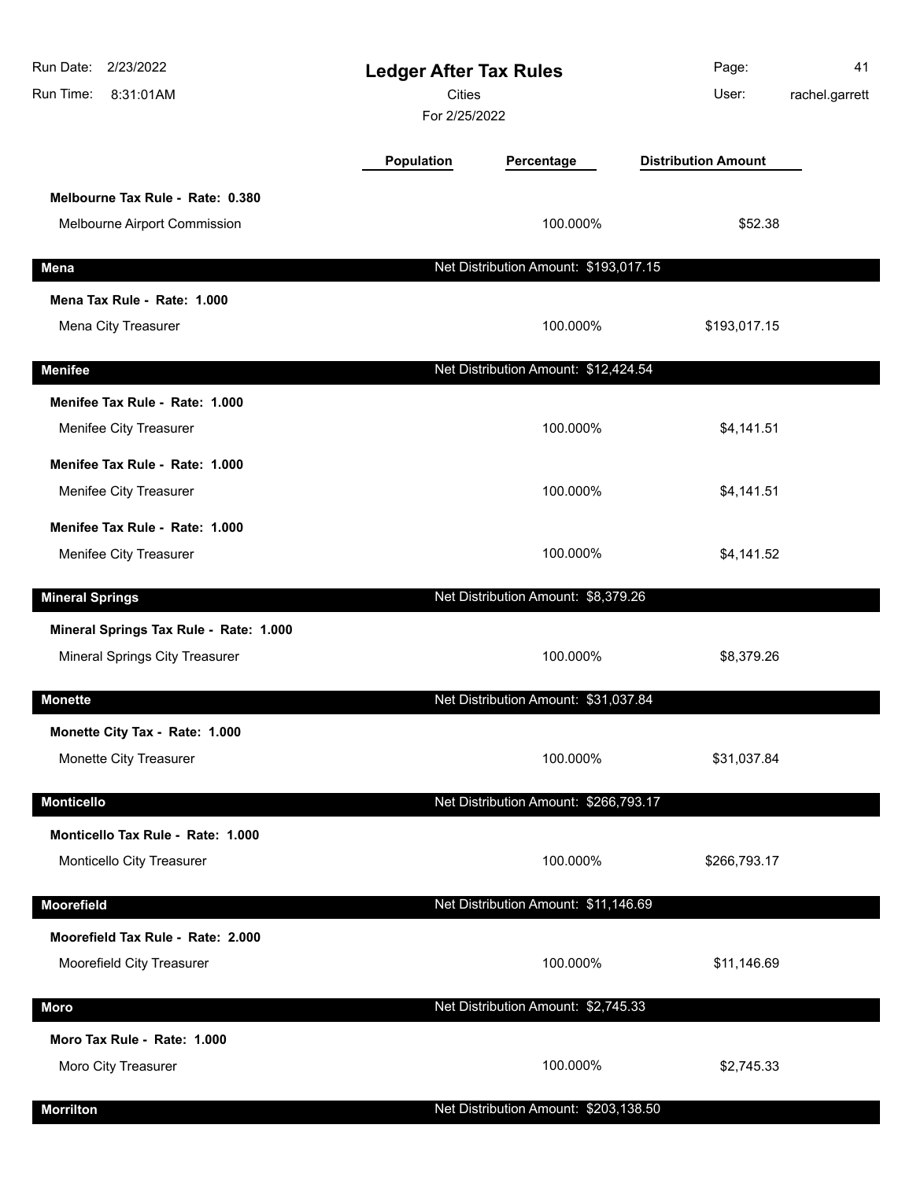# Ledger After Tax Rules

Cities

For 2/25/2022

| | Population | Percentage | Distribution Amount |
|---|---|---|---|
| **Melbourne Tax Rule - Rate: 0.380** | | | |
| Melbourne Airport Commission | | 100.000% | $52.38 |
| **Mena** | | Net Distribution Amount: $193,017.15 | |
| **Mena Tax Rule - Rate: 1.000** | | | |
| Mena City Treasurer | | 100.000% | $193,017.15 |
| **Menifee** | | Net Distribution Amount: $12,424.54 | |
| **Menifee Tax Rule - Rate: 1.000** | | | |
| Menifee City Treasurer | | 100.000% | $4,141.51 |
| **Menifee Tax Rule - Rate: 1.000** | | | |
| Menifee City Treasurer | | 100.000% | $4,141.51 |
| **Menifee Tax Rule - Rate: 1.000** | | | |
| Menifee City Treasurer | | 100.000% | $4,141.52 |
| **Mineral Springs** | | Net Distribution Amount: $8,379.26 | |
| **Mineral Springs Tax Rule - Rate: 1.000** | | | |
| Mineral Springs City Treasurer | | 100.000% | $8,379.26 |
| **Monette** | | Net Distribution Amount: $31,037.84 | |
| **Monette City Tax - Rate: 1.000** | | | |
| Monette City Treasurer | | 100.000% | $31,037.84 |
| **Monticello** | | Net Distribution Amount: $266,793.17 | |
| **Monticello Tax Rule - Rate: 1.000** | | | |
| Monticello City Treasurer | | 100.000% | $266,793.17 |
| **Moorefield** | | Net Distribution Amount: $11,146.69 | |
| **Moorefield Tax Rule - Rate: 2.000** | | | |
| Moorefield City Treasurer | | 100.000% | $11,146.69 |
| **Moro** | | Net Distribution Amount: $2,745.33 | |
| **Moro Tax Rule - Rate: 1.000** | | | |
| Moro City Treasurer | | 100.000% | $2,745.33 |
| **Morrilton** | | Net Distribution Amount: $203,138.50 | |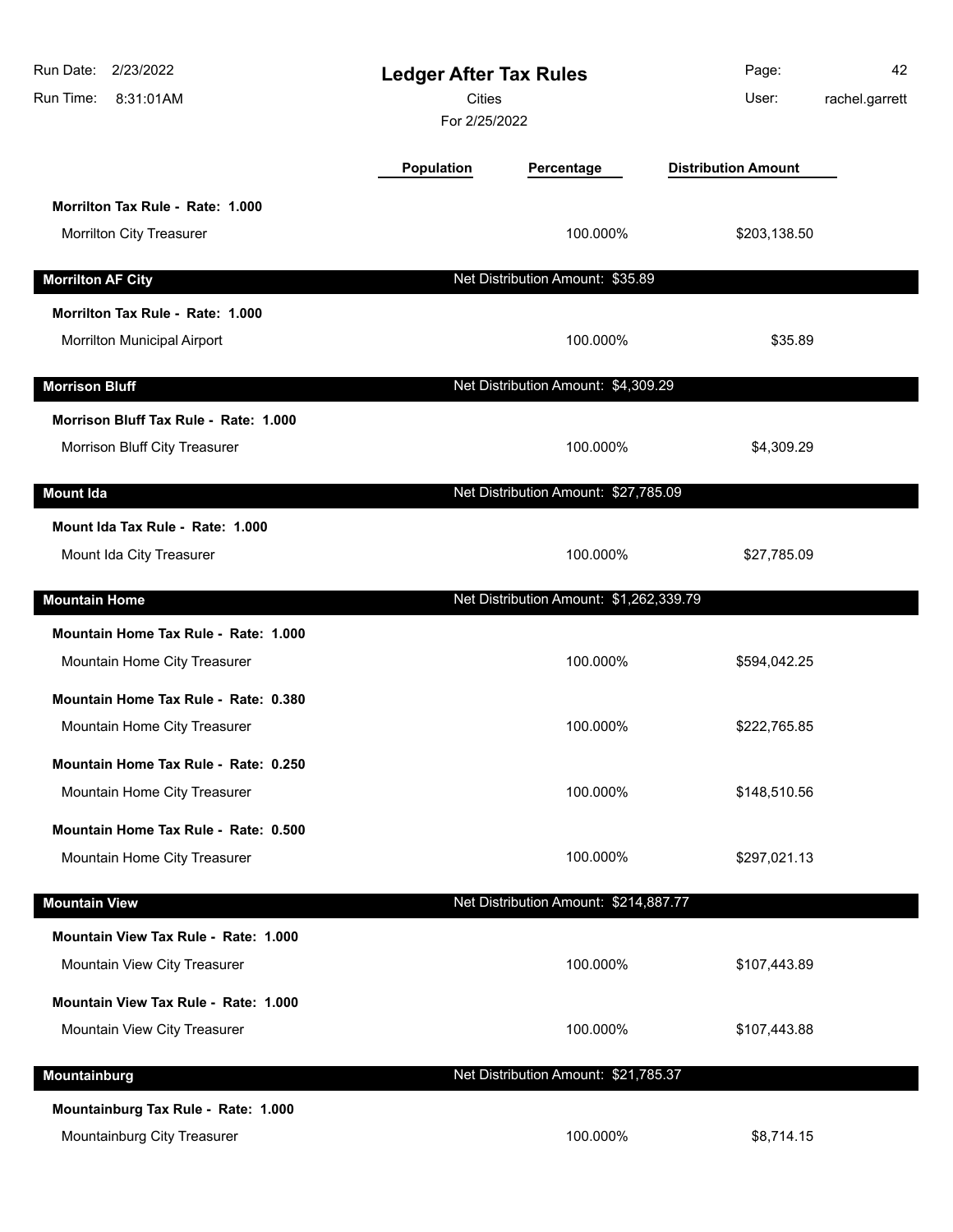# Ledger After Tax Rules

Cities

For 2/25/2022

| | Population | Percentage | Distribution Amount |
|---|---|---|---|
| **Morrilton Tax Rule - Rate: 1.000** | | | |
| Morrilton City Treasurer | | 100.000% | $203,138.50 |
| **Morrilton AF City** | | Net Distribution Amount: $35.89 | |
| **Morrilton Tax Rule - Rate: 1.000** | | | |
| Morrilton Municipal Airport | | 100.000% | $35.89 |
| **Morrison Bluff** | | Net Distribution Amount: $4,309.29 | |
| **Morrison Bluff Tax Rule - Rate: 1.000** | | | |
| Morrison Bluff City Treasurer | | 100.000% | $4,309.29 |
| **Mount Ida** | | Net Distribution Amount: $27,785.09 | |
| **Mount Ida Tax Rule - Rate: 1.000** | | | |
| Mount Ida City Treasurer | | 100.000% | $27,785.09 |
| **Mountain Home** | | Net Distribution Amount: $1,262,339.79 | |
| **Mountain Home Tax Rule - Rate: 1.000** | | | |
| Mountain Home City Treasurer | | 100.000% | $594,042.25 |
| **Mountain Home Tax Rule - Rate: 0.380** | | | |
| Mountain Home City Treasurer | | 100.000% | $222,765.85 |
| **Mountain Home Tax Rule - Rate: 0.250** | | | |
| Mountain Home City Treasurer | | 100.000% | $148,510.56 |
| **Mountain Home Tax Rule - Rate: 0.500** | | | |
| Mountain Home City Treasurer | | 100.000% | $297,021.13 |
| **Mountain View** | | Net Distribution Amount: $214,887.77 | |
| **Mountain View Tax Rule - Rate: 1.000** | | | |
| Mountain View City Treasurer | | 100.000% | $107,443.89 |
| **Mountain View Tax Rule - Rate: 1.000** | | | |
| Mountain View City Treasurer | | 100.000% | $107,443.88 |
| **Mountainburg** | | Net Distribution Amount: $21,785.37 | |
| **Mountainburg Tax Rule - Rate: 1.000** | | | |
| Mountainburg City Treasurer | | 100.000% | $8,714.15 |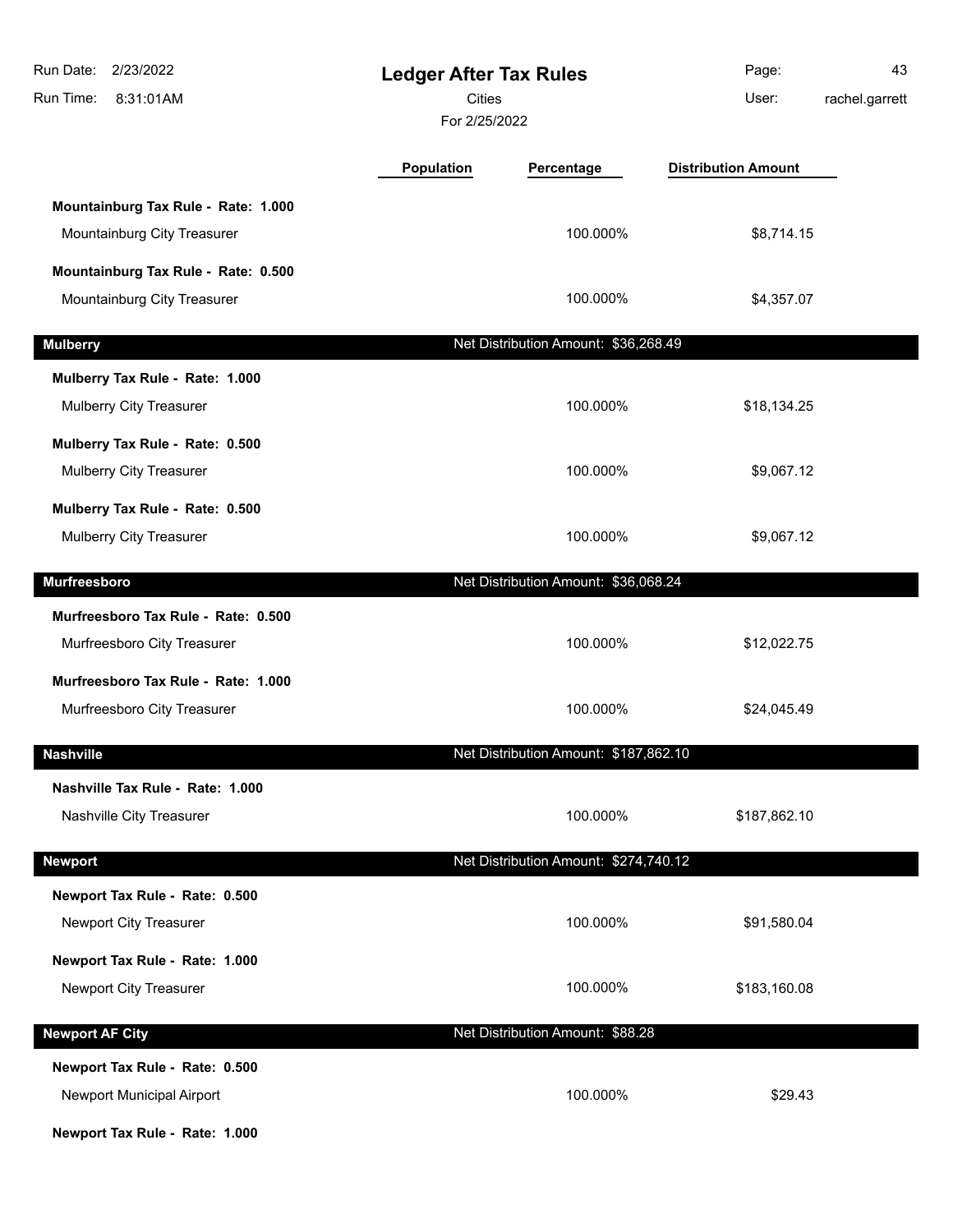# Ledger After Tax Rules

Cities

For 2/25/2022

| | Population | Percentage | Distribution Amount |
|---|---|---|---|
| **Mountainburg Tax Rule - Rate: 1.000** | | | |
| Mountainburg City Treasurer | | 100.000% | $8,714.15 |
| **Mountainburg Tax Rule - Rate: 0.500** | | | |
| Mountainburg City Treasurer | | 100.000% | $4,357.07 |
| **Mulberry** | | Net Distribution Amount: $36,268.49 | |
| **Mulberry Tax Rule - Rate: 1.000** | | | |
| Mulberry City Treasurer | | 100.000% | $18,134.25 |
| **Mulberry Tax Rule - Rate: 0.500** | | | |
| Mulberry City Treasurer | | 100.000% | $9,067.12 |
| **Mulberry Tax Rule - Rate: 0.500** | | | |
| Mulberry City Treasurer | | 100.000% | $9,067.12 |
| **Murfreesboro** | | Net Distribution Amount: $36,068.24 | |
| **Murfreesboro Tax Rule - Rate: 0.500** | | | |
| Murfreesboro City Treasurer | | 100.000% | $12,022.75 |
| **Murfreesboro Tax Rule - Rate: 1.000** | | | |
| Murfreesboro City Treasurer | | 100.000% | $24,045.49 |
| **Nashville** | | Net Distribution Amount: $187,862.10 | |
| **Nashville Tax Rule - Rate: 1.000** | | | |
| Nashville City Treasurer | | 100.000% | $187,862.10 |
| **Newport** | | Net Distribution Amount: $274,740.12 | |
| **Newport Tax Rule - Rate: 0.500** | | | |
| Newport City Treasurer | | 100.000% | $91,580.04 |
| **Newport Tax Rule - Rate: 1.000** | | | |
| Newport City Treasurer | | 100.000% | $183,160.08 |
| **Newport AF City** | | Net Distribution Amount: $88.28 | |
| **Newport Tax Rule - Rate: 0.500** | | | |
| Newport Municipal Airport | | 100.000% | $29.43 |
| **Newport Tax Rule - Rate: 1.000** | | | |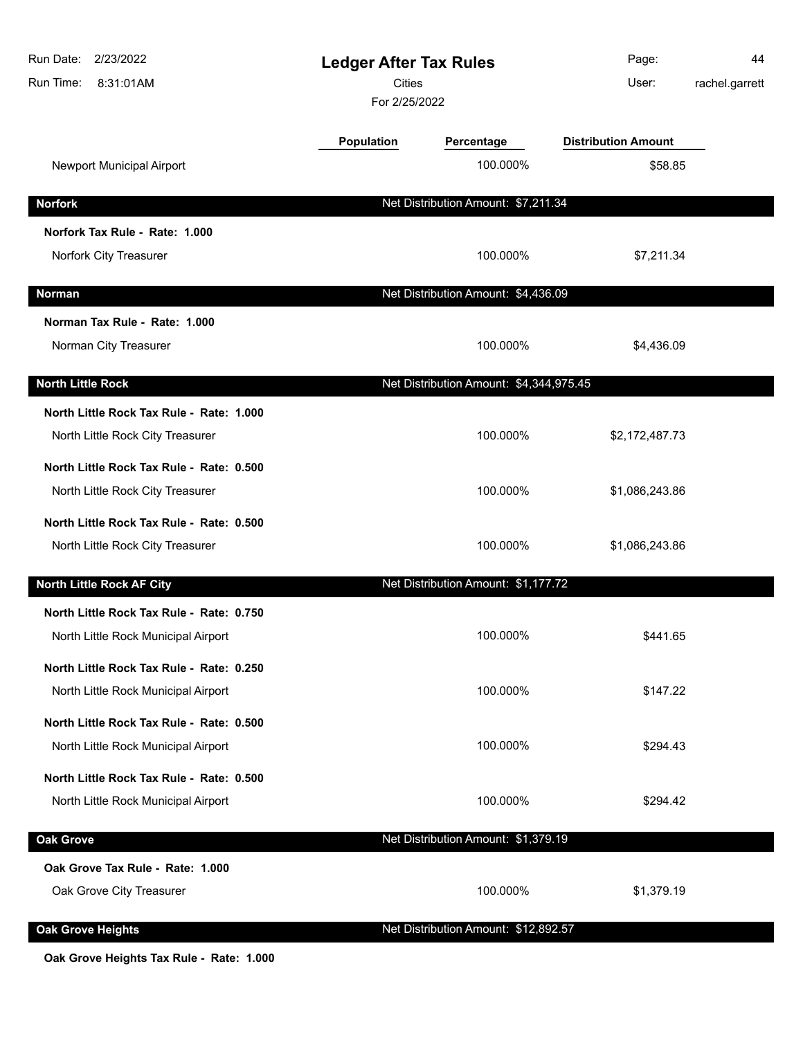| | Population | Percentage | Distribution Amount |
|---|---|---|---|
| Newport Municipal Airport | | 100.000% | $58.85 |
| **Norfork** | | Net Distribution Amount: $7,211.34 | |
| **Norfork Tax Rule - Rate: 1.000** | | | |
| Norfork City Treasurer | | 100.000% | $7,211.34 |
| **Norman** | | Net Distribution Amount: $4,436.09 | |
| **Norman Tax Rule - Rate: 1.000** | | | |
| Norman City Treasurer | | 100.000% | $4,436.09 |
| **North Little Rock** | | Net Distribution Amount: $4,344,975.45 | |
| **North Little Rock Tax Rule - Rate: 1.000** | | | |
| North Little Rock City Treasurer | | 100.000% | $2,172,487.73 |
| **North Little Rock Tax Rule - Rate: 0.500** | | | |
| North Little Rock City Treasurer | | 100.000% | $1,086,243.86 |
| **North Little Rock Tax Rule - Rate: 0.500** | | | |
| North Little Rock City Treasurer | | 100.000% | $1,086,243.86 |
| **North Little Rock AF City** | | Net Distribution Amount: $1,177.72 | |
| **North Little Rock Tax Rule - Rate: 0.750** | | | |
| North Little Rock Municipal Airport | | 100.000% | $441.65 |
| **North Little Rock Tax Rule - Rate: 0.250** | | | |
| North Little Rock Municipal Airport | | 100.000% | $147.22 |
| **North Little Rock Tax Rule - Rate: 0.500** | | | |
| North Little Rock Municipal Airport | | 100.000% | $294.43 |
| **North Little Rock Tax Rule - Rate: 0.500** | | | |
| North Little Rock Municipal Airport | | 100.000% | $294.42 |
| **Oak Grove** | | Net Distribution Amount: $1,379.19 | |
| **Oak Grove Tax Rule - Rate: 1.000** | | | |
| Oak Grove City Treasurer | | 100.000% | $1,379.19 |
| **Oak Grove Heights** | | Net Distribution Amount: $12,892.57 | |
| **Oak Grove Heights Tax Rule - Rate: 1.000** | | | |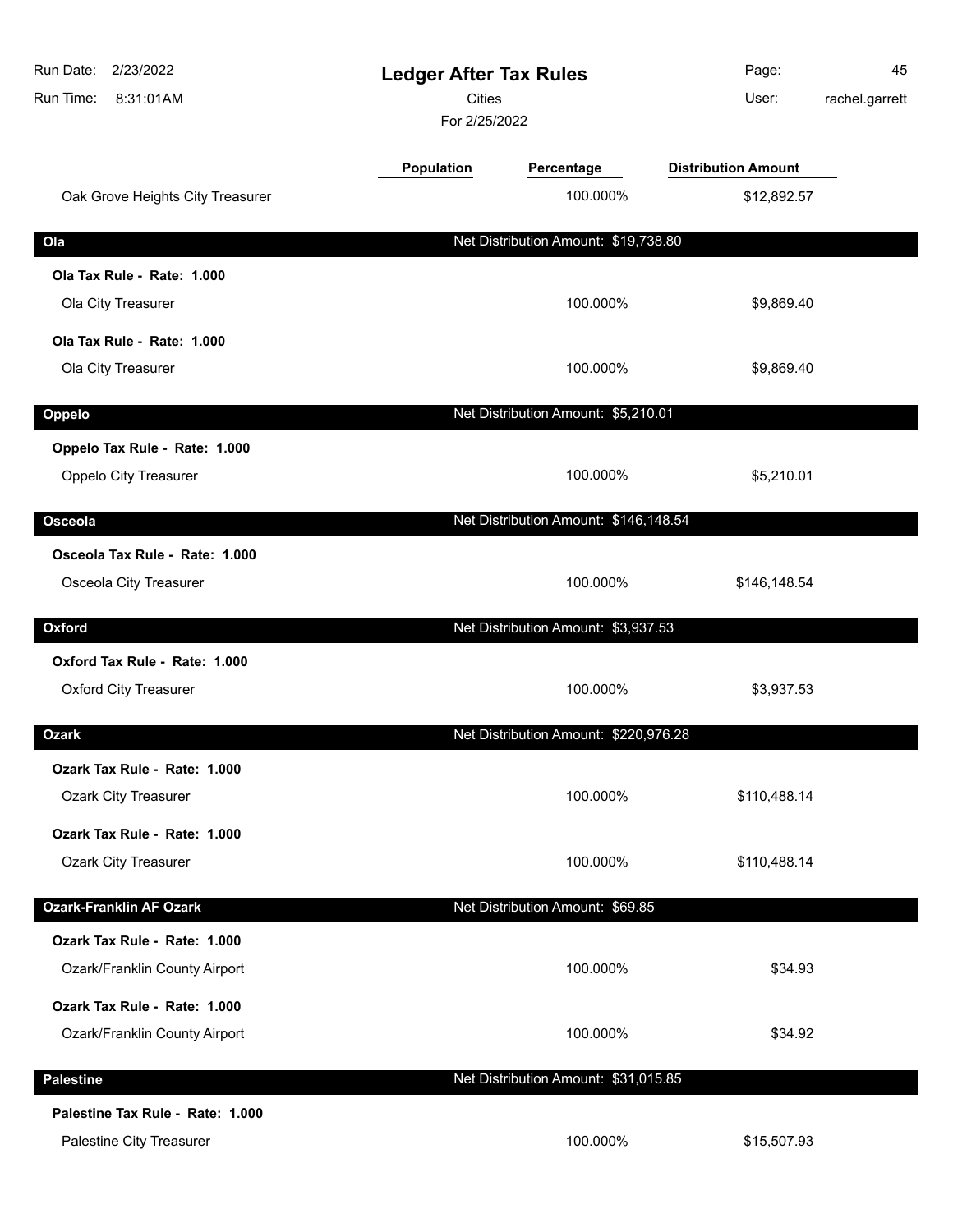# Ledger After Tax Rules

Cities

For 2/25/2022

| | Population | Percentage | Distribution Amount |
|---|---|---|---|
| Oak Grove Heights City Treasurer | | 100.000% | $12,892.57 |

## Ola

Net Distribution Amount: $19,738.80

| | Population | Percentage | Distribution Amount |
|---|---|---|---|
| **Ola Tax Rule - Rate: 1.000** | | | |
| Ola City Treasurer | | 100.000% | $9,869.40 |
| **Ola Tax Rule - Rate: 1.000** | | | |
| Ola City Treasurer | | 100.000% | $9,869.40 |

## Oppelo

Net Distribution Amount: $5,210.01

| | Population | Percentage | Distribution Amount |
|---|---|---|---|
| **Oppelo Tax Rule - Rate: 1.000** | | | |
| Oppelo City Treasurer | | 100.000% | $5,210.01 |

## Osceola

Net Distribution Amount: $146,148.54

| | Population | Percentage | Distribution Amount |
|---|---|---|---|
| **Osceola Tax Rule - Rate: 1.000** | | | |
| Osceola City Treasurer | | 100.000% | $146,148.54 |

## Oxford

Net Distribution Amount: $3,937.53

| | Population | Percentage | Distribution Amount |
|---|---|---|---|
| **Oxford Tax Rule - Rate: 1.000** | | | |
| Oxford City Treasurer | | 100.000% | $3,937.53 |

## Ozark

Net Distribution Amount: $220,976.28

| | Population | Percentage | Distribution Amount |
|---|---|---|---|
| **Ozark Tax Rule - Rate: 1.000** | | | |
| Ozark City Treasurer | | 100.000% | $110,488.14 |
| **Ozark Tax Rule - Rate: 1.000** | | | |
| Ozark City Treasurer | | 100.000% | $110,488.14 |

## Ozark-Franklin AF Ozark

Net Distribution Amount: $69.85

| | Population | Percentage | Distribution Amount |
|---|---|---|---|
| **Ozark Tax Rule - Rate: 1.000** | | | |
| Ozark/Franklin County Airport | | 100.000% | $34.93 |
| **Ozark Tax Rule - Rate: 1.000** | | | |
| Ozark/Franklin County Airport | | 100.000% | $34.92 |

## Palestine

Net Distribution Amount: $31,015.85

| | Population | Percentage | Distribution Amount |
|---|---|---|---|
| **Palestine Tax Rule - Rate: 1.000** | | | |
| Palestine City Treasurer | | 100.000% | $15,507.93 |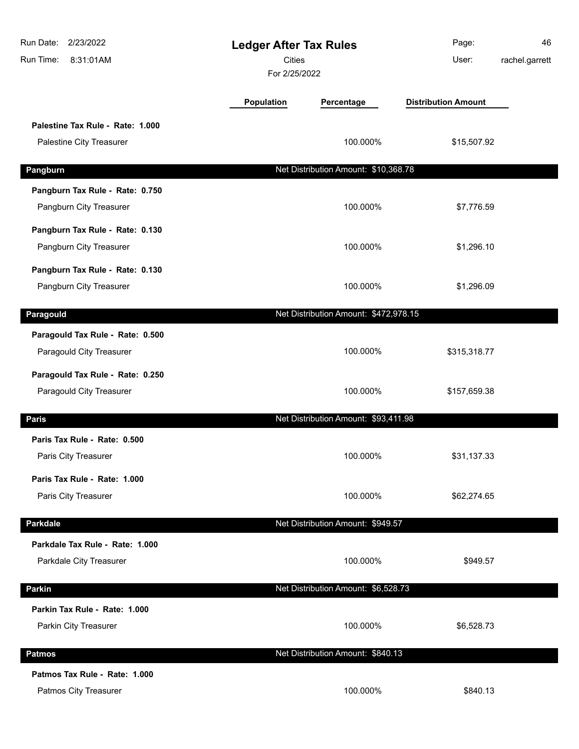# Ledger After Tax Rules

Cities

For 2/25/2022

Run Date: 2/23/2022
Run Time: 8:31:01AM
User: rachel.garrett

| | Population | Percentage | Distribution Amount |
|---|---|---|---|
| **Palestine Tax Rule - Rate: 1.000** | | | |
| Palestine City Treasurer | | 100.000% | $15,507.92 |
| **Pangburn** | | Net Distribution Amount: $10,368.78 | |
| **Pangburn Tax Rule - Rate: 0.750** | | | |
| Pangburn City Treasurer | | 100.000% | $7,776.59 |
| **Pangburn Tax Rule - Rate: 0.130** | | | |
| Pangburn City Treasurer | | 100.000% | $1,296.10 |
| **Pangburn Tax Rule - Rate: 0.130** | | | |
| Pangburn City Treasurer | | 100.000% | $1,296.09 |
| **Paragould** | | Net Distribution Amount: $472,978.15 | |
| **Paragould Tax Rule - Rate: 0.500** | | | |
| Paragould City Treasurer | | 100.000% | $315,318.77 |
| **Paragould Tax Rule - Rate: 0.250** | | | |
| Paragould City Treasurer | | 100.000% | $157,659.38 |
| **Paris** | | Net Distribution Amount: $93,411.98 | |
| **Paris Tax Rule - Rate: 0.500** | | | |
| Paris City Treasurer | | 100.000% | $31,137.33 |
| **Paris Tax Rule - Rate: 1.000** | | | |
| Paris City Treasurer | | 100.000% | $62,274.65 |
| **Parkdale** | | Net Distribution Amount: $949.57 | |
| **Parkdale Tax Rule - Rate: 1.000** | | | |
| Parkdale City Treasurer | | 100.000% | $949.57 |
| **Parkin** | | Net Distribution Amount: $6,528.73 | |
| **Parkin Tax Rule - Rate: 1.000** | | | |
| Parkin City Treasurer | | 100.000% | $6,528.73 |
| **Patmos** | | Net Distribution Amount: $840.13 | |
| **Patmos Tax Rule - Rate: 1.000** | | | |
| Patmos City Treasurer | | 100.000% | $840.13 |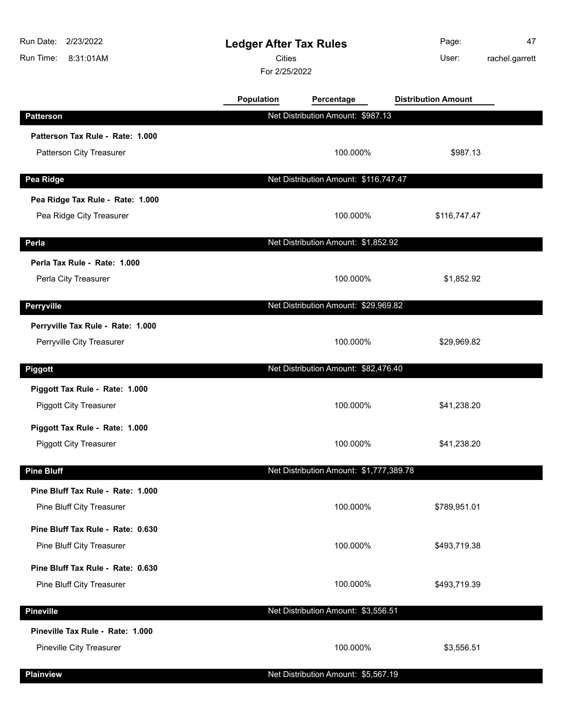# Ledger After Tax Rules

Cities

For 2/25/2022

| | Population | Percentage | Distribution Amount |
|---|---|---|---|
| **Patterson** | | Net Distribution Amount: $987.13 | |
| **Patterson Tax Rule - Rate: 1.000** | | | |
| Patterson City Treasurer | | 100.000% | $987.13 |
| **Pea Ridge** | | Net Distribution Amount: $116,747.47 | |
| **Pea Ridge Tax Rule - Rate: 1.000** | | | |
| Pea Ridge City Treasurer | | 100.000% | $116,747.47 |
| **Perla** | | Net Distribution Amount: $1,852.92 | |
| **Perla Tax Rule - Rate: 1.000** | | | |
| Perla City Treasurer | | 100.000% | $1,852.92 |
| **Perryville** | | Net Distribution Amount: $29,969.82 | |
| **Perryville Tax Rule - Rate: 1.000** | | | |
| Perryville City Treasurer | | 100.000% | $29,969.82 |
| **Piggott** | | Net Distribution Amount: $82,476.40 | |
| **Piggott Tax Rule - Rate: 1.000** | | | |
| Piggott City Treasurer | | 100.000% | $41,238.20 |
| **Piggott Tax Rule - Rate: 1.000** | | | |
| Piggott City Treasurer | | 100.000% | $41,238.20 |
| **Pine Bluff** | | Net Distribution Amount: $1,777,389.78 | |
| **Pine Bluff Tax Rule - Rate: 1.000** | | | |
| Pine Bluff City Treasurer | | 100.000% | $789,951.01 |
| **Pine Bluff Tax Rule - Rate: 0.630** | | | |
| Pine Bluff City Treasurer | | 100.000% | $493,719.38 |
| **Pine Bluff Tax Rule - Rate: 0.630** | | | |
| Pine Bluff City Treasurer | | 100.000% | $493,719.39 |
| **Pineville** | | Net Distribution Amount: $3,556.51 | |
| **Pineville Tax Rule - Rate: 1.000** | | | |
| Pineville City Treasurer | | 100.000% | $3,556.51 |
| **Plainview** | | Net Distribution Amount: $5,567.19 | |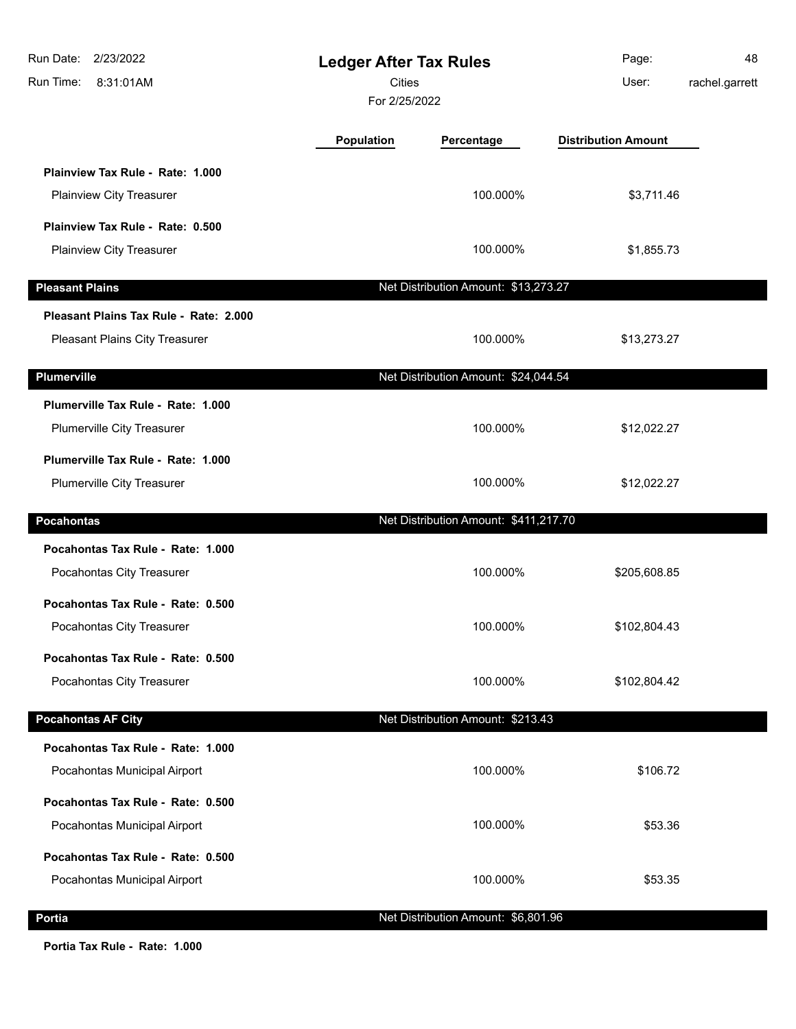# Ledger After Tax Rules

Cities

For 2/25/2022

| | Population | Percentage | Distribution Amount |
|---|---|---|---|
| **Plainview Tax Rule - Rate: 1.000** | | | |
| Plainview City Treasurer | | 100.000% | $3,711.46 |
| **Plainview Tax Rule - Rate: 0.500** | | | |
| Plainview City Treasurer | | 100.000% | $1,855.73 |
| **Pleasant Plains** | | Net Distribution Amount: $13,273.27 | |
| **Pleasant Plains Tax Rule - Rate: 2.000** | | | |
| Pleasant Plains City Treasurer | | 100.000% | $13,273.27 |
| **Plumerville** | | Net Distribution Amount: $24,044.54 | |
| **Plumerville Tax Rule - Rate: 1.000** | | | |
| Plumerville City Treasurer | | 100.000% | $12,022.27 |
| **Plumerville Tax Rule - Rate: 1.000** | | | |
| Plumerville City Treasurer | | 100.000% | $12,022.27 |
| **Pocahontas** | | Net Distribution Amount: $411,217.70 | |
| **Pocahontas Tax Rule - Rate: 1.000** | | | |
| Pocahontas City Treasurer | | 100.000% | $205,608.85 |
| **Pocahontas Tax Rule - Rate: 0.500** | | | |
| Pocahontas City Treasurer | | 100.000% | $102,804.43 |
| **Pocahontas Tax Rule - Rate: 0.500** | | | |
| Pocahontas City Treasurer | | 100.000% | $102,804.42 |
| **Pocahontas AF City** | | Net Distribution Amount: $213.43 | |
| **Pocahontas Tax Rule - Rate: 1.000** | | | |
| Pocahontas Municipal Airport | | 100.000% | $106.72 |
| **Pocahontas Tax Rule - Rate: 0.500** | | | |
| Pocahontas Municipal Airport | | 100.000% | $53.36 |
| **Pocahontas Tax Rule - Rate: 0.500** | | | |
| Pocahontas Municipal Airport | | 100.000% | $53.35 |
| **Portia** | | Net Distribution Amount: $6,801.96 | |
| **Portia Tax Rule - Rate: 1.000** | | | |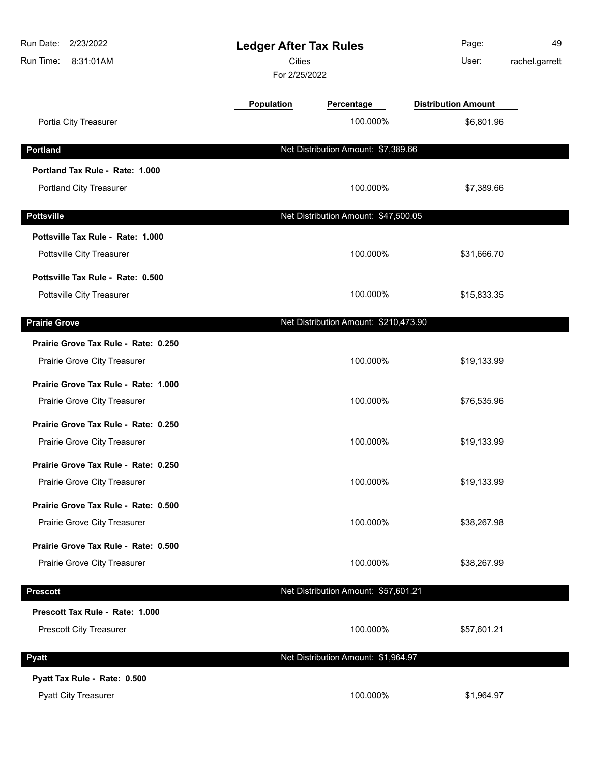| | Population | Percentage | Distribution Amount |
|---|---|---|---|
| Portia City Treasurer | | 100.000% | $6,801.96 |

| **Portland** | Net Distribution Amount: $7,389.66 | |
|---|---|---|
| **Portland Tax Rule - Rate: 1.000** | | |
| Portland City Treasurer | 100.000% | $7,389.66 |

| **Pottsville** | Net Distribution Amount: $47,500.05 | |
|---|---|---|
| **Pottsville Tax Rule - Rate: 1.000** | | |
| Pottsville City Treasurer | 100.000% | $31,666.70 |
| **Pottsville Tax Rule - Rate: 0.500** | | |
| Pottsville City Treasurer | 100.000% | $15,833.35 |

| **Prairie Grove** | Net Distribution Amount: $210,473.90 | |
|---|---|---|
| **Prairie Grove Tax Rule - Rate: 0.250** | | |
| Prairie Grove City Treasurer | 100.000% | $19,133.99 |
| **Prairie Grove Tax Rule - Rate: 1.000** | | |
| Prairie Grove City Treasurer | 100.000% | $76,535.96 |
| **Prairie Grove Tax Rule - Rate: 0.250** | | |
| Prairie Grove City Treasurer | 100.000% | $19,133.99 |
| **Prairie Grove Tax Rule - Rate: 0.250** | | |
| Prairie Grove City Treasurer | 100.000% | $19,133.99 |
| **Prairie Grove Tax Rule - Rate: 0.500** | | |
| Prairie Grove City Treasurer | 100.000% | $38,267.98 |
| **Prairie Grove Tax Rule - Rate: 0.500** | | |
| Prairie Grove City Treasurer | 100.000% | $38,267.99 |

| **Prescott** | Net Distribution Amount: $57,601.21 | |
|---|---|---|
| **Prescott Tax Rule - Rate: 1.000** | | |
| Prescott City Treasurer | 100.000% | $57,601.21 |

| **Pyatt** | Net Distribution Amount: $1,964.97 | |
|---|---|---|
| **Pyatt Tax Rule - Rate: 0.500** | | |
| Pyatt City Treasurer | 100.000% | $1,964.97 |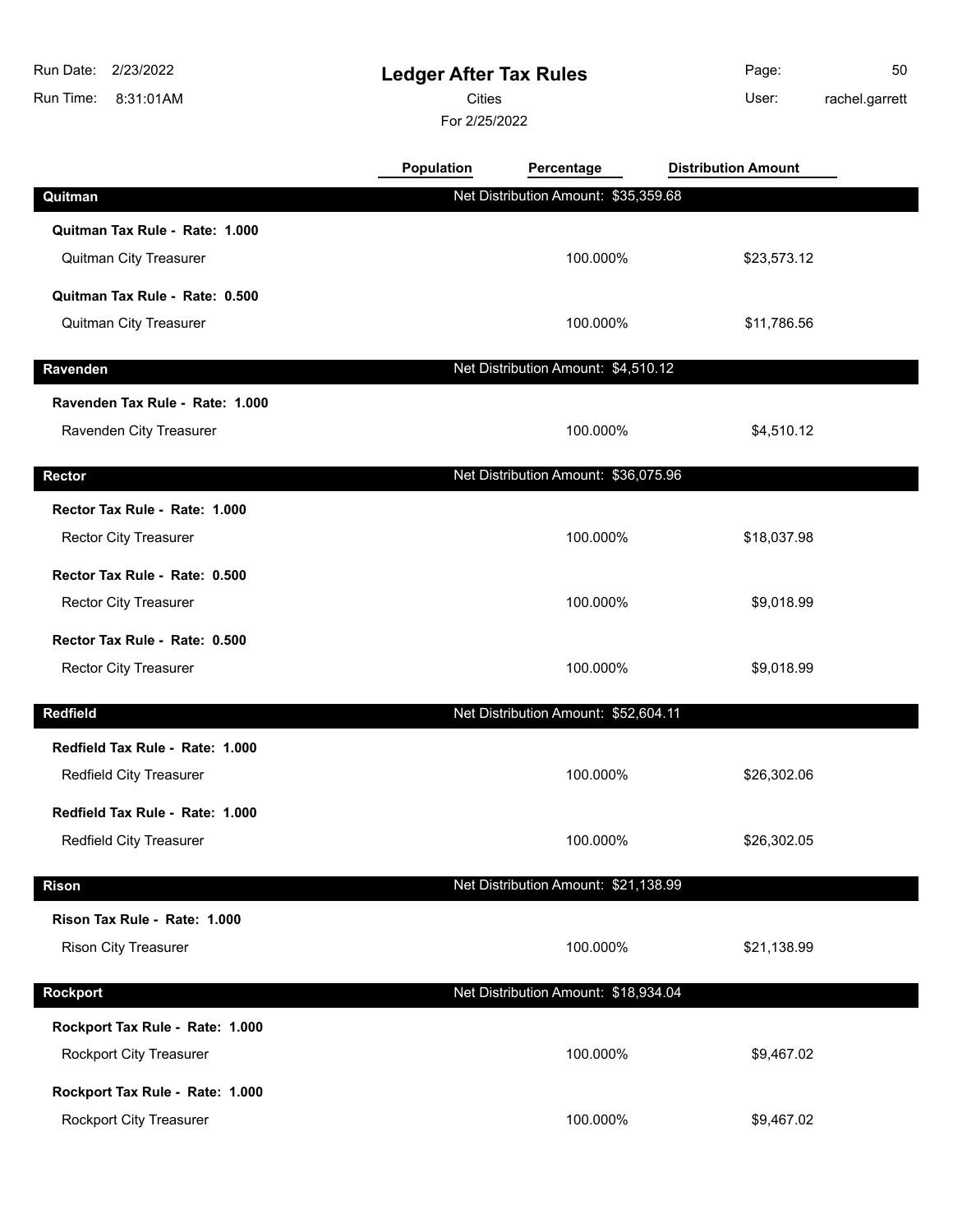# Ledger After Tax Rules

Cities

For 2/25/2022

Run Date: 2/23/2022
Run Time: 8:31:01AM
User: rachel.garrett

| | Population | Percentage | Distribution Amount |
|---|---|---|---|
| **Quitman** | | Net Distribution Amount: $35,359.68 | |
| **Quitman Tax Rule - Rate: 1.000** | | | |
| Quitman City Treasurer | | 100.000% | $23,573.12 |
| **Quitman Tax Rule - Rate: 0.500** | | | |
| Quitman City Treasurer | | 100.000% | $11,786.56 |
| **Ravenden** | | Net Distribution Amount: $4,510.12 | |
| **Ravenden Tax Rule - Rate: 1.000** | | | |
| Ravenden City Treasurer | | 100.000% | $4,510.12 |
| **Rector** | | Net Distribution Amount: $36,075.96 | |
| **Rector Tax Rule - Rate: 1.000** | | | |
| Rector City Treasurer | | 100.000% | $18,037.98 |
| **Rector Tax Rule - Rate: 0.500** | | | |
| Rector City Treasurer | | 100.000% | $9,018.99 |
| **Rector Tax Rule - Rate: 0.500** | | | |
| Rector City Treasurer | | 100.000% | $9,018.99 |
| **Redfield** | | Net Distribution Amount: $52,604.11 | |
| **Redfield Tax Rule - Rate: 1.000** | | | |
| Redfield City Treasurer | | 100.000% | $26,302.06 |
| **Redfield Tax Rule - Rate: 1.000** | | | |
| Redfield City Treasurer | | 100.000% | $26,302.05 |
| **Rison** | | Net Distribution Amount: $21,138.99 | |
| **Rison Tax Rule - Rate: 1.000** | | | |
| Rison City Treasurer | | 100.000% | $21,138.99 |
| **Rockport** | | Net Distribution Amount: $18,934.04 | |
| **Rockport Tax Rule - Rate: 1.000** | | | |
| Rockport City Treasurer | | 100.000% | $9,467.02 |
| **Rockport Tax Rule - Rate: 1.000** | | | |
| Rockport City Treasurer | | 100.000% | $9,467.02 |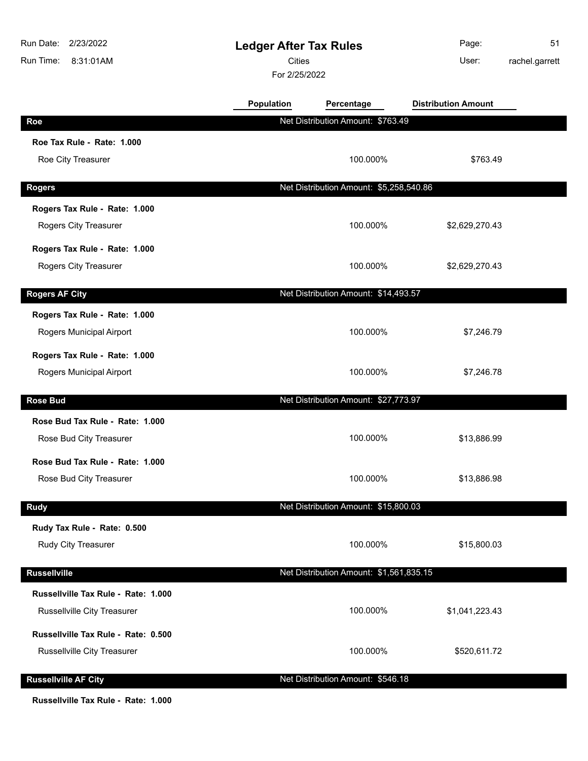# Ledger After Tax Rules

Cities

For 2/25/2022

Run Date: 2/23/2022
Run Time: 8:31:01AM
User: rachel.garrett

| | Population | Percentage | Distribution Amount |
|---|---|---|---|
| **Roe** | Net Distribution Amount: $763.49 | | |
| **Roe Tax Rule - Rate: 1.000** | | | |
| Roe City Treasurer | | 100.000% | $763.49 |
| **Rogers** | Net Distribution Amount: $5,258,540.86 | | |
| **Rogers Tax Rule - Rate: 1.000** | | | |
| Rogers City Treasurer | | 100.000% | $2,629,270.43 |
| **Rogers Tax Rule - Rate: 1.000** | | | |
| Rogers City Treasurer | | 100.000% | $2,629,270.43 |
| **Rogers AF City** | Net Distribution Amount: $14,493.57 | | |
| **Rogers Tax Rule - Rate: 1.000** | | | |
| Rogers Municipal Airport | | 100.000% | $7,246.79 |
| **Rogers Tax Rule - Rate: 1.000** | | | |
| Rogers Municipal Airport | | 100.000% | $7,246.78 |
| **Rose Bud** | Net Distribution Amount: $27,773.97 | | |
| **Rose Bud Tax Rule - Rate: 1.000** | | | |
| Rose Bud City Treasurer | | 100.000% | $13,886.99 |
| **Rose Bud Tax Rule - Rate: 1.000** | | | |
| Rose Bud City Treasurer | | 100.000% | $13,886.98 |
| **Rudy** | Net Distribution Amount: $15,800.03 | | |
| **Rudy Tax Rule - Rate: 0.500** | | | |
| Rudy City Treasurer | | 100.000% | $15,800.03 |
| **Russellville** | Net Distribution Amount: $1,561,835.15 | | |
| **Russellville Tax Rule - Rate: 1.000** | | | |
| Russellville City Treasurer | | 100.000% | $1,041,223.43 |
| **Russellville Tax Rule - Rate: 0.500** | | | |
| Russellville City Treasurer | | 100.000% | $520,611.72 |
| **Russellville AF City** | Net Distribution Amount: $546.18 | | |
| **Russellville Tax Rule - Rate: 1.000** | | | |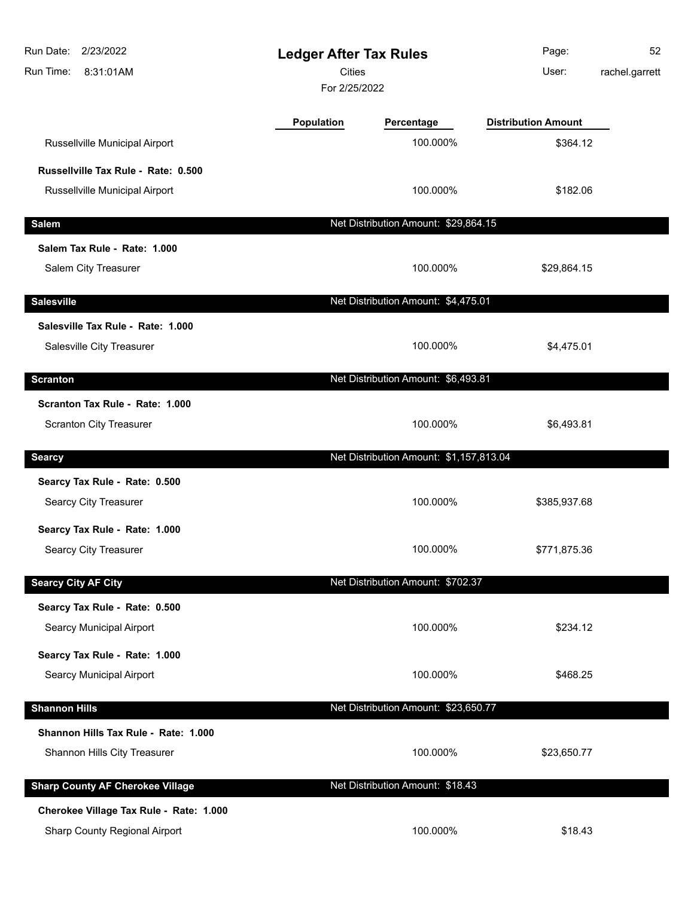# Ledger After Tax Rules

Cities

For 2/25/2022

Run Date: 2/23/2022
Run Time: 8:31:01AM
User: rachel.garrett

| | Population | Percentage | Distribution Amount |
|---|---|---|---|
| Russellville Municipal Airport | | 100.000% | $364.12 |
| **Russellville Tax Rule - Rate: 0.500** | | | |
| Russellville Municipal Airport | | 100.000% | $182.06 |
| **Salem** | | Net Distribution Amount: $29,864.15 | |
| **Salem Tax Rule - Rate: 1.000** | | | |
| Salem City Treasurer | | 100.000% | $29,864.15 |
| **Salesville** | | Net Distribution Amount: $4,475.01 | |
| **Salesville Tax Rule - Rate: 1.000** | | | |
| Salesville City Treasurer | | 100.000% | $4,475.01 |
| **Scranton** | | Net Distribution Amount: $6,493.81 | |
| **Scranton Tax Rule - Rate: 1.000** | | | |
| Scranton City Treasurer | | 100.000% | $6,493.81 |
| **Searcy** | | Net Distribution Amount: $1,157,813.04 | |
| **Searcy Tax Rule - Rate: 0.500** | | | |
| Searcy City Treasurer | | 100.000% | $385,937.68 |
| **Searcy Tax Rule - Rate: 1.000** | | | |
| Searcy City Treasurer | | 100.000% | $771,875.36 |
| **Searcy City AF City** | | Net Distribution Amount: $702.37 | |
| **Searcy Tax Rule - Rate: 0.500** | | | |
| Searcy Municipal Airport | | 100.000% | $234.12 |
| **Searcy Tax Rule - Rate: 1.000** | | | |
| Searcy Municipal Airport | | 100.000% | $468.25 |
| **Shannon Hills** | | Net Distribution Amount: $23,650.77 | |
| **Shannon Hills Tax Rule - Rate: 1.000** | | | |
| Shannon Hills City Treasurer | | 100.000% | $23,650.77 |
| **Sharp County AF Cherokee Village** | | Net Distribution Amount: $18.43 | |
| **Cherokee Village Tax Rule - Rate: 1.000** | | | |
| Sharp County Regional Airport | | 100.000% | $18.43 |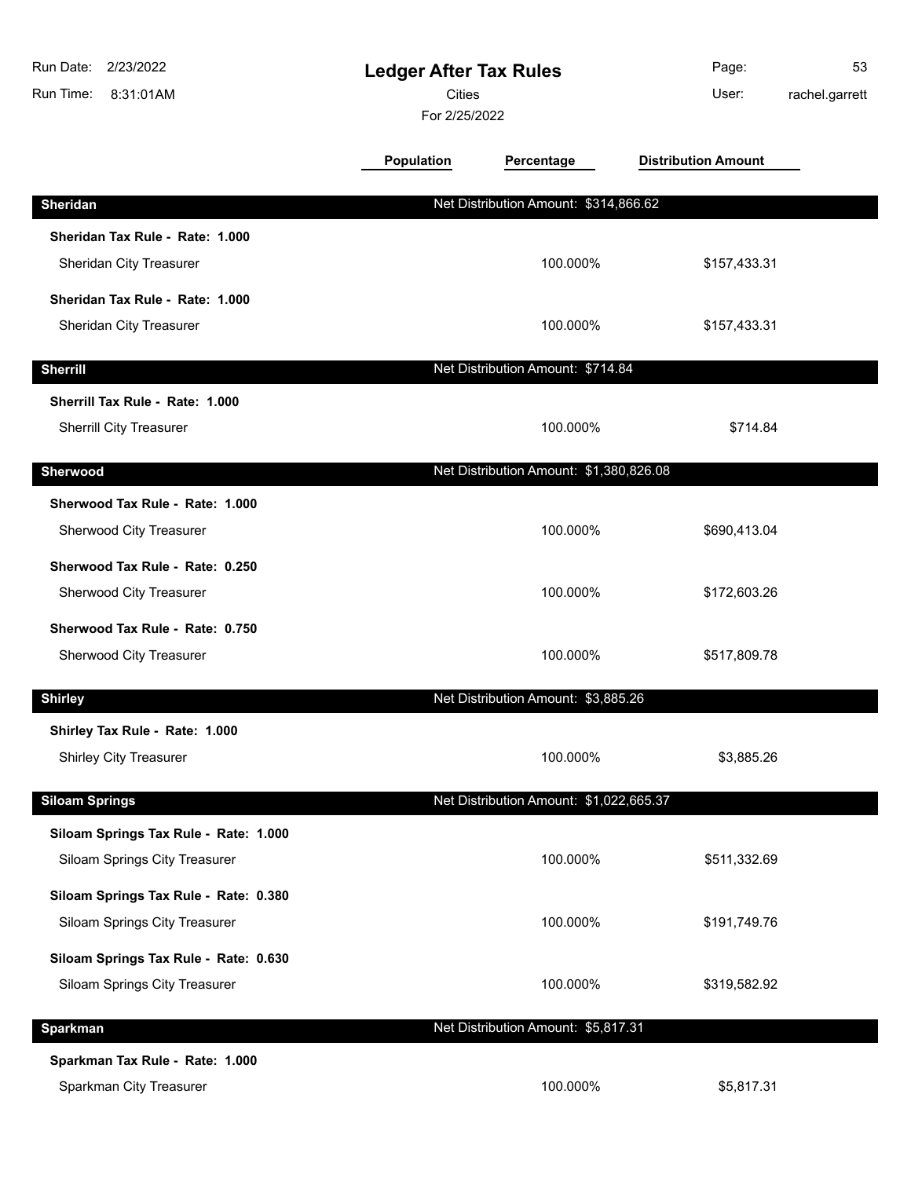# Ledger After Tax Rules

Cities

For 2/25/2022

| | Population | Percentage | Distribution Amount |
|---|---|---|---|
| **Sheridan** | | Net Distribution Amount: $314,866.62 | |
| **Sheridan Tax Rule - Rate: 1.000** | | | |
| Sheridan City Treasurer | | 100.000% | $157,433.31 |
| **Sheridan Tax Rule - Rate: 1.000** | | | |
| Sheridan City Treasurer | | 100.000% | $157,433.31 |
| **Sherrill** | | Net Distribution Amount: $714.84 | |
| **Sherrill Tax Rule - Rate: 1.000** | | | |
| Sherrill City Treasurer | | 100.000% | $714.84 |
| **Sherwood** | | Net Distribution Amount: $1,380,826.08 | |
| **Sherwood Tax Rule - Rate: 1.000** | | | |
| Sherwood City Treasurer | | 100.000% | $690,413.04 |
| **Sherwood Tax Rule - Rate: 0.250** | | | |
| Sherwood City Treasurer | | 100.000% | $172,603.26 |
| **Sherwood Tax Rule - Rate: 0.750** | | | |
| Sherwood City Treasurer | | 100.000% | $517,809.78 |
| **Shirley** | | Net Distribution Amount: $3,885.26 | |
| **Shirley Tax Rule - Rate: 1.000** | | | |
| Shirley City Treasurer | | 100.000% | $3,885.26 |
| **Siloam Springs** | | Net Distribution Amount: $1,022,665.37 | |
| **Siloam Springs Tax Rule - Rate: 1.000** | | | |
| Siloam Springs City Treasurer | | 100.000% | $511,332.69 |
| **Siloam Springs Tax Rule - Rate: 0.380** | | | |
| Siloam Springs City Treasurer | | 100.000% | $191,749.76 |
| **Siloam Springs Tax Rule - Rate: 0.630** | | | |
| Siloam Springs City Treasurer | | 100.000% | $319,582.92 |
| **Sparkman** | | Net Distribution Amount: $5,817.31 | |
| **Sparkman Tax Rule - Rate: 1.000** | | | |
| Sparkman City Treasurer | | 100.000% | $5,817.31 |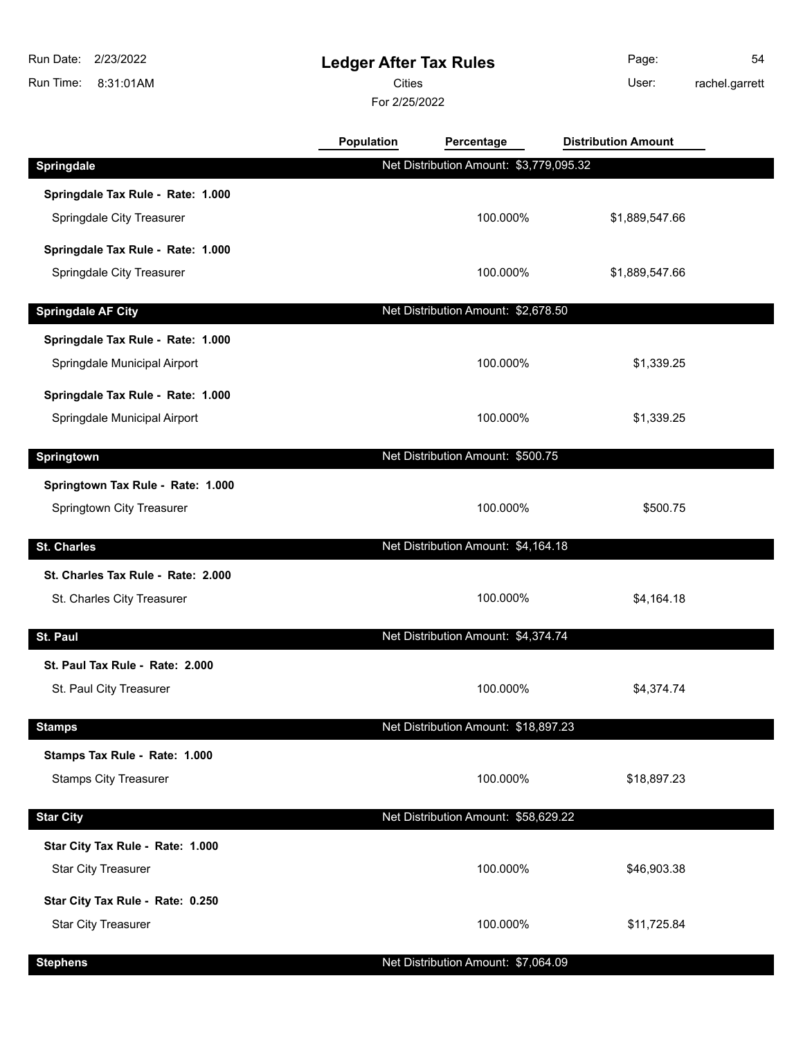# Ledger After Tax Rules

Cities

For 2/25/2022

Run Date: 2/23/2022
Run Time: 8:31:01AM
User: rachel.garrett

| | Population | Percentage | Distribution Amount |
|---|---|---|---|
| **Springdale** | Net Distribution Amount: $3,779,095.32 | | |
| **Springdale Tax Rule - Rate: 1.000** | | | |
| Springdale City Treasurer | | 100.000% | $1,889,547.66 |
| **Springdale Tax Rule - Rate: 1.000** | | | |
| Springdale City Treasurer | | 100.000% | $1,889,547.66 |
| **Springdale AF City** | Net Distribution Amount: $2,678.50 | | |
| **Springdale Tax Rule - Rate: 1.000** | | | |
| Springdale Municipal Airport | | 100.000% | $1,339.25 |
| **Springdale Tax Rule - Rate: 1.000** | | | |
| Springdale Municipal Airport | | 100.000% | $1,339.25 |
| **Springtown** | Net Distribution Amount: $500.75 | | |
| **Springtown Tax Rule - Rate: 1.000** | | | |
| Springtown City Treasurer | | 100.000% | $500.75 |
| **St. Charles** | Net Distribution Amount: $4,164.18 | | |
| **St. Charles Tax Rule - Rate: 2.000** | | | |
| St. Charles City Treasurer | | 100.000% | $4,164.18 |
| **St. Paul** | Net Distribution Amount: $4,374.74 | | |
| **St. Paul Tax Rule - Rate: 2.000** | | | |
| St. Paul City Treasurer | | 100.000% | $4,374.74 |
| **Stamps** | Net Distribution Amount: $18,897.23 | | |
| **Stamps Tax Rule - Rate: 1.000** | | | |
| Stamps City Treasurer | | 100.000% | $18,897.23 |
| **Star City** | Net Distribution Amount: $58,629.22 | | |
| **Star City Tax Rule - Rate: 1.000** | | | |
| Star City Treasurer | | 100.000% | $46,903.38 |
| **Star City Tax Rule - Rate: 0.250** | | | |
| Star City Treasurer | | 100.000% | $11,725.84 |
| **Stephens** | Net Distribution Amount: $7,064.09 | | |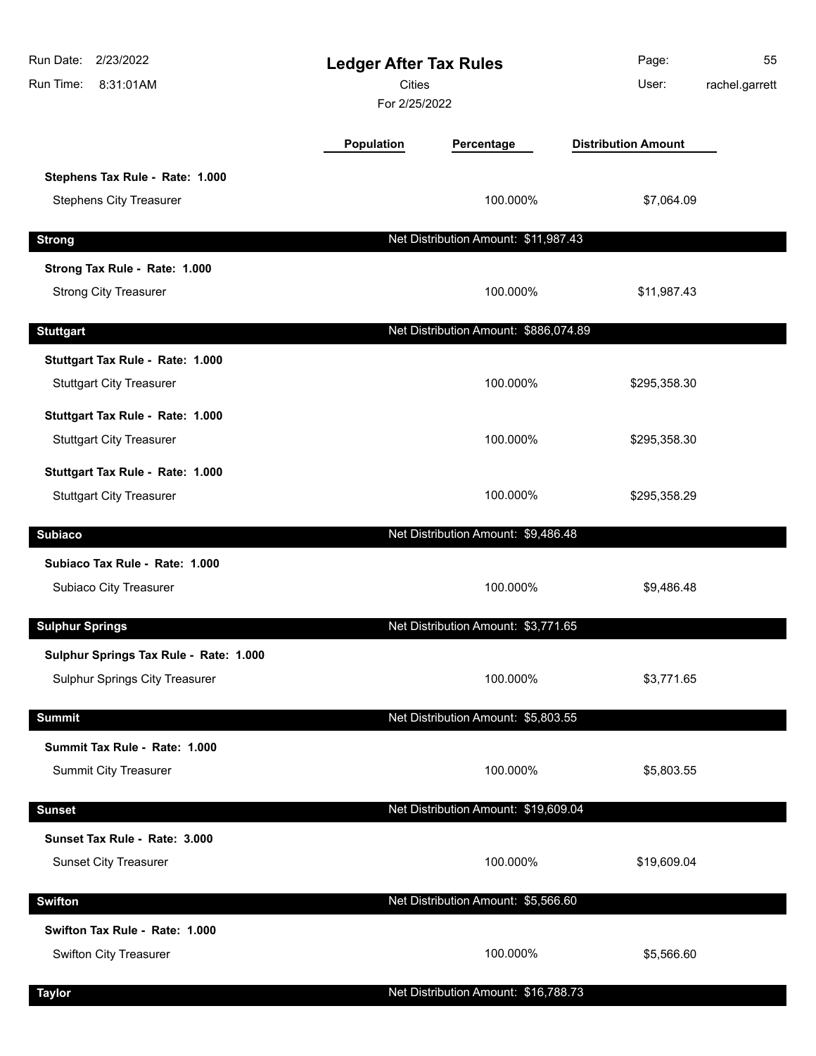# Ledger After Tax Rules

Cities

For 2/25/2022

| | Population | Percentage | Distribution Amount |
|---|---|---|---|
| **Stephens Tax Rule - Rate: 1.000** | | | |
| Stephens City Treasurer | | 100.000% | $7,064.09 |
| **Strong** | | Net Distribution Amount: $11,987.43 | |
| **Strong Tax Rule - Rate: 1.000** | | | |
| Strong City Treasurer | | 100.000% | $11,987.43 |
| **Stuttgart** | | Net Distribution Amount: $886,074.89 | |
| **Stuttgart Tax Rule - Rate: 1.000** | | | |
| Stuttgart City Treasurer | | 100.000% | $295,358.30 |
| **Stuttgart Tax Rule - Rate: 1.000** | | | |
| Stuttgart City Treasurer | | 100.000% | $295,358.30 |
| **Stuttgart Tax Rule - Rate: 1.000** | | | |
| Stuttgart City Treasurer | | 100.000% | $295,358.29 |
| **Subiaco** | | Net Distribution Amount: $9,486.48 | |
| **Subiaco Tax Rule - Rate: 1.000** | | | |
| Subiaco City Treasurer | | 100.000% | $9,486.48 |
| **Sulphur Springs** | | Net Distribution Amount: $3,771.65 | |
| **Sulphur Springs Tax Rule - Rate: 1.000** | | | |
| Sulphur Springs City Treasurer | | 100.000% | $3,771.65 |
| **Summit** | | Net Distribution Amount: $5,803.55 | |
| **Summit Tax Rule - Rate: 1.000** | | | |
| Summit City Treasurer | | 100.000% | $5,803.55 |
| **Sunset** | | Net Distribution Amount: $19,609.04 | |
| **Sunset Tax Rule - Rate: 3.000** | | | |
| Sunset City Treasurer | | 100.000% | $19,609.04 |
| **Swifton** | | Net Distribution Amount: $5,566.60 | |
| **Swifton Tax Rule - Rate: 1.000** | | | |
| Swifton City Treasurer | | 100.000% | $5,566.60 |
| **Taylor** | | Net Distribution Amount: $16,788.73 | |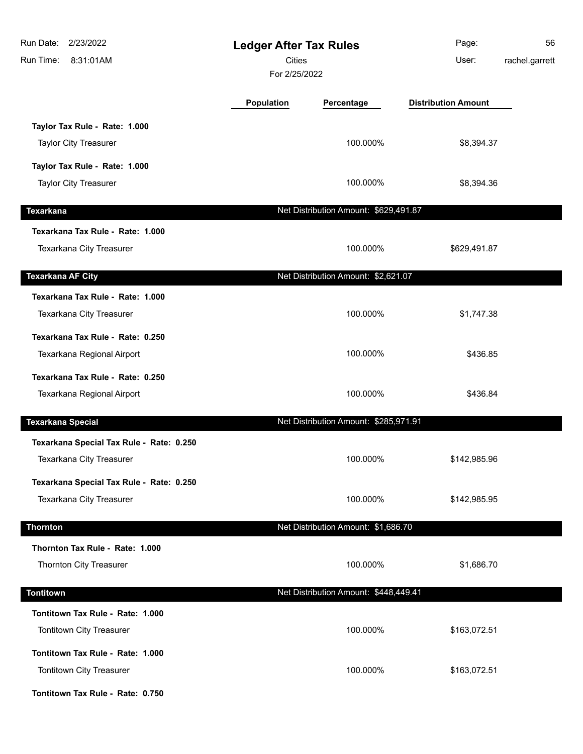# Ledger After Tax Rules

Cities

For 2/25/2022

| | Population | Percentage | Distribution Amount |
|---|---|---|---|
| **Taylor Tax Rule - Rate: 1.000** | | | |
| Taylor City Treasurer | | 100.000% | $8,394.37 |
| **Taylor Tax Rule - Rate: 1.000** | | | |
| Taylor City Treasurer | | 100.000% | $8,394.36 |
| **Texarkana** | | Net Distribution Amount: $629,491.87 | |
| **Texarkana Tax Rule - Rate: 1.000** | | | |
| Texarkana City Treasurer | | 100.000% | $629,491.87 |
| **Texarkana AF City** | | Net Distribution Amount: $2,621.07 | |
| **Texarkana Tax Rule - Rate: 1.000** | | | |
| Texarkana City Treasurer | | 100.000% | $1,747.38 |
| **Texarkana Tax Rule - Rate: 0.250** | | | |
| Texarkana Regional Airport | | 100.000% | $436.85 |
| **Texarkana Tax Rule - Rate: 0.250** | | | |
| Texarkana Regional Airport | | 100.000% | $436.84 |
| **Texarkana Special** | | Net Distribution Amount: $285,971.91 | |
| **Texarkana Special Tax Rule - Rate: 0.250** | | | |
| Texarkana City Treasurer | | 100.000% | $142,985.96 |
| **Texarkana Special Tax Rule - Rate: 0.250** | | | |
| Texarkana City Treasurer | | 100.000% | $142,985.95 |
| **Thornton** | | Net Distribution Amount: $1,686.70 | |
| **Thornton Tax Rule - Rate: 1.000** | | | |
| Thornton City Treasurer | | 100.000% | $1,686.70 |
| **Tontitown** | | Net Distribution Amount: $448,449.41 | |
| **Tontitown Tax Rule - Rate: 1.000** | | | |
| Tontitown City Treasurer | | 100.000% | $163,072.51 |
| **Tontitown Tax Rule - Rate: 1.000** | | | |
| Tontitown City Treasurer | | 100.000% | $163,072.51 |
| **Tontitown Tax Rule - Rate: 0.750** | | | |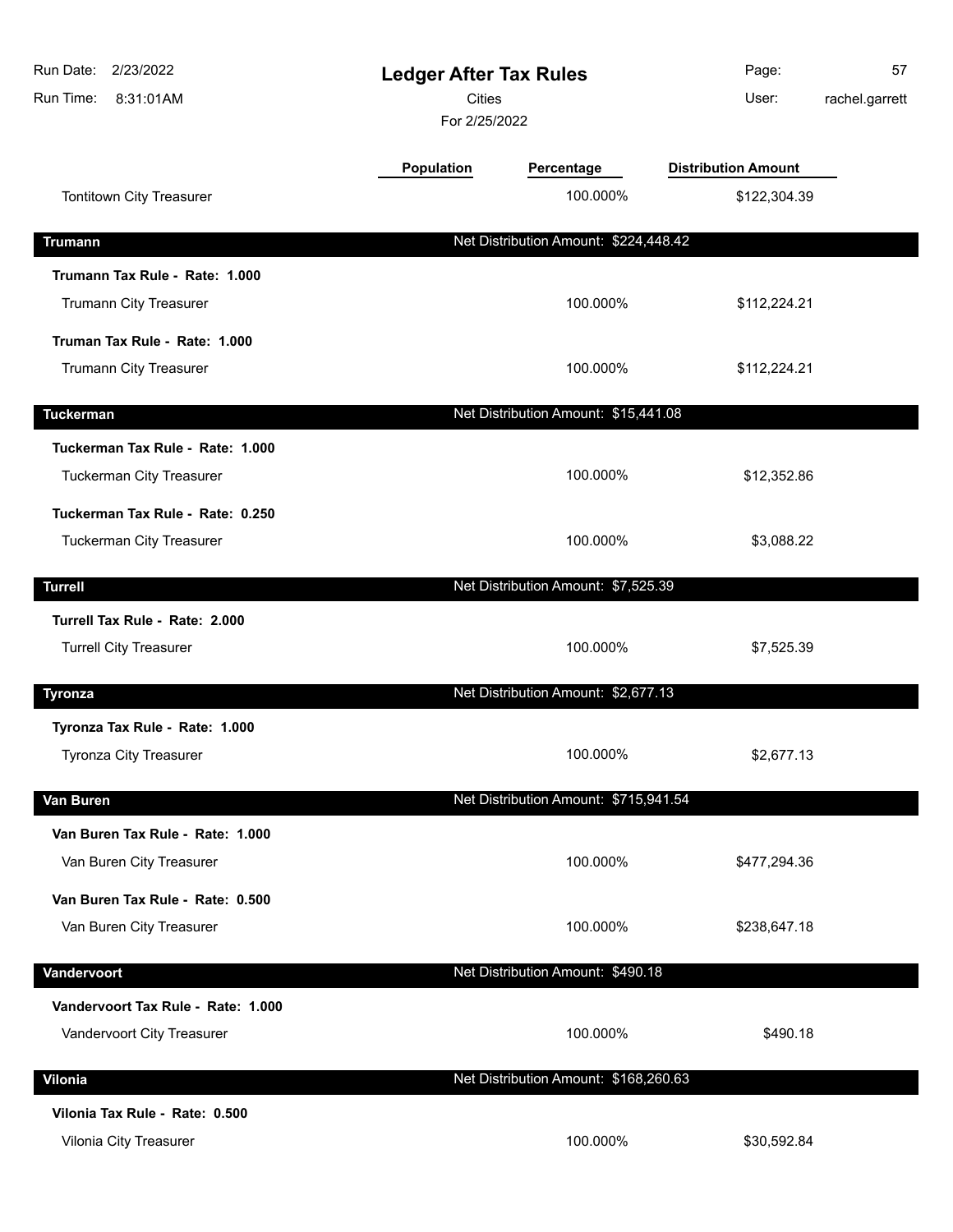# Ledger After Tax Rules

Cities

For 2/25/2022

Run Date: 2/23/2022
Run Time: 8:31:01AM
User: rachel.garrett

| | Population | Percentage | Distribution Amount |
|---|---|---|---|
| Tontitown City Treasurer | | 100.000% | $122,304.39 |
| **Trumann** | | **Net Distribution Amount: $224,448.42** | |
| **Trumann Tax Rule - Rate: 1.000** | | | |
| Trumann City Treasurer | | 100.000% | $112,224.21 |
| **Truman Tax Rule - Rate: 1.000** | | | |
| Trumann City Treasurer | | 100.000% | $112,224.21 |
| **Tuckerman** | | **Net Distribution Amount: $15,441.08** | |
| **Tuckerman Tax Rule - Rate: 1.000** | | | |
| Tuckerman City Treasurer | | 100.000% | $12,352.86 |
| **Tuckerman Tax Rule - Rate: 0.250** | | | |
| Tuckerman City Treasurer | | 100.000% | $3,088.22 |
| **Turrell** | | **Net Distribution Amount: $7,525.39** | |
| **Turrell Tax Rule - Rate: 2.000** | | | |
| Turrell City Treasurer | | 100.000% | $7,525.39 |
| **Tyronza** | | **Net Distribution Amount: $2,677.13** | |
| **Tyronza Tax Rule - Rate: 1.000** | | | |
| Tyronza City Treasurer | | 100.000% | $2,677.13 |
| **Van Buren** | | **Net Distribution Amount: $715,941.54** | |
| **Van Buren Tax Rule - Rate: 1.000** | | | |
| Van Buren City Treasurer | | 100.000% | $477,294.36 |
| **Van Buren Tax Rule - Rate: 0.500** | | | |
| Van Buren City Treasurer | | 100.000% | $238,647.18 |
| **Vandervoort** | | **Net Distribution Amount: $490.18** | |
| **Vandervoort Tax Rule - Rate: 1.000** | | | |
| Vandervoort City Treasurer | | 100.000% | $490.18 |
| **Vilonia** | | **Net Distribution Amount: $168,260.63** | |
| **Vilonia Tax Rule - Rate: 0.500** | | | |
| Vilonia City Treasurer | | 100.000% | $30,592.84 |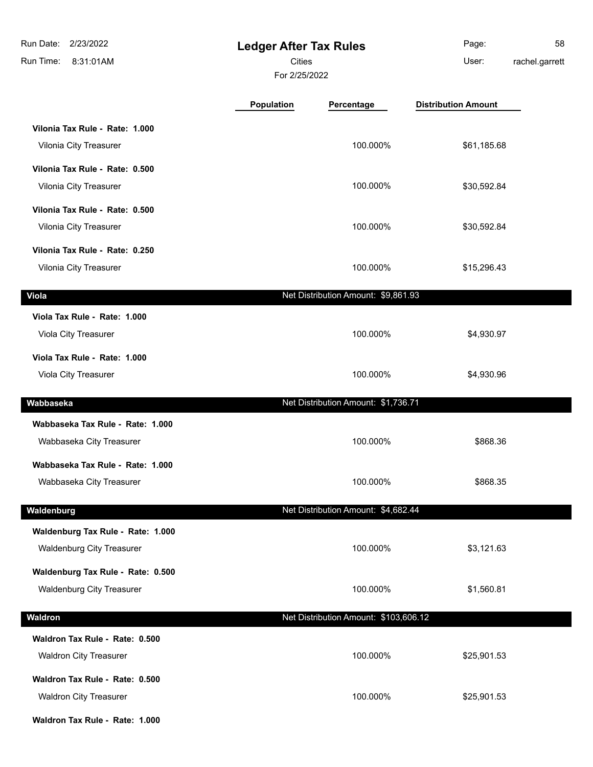# Ledger After Tax Rules

Cities

For 2/25/2022

Run Date: 2/23/2022
Run Time: 8:31:01AM
User: rachel.garrett

| | Population | Percentage | Distribution Amount |
|---|---|---|---|
| **Vilonia Tax Rule - Rate: 1.000** | | | |
| Vilonia City Treasurer | | 100.000% | $61,185.68 |
| **Vilonia Tax Rule - Rate: 0.500** | | | |
| Vilonia City Treasurer | | 100.000% | $30,592.84 |
| **Vilonia Tax Rule - Rate: 0.500** | | | |
| Vilonia City Treasurer | | 100.000% | $30,592.84 |
| **Vilonia Tax Rule - Rate: 0.250** | | | |
| Vilonia City Treasurer | | 100.000% | $15,296.43 |
| **Viola** | | Net Distribution Amount: $9,861.93 | |
| **Viola Tax Rule - Rate: 1.000** | | | |
| Viola City Treasurer | | 100.000% | $4,930.97 |
| **Viola Tax Rule - Rate: 1.000** | | | |
| Viola City Treasurer | | 100.000% | $4,930.96 |
| **Wabbaseka** | | Net Distribution Amount: $1,736.71 | |
| **Wabbaseka Tax Rule - Rate: 1.000** | | | |
| Wabbaseka City Treasurer | | 100.000% | $868.36 |
| **Wabbaseka Tax Rule - Rate: 1.000** | | | |
| Wabbaseka City Treasurer | | 100.000% | $868.35 |
| **Waldenburg** | | Net Distribution Amount: $4,682.44 | |
| **Waldenburg Tax Rule - Rate: 1.000** | | | |
| Waldenburg City Treasurer | | 100.000% | $3,121.63 |
| **Waldenburg Tax Rule - Rate: 0.500** | | | |
| Waldenburg City Treasurer | | 100.000% | $1,560.81 |
| **Waldron** | | Net Distribution Amount: $103,606.12 | |
| **Waldron Tax Rule - Rate: 0.500** | | | |
| Waldron City Treasurer | | 100.000% | $25,901.53 |
| **Waldron Tax Rule - Rate: 0.500** | | | |
| Waldron City Treasurer | | 100.000% | $25,901.53 |
| **Waldron Tax Rule - Rate: 1.000** | | | |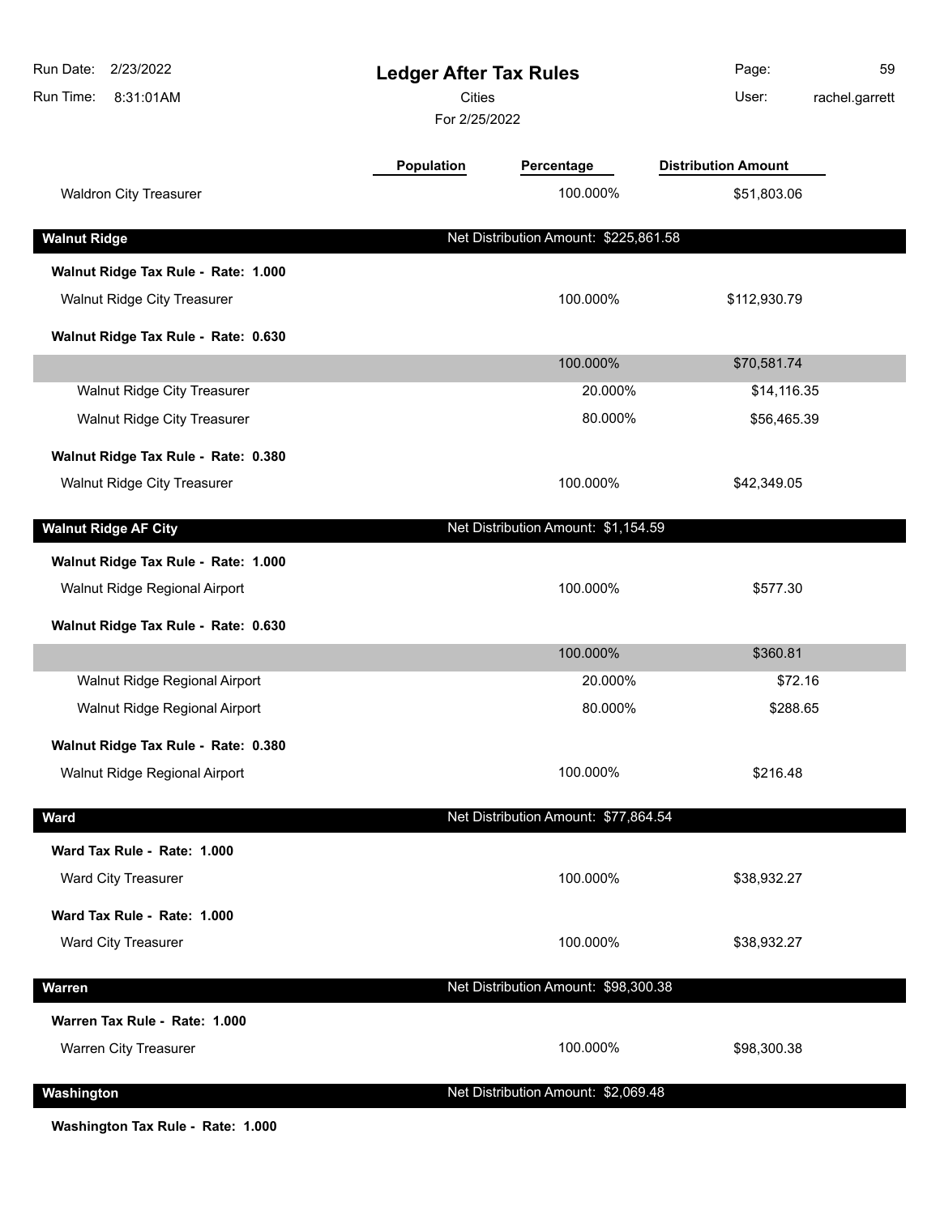# Ledger After Tax Rules

Cities

For 2/25/2022

Run Date: 2/23/2022
Run Time: 8:31:01AM
User: rachel.garrett

| | Population | Percentage | Distribution Amount |
|---|---|---|---|
| Waldron City Treasurer | | 100.000% | $51,803.06 |
| **Walnut Ridge** | | Net Distribution Amount: $225,861.58 | |
| **Walnut Ridge Tax Rule - Rate: 1.000** | | | |
| Walnut Ridge City Treasurer | | 100.000% | $112,930.79 |
| **Walnut Ridge Tax Rule - Rate: 0.630** | | | |
| | | 100.000% | $70,581.74 |
| Walnut Ridge City Treasurer | | 20.000% | $14,116.35 |
| Walnut Ridge City Treasurer | | 80.000% | $56,465.39 |
| **Walnut Ridge Tax Rule - Rate: 0.380** | | | |
| Walnut Ridge City Treasurer | | 100.000% | $42,349.05 |
| **Walnut Ridge AF City** | | Net Distribution Amount: $1,154.59 | |
| **Walnut Ridge Tax Rule - Rate: 1.000** | | | |
| Walnut Ridge Regional Airport | | 100.000% | $577.30 |
| **Walnut Ridge Tax Rule - Rate: 0.630** | | | |
| | | 100.000% | $360.81 |
| Walnut Ridge Regional Airport | | 20.000% | $72.16 |
| Walnut Ridge Regional Airport | | 80.000% | $288.65 |
| **Walnut Ridge Tax Rule - Rate: 0.380** | | | |
| Walnut Ridge Regional Airport | | 100.000% | $216.48 |
| **Ward** | | Net Distribution Amount: $77,864.54 | |
| **Ward Tax Rule - Rate: 1.000** | | | |
| Ward City Treasurer | | 100.000% | $38,932.27 |
| **Ward Tax Rule - Rate: 1.000** | | | |
| Ward City Treasurer | | 100.000% | $38,932.27 |
| **Warren** | | Net Distribution Amount: $98,300.38 | |
| **Warren Tax Rule - Rate: 1.000** | | | |
| Warren City Treasurer | | 100.000% | $98,300.38 |
| **Washington** | | Net Distribution Amount: $2,069.48 | |
| **Washington Tax Rule - Rate: 1.000** | | | |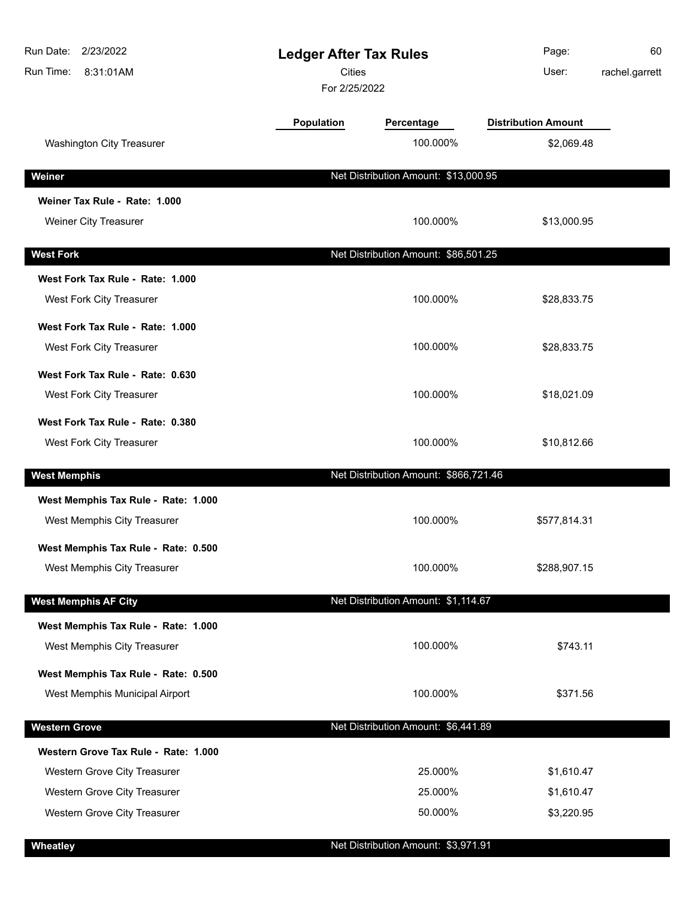# Ledger After Tax Rules

Cities

For 2/25/2022

| | Population | Percentage | Distribution Amount |
|---|---|---|---|
| Washington City Treasurer | | 100.000% | $2,069.48 |
| **Weiner** | | Net Distribution Amount: $13,000.95 | |
| **Weiner Tax Rule - Rate: 1.000** | | | |
| Weiner City Treasurer | | 100.000% | $13,000.95 |
| **West Fork** | | Net Distribution Amount: $86,501.25 | |
| **West Fork Tax Rule - Rate: 1.000** | | | |
| West Fork City Treasurer | | 100.000% | $28,833.75 |
| **West Fork Tax Rule - Rate: 1.000** | | | |
| West Fork City Treasurer | | 100.000% | $28,833.75 |
| **West Fork Tax Rule - Rate: 0.630** | | | |
| West Fork City Treasurer | | 100.000% | $18,021.09 |
| **West Fork Tax Rule - Rate: 0.380** | | | |
| West Fork City Treasurer | | 100.000% | $10,812.66 |
| **West Memphis** | | Net Distribution Amount: $866,721.46 | |
| **West Memphis Tax Rule - Rate: 1.000** | | | |
| West Memphis City Treasurer | | 100.000% | $577,814.31 |
| **West Memphis Tax Rule - Rate: 0.500** | | | |
| West Memphis City Treasurer | | 100.000% | $288,907.15 |
| **West Memphis AF City** | | Net Distribution Amount: $1,114.67 | |
| **West Memphis Tax Rule - Rate: 1.000** | | | |
| West Memphis City Treasurer | | 100.000% | $743.11 |
| **West Memphis Tax Rule - Rate: 0.500** | | | |
| West Memphis Municipal Airport | | 100.000% | $371.56 |
| **Western Grove** | | Net Distribution Amount: $6,441.89 | |
| **Western Grove Tax Rule - Rate: 1.000** | | | |
| Western Grove City Treasurer | | 25.000% | $1,610.47 |
| Western Grove City Treasurer | | 25.000% | $1,610.47 |
| Western Grove City Treasurer | | 50.000% | $3,220.95 |
| **Wheatley** | | Net Distribution Amount: $3,971.91 | |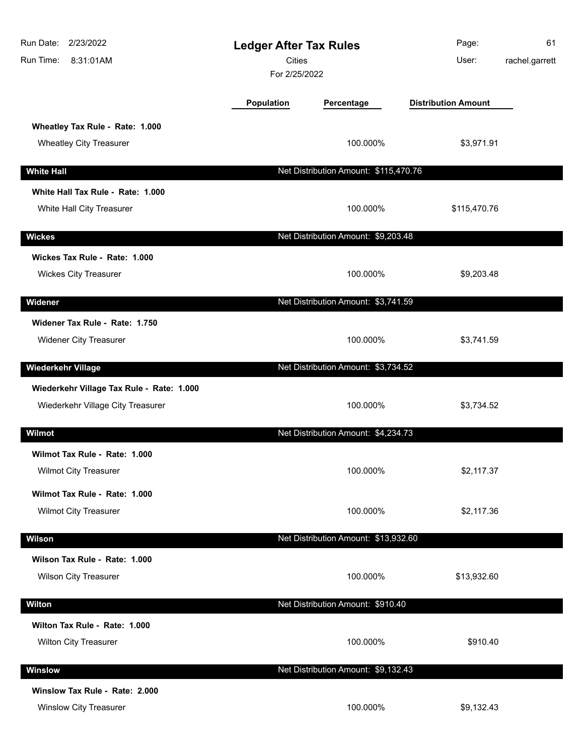# Ledger After Tax Rules

Cities

For 2/25/2022

| | Population | Percentage | Distribution Amount |
|---|---|---|---|
| **Wheatley Tax Rule - Rate: 1.000** | | | |
| Wheatley City Treasurer | | 100.000% | $3,971.91 |
| **White Hall** | | Net Distribution Amount: $115,470.76 | |
| **White Hall Tax Rule - Rate: 1.000** | | | |
| White Hall City Treasurer | | 100.000% | $115,470.76 |
| **Wickes** | | Net Distribution Amount: $9,203.48 | |
| **Wickes Tax Rule - Rate: 1.000** | | | |
| Wickes City Treasurer | | 100.000% | $9,203.48 |
| **Widener** | | Net Distribution Amount: $3,741.59 | |
| **Widener Tax Rule - Rate: 1.750** | | | |
| Widener City Treasurer | | 100.000% | $3,741.59 |
| **Wiederkehr Village** | | Net Distribution Amount: $3,734.52 | |
| **Wiederkehr Village Tax Rule - Rate: 1.000** | | | |
| Wiederkehr Village City Treasurer | | 100.000% | $3,734.52 |
| **Wilmot** | | Net Distribution Amount: $4,234.73 | |
| **Wilmot Tax Rule - Rate: 1.000** | | | |
| Wilmot City Treasurer | | 100.000% | $2,117.37 |
| **Wilmot Tax Rule - Rate: 1.000** | | | |
| Wilmot City Treasurer | | 100.000% | $2,117.36 |
| **Wilson** | | Net Distribution Amount: $13,932.60 | |
| **Wilson Tax Rule - Rate: 1.000** | | | |
| Wilson City Treasurer | | 100.000% | $13,932.60 |
| **Wilton** | | Net Distribution Amount: $910.40 | |
| **Wilton Tax Rule - Rate: 1.000** | | | |
| Wilton City Treasurer | | 100.000% | $910.40 |
| **Winslow** | | Net Distribution Amount: $9,132.43 | |
| **Winslow Tax Rule - Rate: 2.000** | | | |
| Winslow City Treasurer | | 100.000% | $9,132.43 |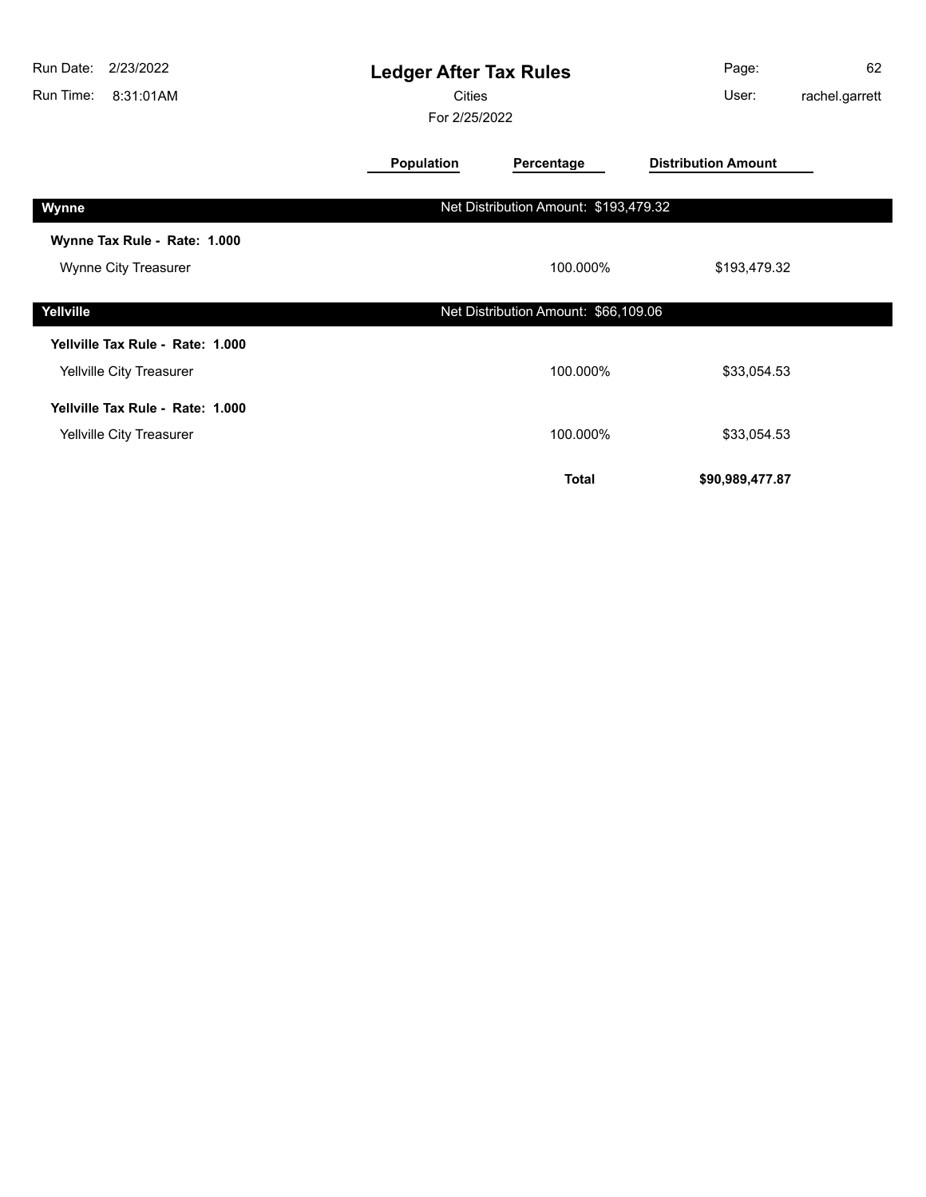# Ledger After Tax Rules

Cities

For 2/25/2022

Run Date: 2/23/2022
Run Time: 8:31:01AM
User: rachel.garrett

| | Population | Percentage | Distribution Amount |
|---|---|---|---|
| **Wynne** | | Net Distribution Amount: $193,479.32 | |
| **Wynne Tax Rule - Rate: 1.000** | | | |
| Wynne City Treasurer | | 100.000% | $193,479.32 |
| **Yellville** | | Net Distribution Amount: $66,109.06 | |
| **Yellville Tax Rule - Rate: 1.000** | | | |
| Yellville City Treasurer | | 100.000% | $33,054.53 |
| **Yellville Tax Rule - Rate: 1.000** | | | |
| Yellville City Treasurer | | 100.000% | $33,054.53 |
| | | **Total** | **$90,989,477.87** |